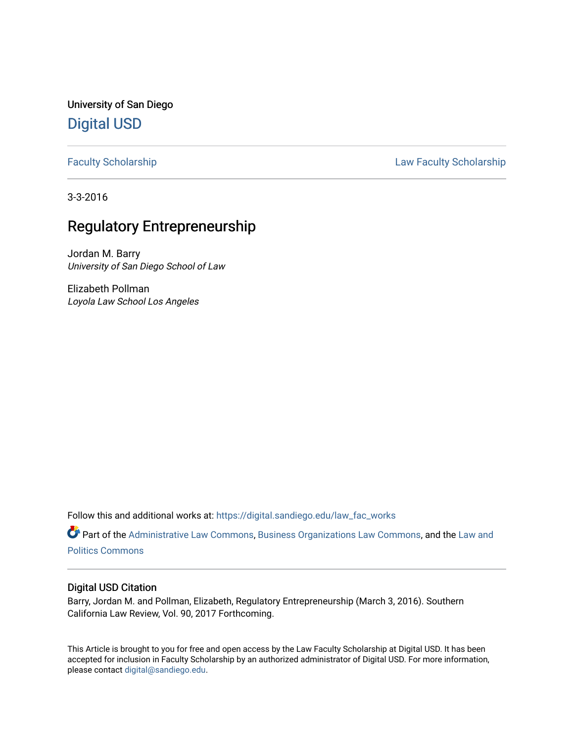University of San Diego

# Digital USD

Faculty Scholarship | Law Faculty Scholarship

3-3-2016

## Regulatory Entrepreneurship

Jordan M. Barry
*University of San Diego School of Law*

Elizabeth Pollman
*Loyola Law School Los Angeles*

Follow this and additional works at: https://digital.sandiego.edu/law_fac_works

Part of the Administrative Law Commons, Business Organizations Law Commons, and the Law and Politics Commons

### Digital USD Citation

Barry, Jordan M. and Pollman, Elizabeth, Regulatory Entrepreneurship (March 3, 2016). Southern California Law Review, Vol. 90, 2017 Forthcoming.

This Article is brought to you for free and open access by the Law Faculty Scholarship at Digital USD. It has been accepted for inclusion in Faculty Scholarship by an authorized administrator of Digital USD. For more information, please contact digital@sandiego.edu.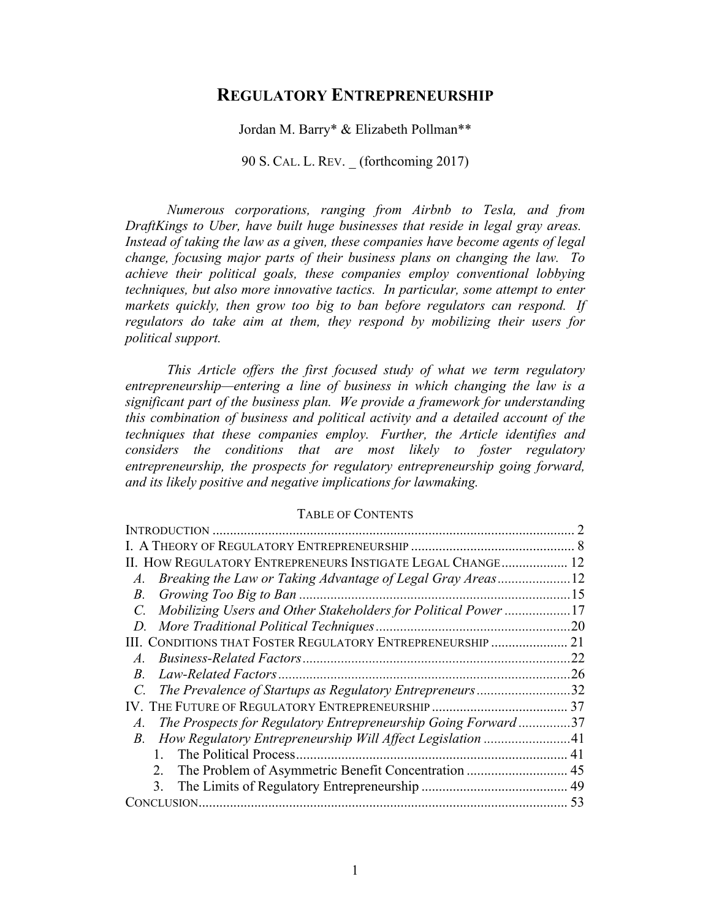# REGULATORY ENTREPRENEURSHIP

Jordan M. Barry* & Elizabeth Pollman**

90 S. CAL. L. REV. _ (forthcoming 2017)

*Numerous corporations, ranging from Airbnb to Tesla, and from DraftKings to Uber, have built huge businesses that reside in legal gray areas. Instead of taking the law as a given, these companies have become agents of legal change, focusing major parts of their business plans on changing the law. To achieve their political goals, these companies employ conventional lobbying techniques, but also more innovative tactics. In particular, some attempt to enter markets quickly, then grow too big to ban before regulators can respond. If regulators do take aim at them, they respond by mobilizing their users for political support.*

*This Article offers the first focused study of what we term regulatory entrepreneurship—entering a line of business in which changing the law is a significant part of the business plan. We provide a framework for understanding this combination of business and political activity and a detailed account of the techniques that these companies employ. Further, the Article identifies and considers the conditions that are most likely to foster regulatory entrepreneurship, the prospects for regulatory entrepreneurship going forward, and its likely positive and negative implications for lawmaking.*

TABLE OF CONTENTS

INTRODUCTION ........ 2
I. A THEORY OF REGULATORY ENTREPRENEURSHIP ........ 8
II. HOW REGULATORY ENTREPRENEURS INSTIGATE LEGAL CHANGE ........ 12
- A. *Breaking the Law or Taking Advantage of Legal Gray Areas* ........ 12
- B. *Growing Too Big to Ban* ........ 15
- C. *Mobilizing Users and Other Stakeholders for Political Power* ........ 17
- D. *More Traditional Political Techniques* ........ 20

III. CONDITIONS THAT FOSTER REGULATORY ENTREPRENEURSHIP ........ 21
- A. *Business-Related Factors* ........ 22
- B. *Law-Related Factors* ........ 26
- C. *The Prevalence of Startups as Regulatory Entrepreneurs* ........ 32

IV. THE FUTURE OF REGULATORY ENTREPRENEURSHIP ........ 37
- A. *The Prospects for Regulatory Entrepreneurship Going Forward* ........ 37
- B. *How Regulatory Entrepreneurship Will Affect Legislation* ........ 41
  1. The Political Process ........ 41
  2. The Problem of Asymmetric Benefit Concentration ........ 45
  3. The Limits of Regulatory Entrepreneurship ........ 49

CONCLUSION ........ 53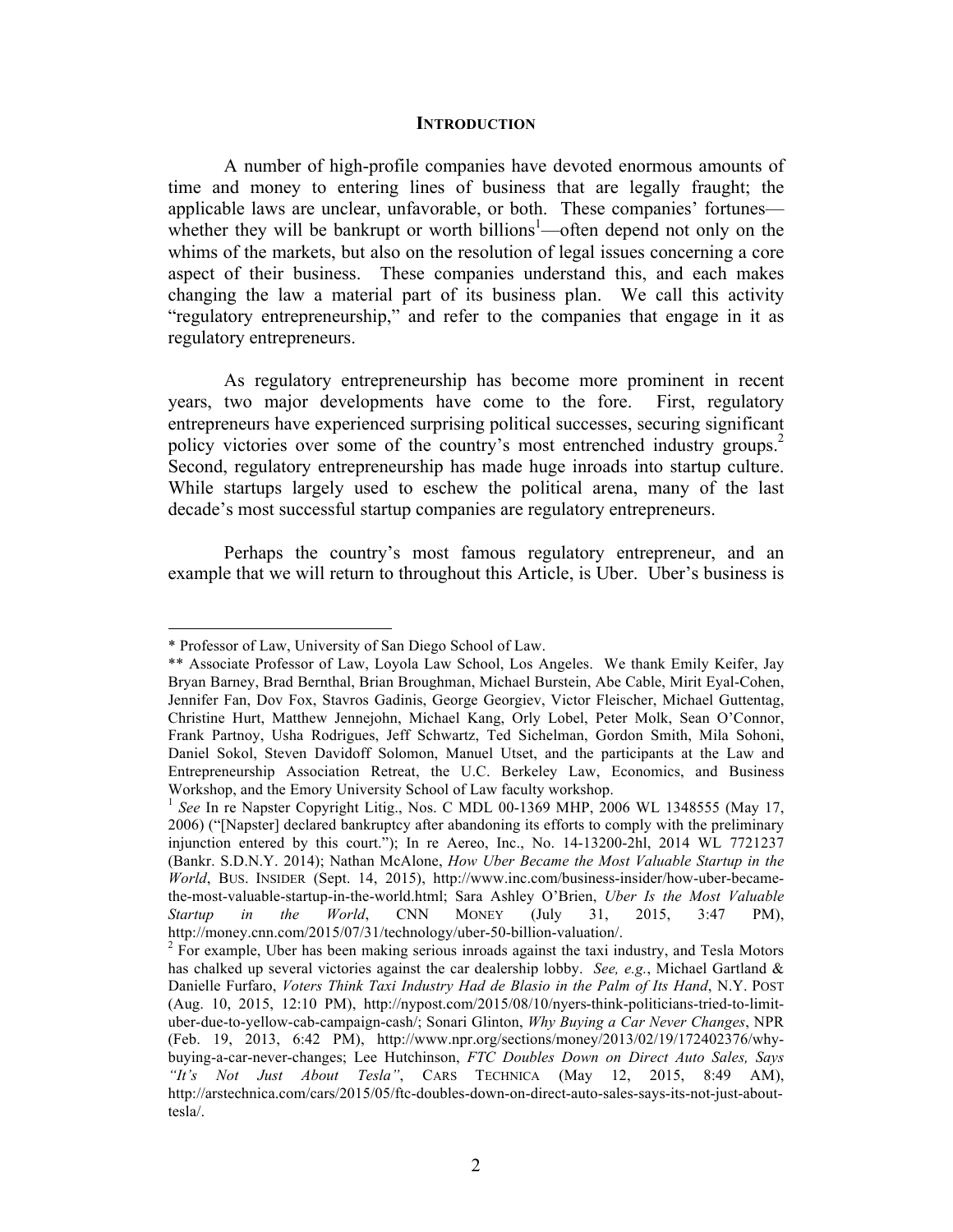## INTRODUCTION

A number of high-profile companies have devoted enormous amounts of time and money to entering lines of business that are legally fraught; the applicable laws are unclear, unfavorable, or both. These companies' fortunes—whether they will be bankrupt or worth billions[1]—often depend not only on the whims of the markets, but also on the resolution of legal issues concerning a core aspect of their business. These companies understand this, and each makes changing the law a material part of its business plan. We call this activity "regulatory entrepreneurship," and refer to the companies that engage in it as regulatory entrepreneurs.

As regulatory entrepreneurship has become more prominent in recent years, two major developments have come to the fore. First, regulatory entrepreneurs have experienced surprising political successes, securing significant policy victories over some of the country's most entrenched industry groups.[2] Second, regulatory entrepreneurship has made huge inroads into startup culture. While startups largely used to eschew the political arena, many of the last decade's most successful startup companies are regulatory entrepreneurs.

Perhaps the country's most famous regulatory entrepreneur, and an example that we will return to throughout this Article, is Uber. Uber's business is

---

\* Professor of Law, University of San Diego School of Law.

\*\* Associate Professor of Law, Loyola Law School, Los Angeles. We thank Emily Keifer, Jay Bryan Barney, Brad Bernthal, Brian Broughman, Michael Burstein, Abe Cable, Mirit Eyal-Cohen, Jennifer Fan, Dov Fox, Stavros Gadinis, George Georgiev, Victor Fleischer, Michael Guttentag, Christine Hurt, Matthew Jennejohn, Michael Kang, Orly Lobel, Peter Molk, Sean O'Connor, Frank Partnoy, Usha Rodrigues, Jeff Schwartz, Ted Sichelman, Gordon Smith, Mila Sohoni, Daniel Sokol, Steven Davidoff Solomon, Manuel Utset, and the participants at the Law and Entrepreneurship Association Retreat, the U.C. Berkeley Law, Economics, and Business Workshop, and the Emory University School of Law faculty workshop.

[1] *See* In re Napster Copyright Litig., Nos. C MDL 00-1369 MHP, 2006 WL 1348555 (May 17, 2006) ("[Napster] declared bankruptcy after abandoning its efforts to comply with the preliminary injunction entered by this court."); In re Aereo, Inc., No. 14-13200-2hl, 2014 WL 7721237 (Bankr. S.D.N.Y. 2014); Nathan McAlone, *How Uber Became the Most Valuable Startup in the World*, BUS. INSIDER (Sept. 14, 2015), http://www.inc.com/business-insider/how-uber-became-the-most-valuable-startup-in-the-world.html; Sara Ashley O'Brien, *Uber Is the Most Valuable Startup in the World*, CNN MONEY (July 31, 2015, 3:47 PM), http://money.cnn.com/2015/07/31/technology/uber-50-billion-valuation/.

[2] For example, Uber has been making serious inroads against the taxi industry, and Tesla Motors has chalked up several victories against the car dealership lobby. *See, e.g.*, Michael Gartland & Danielle Furfaro, *Voters Think Taxi Industry Had de Blasio in the Palm of Its Hand*, N.Y. POST (Aug. 10, 2015, 12:10 PM), http://nypost.com/2015/08/10/nyers-think-politicians-tried-to-limit-uber-due-to-yellow-cab-campaign-cash/; Sonari Glinton, *Why Buying a Car Never Changes*, NPR (Feb. 19, 2013, 6:42 PM), http://www.npr.org/sections/money/2013/02/19/172402376/why-buying-a-car-never-changes; Lee Hutchinson, *FTC Doubles Down on Direct Auto Sales, Says "It's Not Just About Tesla"*, CARS TECHNICA (May 12, 2015, 8:49 AM), http://arstechnica.com/cars/2015/05/ftc-doubles-down-on-direct-auto-sales-says-its-not-just-about-tesla/.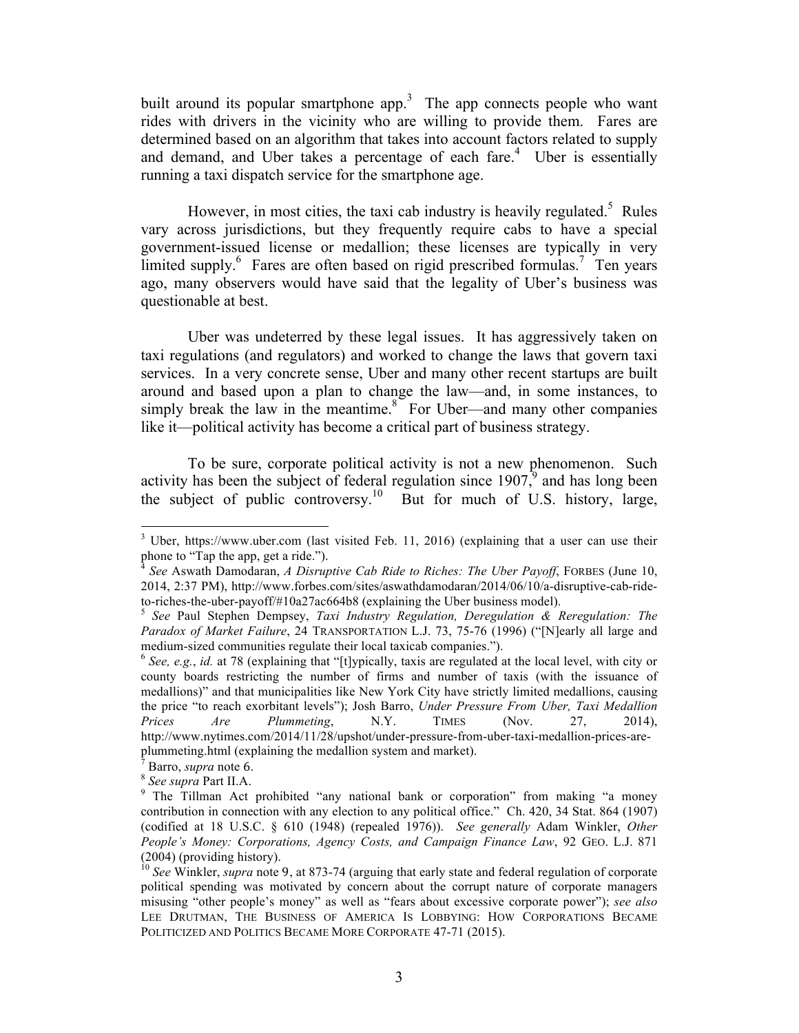built around its popular smartphone app.[3] The app connects people who want rides with drivers in the vicinity who are willing to provide them. Fares are determined based on an algorithm that takes into account factors related to supply and demand, and Uber takes a percentage of each fare.[4] Uber is essentially running a taxi dispatch service for the smartphone age.

However, in most cities, the taxi cab industry is heavily regulated.[5] Rules vary across jurisdictions, but they frequently require cabs to have a special government-issued license or medallion; these licenses are typically in very limited supply.[6] Fares are often based on rigid prescribed formulas.[7] Ten years ago, many observers would have said that the legality of Uber's business was questionable at best.

Uber was undeterred by these legal issues. It has aggressively taken on taxi regulations (and regulators) and worked to change the laws that govern taxi services. In a very concrete sense, Uber and many other recent startups are built around and based upon a plan to change the law—and, in some instances, to simply break the law in the meantime.[8] For Uber—and many other companies like it—political activity has become a critical part of business strategy.

To be sure, corporate political activity is not a new phenomenon. Such activity has been the subject of federal regulation since 1907,[9] and has long been the subject of public controversy.[10] But for much of U.S. history, large,

---

[3] Uber, https://www.uber.com (last visited Feb. 11, 2016) (explaining that a user can use their phone to "Tap the app, get a ride.").

[4] *See* Aswath Damodaran, *A Disruptive Cab Ride to Riches: The Uber Payoff*, FORBES (June 10, 2014, 2:37 PM), http://www.forbes.com/sites/aswathdamodaran/2014/06/10/a-disruptive-cab-ride-to-riches-the-uber-payoff/#10a27ac664b8 (explaining the Uber business model).

[5] *See* Paul Stephen Dempsey, *Taxi Industry Regulation, Deregulation & Reregulation: The Paradox of Market Failure*, 24 TRANSPORTATION L.J. 73, 75-76 (1996) ("[N]early all large and medium-sized communities regulate their local taxicab companies.").

[6] *See, e.g.*, *id.* at 78 (explaining that "[t]ypically, taxis are regulated at the local level, with city or county boards restricting the number of firms and number of taxis (with the issuance of medallions)" and that municipalities like New York City have strictly limited medallions, causing the price "to reach exorbitant levels"); Josh Barro, *Under Pressure From Uber, Taxi Medallion Prices Are Plummeting*, N.Y. TIMES (Nov. 27, 2014), http://www.nytimes.com/2014/11/28/upshot/under-pressure-from-uber-taxi-medallion-prices-are-plummeting.html (explaining the medallion system and market).

[7] Barro, *supra* note 6.

[8] *See supra* Part II.A.

[9] The Tillman Act prohibited "any national bank or corporation" from making "a money contribution in connection with any election to any political office." Ch. 420, 34 Stat. 864 (1907) (codified at 18 U.S.C. § 610 (1948) (repealed 1976)). *See generally* Adam Winkler, *Other People's Money: Corporations, Agency Costs, and Campaign Finance Law*, 92 GEO. L.J. 871 (2004) (providing history).

[10] *See* Winkler, *supra* note 9, at 873-74 (arguing that early state and federal regulation of corporate political spending was motivated by concern about the corrupt nature of corporate managers misusing "other people's money" as well as "fears about excessive corporate power"); *see also* LEE DRUTMAN, THE BUSINESS OF AMERICA IS LOBBYING: HOW CORPORATIONS BECAME POLITICIZED AND POLITICS BECAME MORE CORPORATE 47-71 (2015).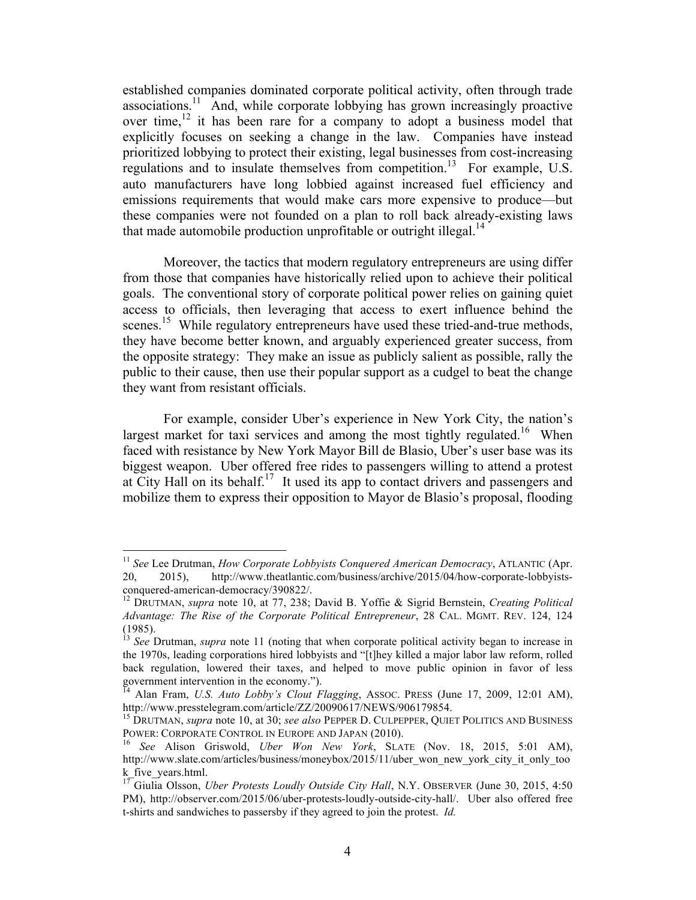established companies dominated corporate political activity, often through trade associations.[11] And, while corporate lobbying has grown increasingly proactive over time,[12] it has been rare for a company to adopt a business model that explicitly focuses on seeking a change in the law. Companies have instead prioritized lobbying to protect their existing, legal businesses from cost-increasing regulations and to insulate themselves from competition.[13] For example, U.S. auto manufacturers have long lobbied against increased fuel efficiency and emissions requirements that would make cars more expensive to produce—but these companies were not founded on a plan to roll back already-existing laws that made automobile production unprofitable or outright illegal.[14]

Moreover, the tactics that modern regulatory entrepreneurs are using differ from those that companies have historically relied upon to achieve their political goals. The conventional story of corporate political power relies on gaining quiet access to officials, then leveraging that access to exert influence behind the scenes.[15] While regulatory entrepreneurs have used these tried-and-true methods, they have become better known, and arguably experienced greater success, from the opposite strategy: They make an issue as publicly salient as possible, rally the public to their cause, then use their popular support as a cudgel to beat the change they want from resistant officials.

For example, consider Uber's experience in New York City, the nation's largest market for taxi services and among the most tightly regulated.[16] When faced with resistance by New York Mayor Bill de Blasio, Uber's user base was its biggest weapon. Uber offered free rides to passengers willing to attend a protest at City Hall on its behalf.[17] It used its app to contact drivers and passengers and mobilize them to express their opposition to Mayor de Blasio's proposal, flooding

---

[11] *See* Lee Drutman, *How Corporate Lobbyists Conquered American Democracy*, ATLANTIC (Apr. 20, 2015), http://www.theatlantic.com/business/archive/2015/04/how-corporate-lobbyists-conquered-american-democracy/390822/.

[12] DRUTMAN, *supra* note 10, at 77, 238; David B. Yoffie & Sigrid Bernstein, *Creating Political Advantage: The Rise of the Corporate Political Entrepreneur*, 28 CAL. MGMT. REV. 124, 124 (1985).

[13] *See* Drutman, *supra* note 11 (noting that when corporate political activity began to increase in the 1970s, leading corporations hired lobbyists and "[t]hey killed a major labor law reform, rolled back regulation, lowered their taxes, and helped to move public opinion in favor of less government intervention in the economy.").

[14] Alan Fram, *U.S. Auto Lobby's Clout Flagging*, ASSOC. PRESS (June 17, 2009, 12:01 AM), http://www.presstelegram.com/article/ZZ/20090617/NEWS/906179854.

[15] DRUTMAN, *supra* note 10, at 30; *see also* PEPPER D. CULPEPPER, QUIET POLITICS AND BUSINESS POWER: CORPORATE CONTROL IN EUROPE AND JAPAN (2010).

[16] *See* Alison Griswold, *Uber Won New York*, SLATE (Nov. 18, 2015, 5:01 AM), http://www.slate.com/articles/business/moneybox/2015/11/uber_won_new_york_city_it_only_took_five_years.html.

[17] Giulia Olsson, *Uber Protests Loudly Outside City Hall*, N.Y. OBSERVER (June 30, 2015, 4:50 PM), http://observer.com/2015/06/uber-protests-loudly-outside-city-hall/. Uber also offered free t-shirts and sandwiches to passersby if they agreed to join the protest. *Id.*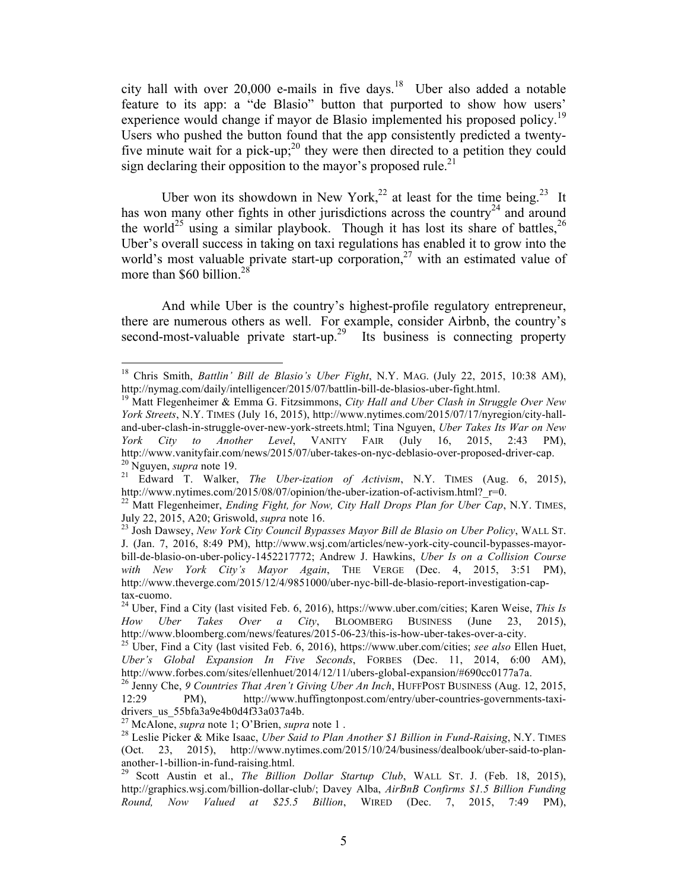city hall with over 20,000 e-mails in five days.[18] Uber also added a notable feature to its app: a "de Blasio" button that purported to show how users' experience would change if mayor de Blasio implemented his proposed policy.[19] Users who pushed the button found that the app consistently predicted a twenty-five minute wait for a pick-up;[20] they were then directed to a petition they could sign declaring their opposition to the mayor's proposed rule.[21]

Uber won its showdown in New York,[22] at least for the time being.[23] It has won many other fights in other jurisdictions across the country[24] and around the world[25] using a similar playbook. Though it has lost its share of battles,[26] Uber's overall success in taking on taxi regulations has enabled it to grow into the world's most valuable private start-up corporation,[27] with an estimated value of more than $60 billion.[28]

And while Uber is the country's highest-profile regulatory entrepreneur, there are numerous others as well. For example, consider Airbnb, the country's second-most-valuable private start-up.[29] Its business is connecting property

---

[18] Chris Smith, *Battlin' Bill de Blasio's Uber Fight*, N.Y. MAG. (July 22, 2015, 10:38 AM), http://nymag.com/daily/intelligencer/2015/07/battlin-bill-de-blasios-uber-fight.html.

[19] Matt Flegenheimer & Emma G. Fitzsimmons, *City Hall and Uber Clash in Struggle Over New York Streets*, N.Y. TIMES (July 16, 2015), http://www.nytimes.com/2015/07/17/nyregion/city-hall-and-uber-clash-in-struggle-over-new-york-streets.html; Tina Nguyen, *Uber Takes Its War on New York City to Another Level*, VANITY FAIR (July 16, 2015, 2:43 PM), http://www.vanityfair.com/news/2015/07/uber-takes-on-nyc-deblasio-over-proposed-driver-cap.

[20] Nguyen, *supra* note 19.

[21] Edward T. Walker, *The Uber-ization of Activism*, N.Y. TIMES (Aug. 6, 2015), http://www.nytimes.com/2015/08/07/opinion/the-uber-ization-of-activism.html?_r=0.

[22] Matt Flegenheimer, *Ending Fight, for Now, City Hall Drops Plan for Uber Cap*, N.Y. TIMES, July 22, 2015, A20; Griswold, *supra* note 16.

[23] Josh Dawsey, *New York City Council Bypasses Mayor Bill de Blasio on Uber Policy*, WALL ST. J. (Jan. 7, 2016, 8:49 PM), http://www.wsj.com/articles/new-york-city-council-bypasses-mayor-bill-de-blasio-on-uber-policy-1452217772; Andrew J. Hawkins, *Uber Is on a Collision Course with New York City's Mayor Again*, THE VERGE (Dec. 4, 2015, 3:51 PM), http://www.theverge.com/2015/12/4/9851000/uber-nyc-bill-de-blasio-report-investigation-cap-tax-cuomo.

[24] Uber, Find a City (last visited Feb. 6, 2016), https://www.uber.com/cities; Karen Weise, *This Is How Uber Takes Over a City*, BLOOMBERG BUSINESS (June 23, 2015), http://www.bloomberg.com/news/features/2015-06-23/this-is-how-uber-takes-over-a-city.

[25] Uber, Find a City (last visited Feb. 6, 2016), https://www.uber.com/cities; *see also* Ellen Huet, *Uber's Global Expansion In Five Seconds*, FORBES (Dec. 11, 2014, 6:00 AM), http://www.forbes.com/sites/ellenhuet/2014/12/11/ubers-global-expansion/#690cc0177a7a.

[26] Jenny Che, *9 Countries That Aren't Giving Uber An Inch*, HUFFPOST BUSINESS (Aug. 12, 2015, 12:29 PM), http://www.huffingtonpost.com/entry/uber-countries-governments-taxi-drivers_us_55bfa3a9e4b0d4f33a037a4b.

[27] McAlone, *supra* note 1; O'Brien, *supra* note 1 .

[28] Leslie Picker & Mike Isaac, *Uber Said to Plan Another $1 Billion in Fund-Raising*, N.Y. TIMES (Oct. 23, 2015), http://www.nytimes.com/2015/10/24/business/dealbook/uber-said-to-plan-another-1-billion-in-fund-raising.html.

[29] Scott Austin et al., *The Billion Dollar Startup Club*, WALL ST. J. (Feb. 18, 2015), http://graphics.wsj.com/billion-dollar-club/; Davey Alba, *AirBnB Confirms $1.5 Billion Funding Round, Now Valued at $25.5 Billion*, WIRED (Dec. 7, 2015, 7:49 PM),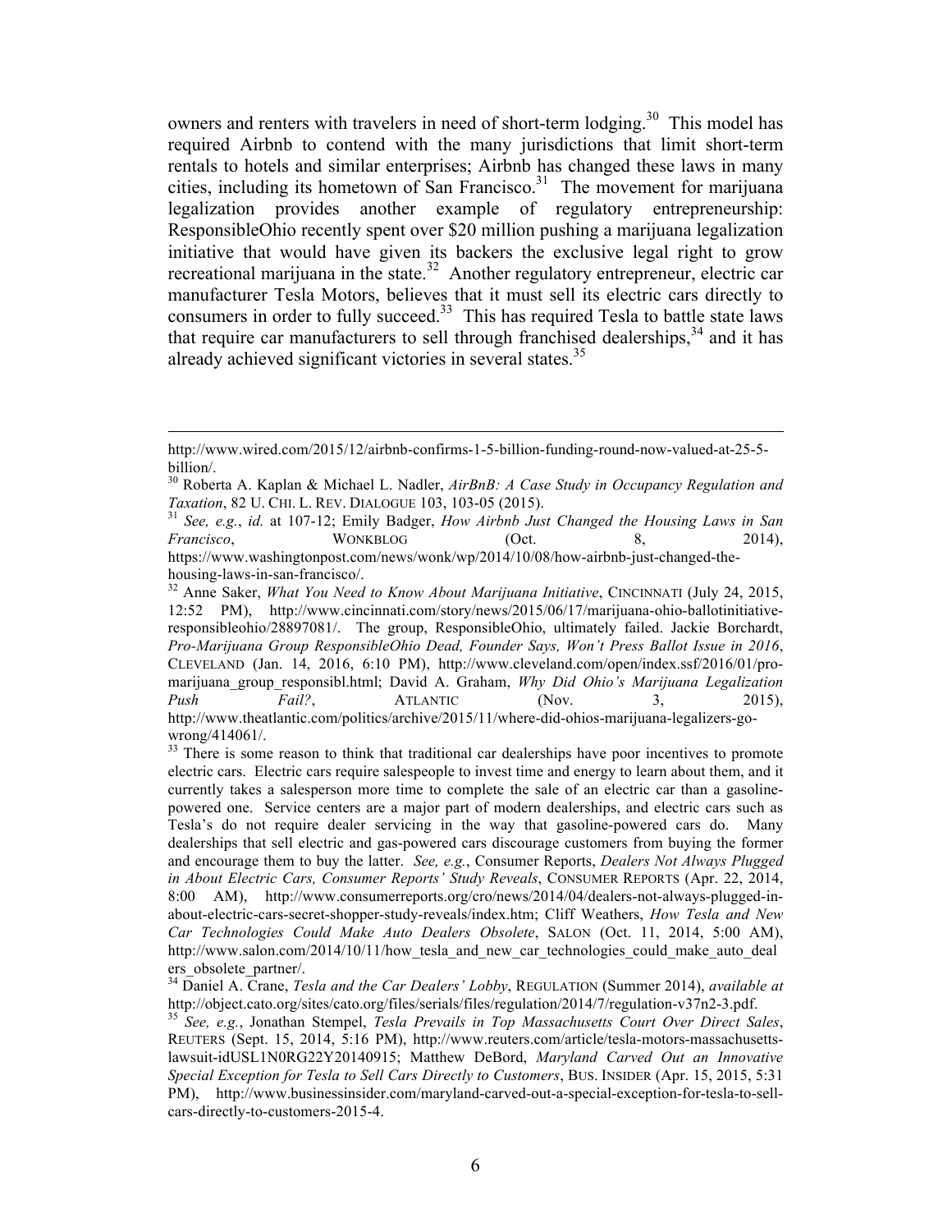owners and renters with travelers in need of short-term lodging.[30] This model has required Airbnb to contend with the many jurisdictions that limit short-term rentals to hotels and similar enterprises; Airbnb has changed these laws in many cities, including its hometown of San Francisco.[31] The movement for marijuana legalization provides another example of regulatory entrepreneurship: ResponsibleOhio recently spent over $20 million pushing a marijuana legalization initiative that would have given its backers the exclusive legal right to grow recreational marijuana in the state.[32] Another regulatory entrepreneur, electric car manufacturer Tesla Motors, believes that it must sell its electric cars directly to consumers in order to fully succeed.[33] This has required Tesla to battle state laws that require car manufacturers to sell through franchised dealerships,[34] and it has already achieved significant victories in several states.[35]

---

http://www.wired.com/2015/12/airbnb-confirms-1-5-billion-funding-round-now-valued-at-25-5-billion/.

[30] Roberta A. Kaplan & Michael L. Nadler, *AirBnB: A Case Study in Occupancy Regulation and Taxation*, 82 U. CHI. L. REV. DIALOGUE 103, 103-05 (2015).

[31] *See, e.g.*, *id.* at 107-12; Emily Badger, *How Airbnb Just Changed the Housing Laws in San Francisco*, WONKBLOG (Oct. 8, 2014), https://www.washingtonpost.com/news/wonk/wp/2014/10/08/how-airbnb-just-changed-the-housing-laws-in-san-francisco/.

[32] Anne Saker, *What You Need to Know About Marijuana Initiative*, CINCINNATI (July 24, 2015, 12:52 PM), http://www.cincinnati.com/story/news/2015/06/17/marijuana-ohio-ballotinitiative-responsibleohio/28897081/. The group, ResponsibleOhio, ultimately failed. Jackie Borchardt, *Pro-Marijuana Group ResponsibleOhio Dead, Founder Says, Won't Press Ballot Issue in 2016*, CLEVELAND (Jan. 14, 2016, 6:10 PM), http://www.cleveland.com/open/index.ssf/2016/01/pro-marijuana_group_responsibl.html; David A. Graham, *Why Did Ohio's Marijuana Legalization Push Fail?*, ATLANTIC (Nov. 3, 2015), http://www.theatlantic.com/politics/archive/2015/11/where-did-ohios-marijuana-legalizers-go-wrong/414061/.

[33] There is some reason to think that traditional car dealerships have poor incentives to promote electric cars. Electric cars require salespeople to invest time and energy to learn about them, and it currently takes a salesperson more time to complete the sale of an electric car than a gasoline-powered one. Service centers are a major part of modern dealerships, and electric cars such as Tesla's do not require dealer servicing in the way that gasoline-powered cars do. Many dealerships that sell electric and gas-powered cars discourage customers from buying the former and encourage them to buy the latter. *See, e.g.*, Consumer Reports, *Dealers Not Always Plugged in About Electric Cars, Consumer Reports' Study Reveals*, CONSUMER REPORTS (Apr. 22, 2014, 8:00 AM), http://www.consumerreports.org/cro/news/2014/04/dealers-not-always-plugged-in-about-electric-cars-secret-shopper-study-reveals/index.htm; Cliff Weathers, *How Tesla and New Car Technologies Could Make Auto Dealers Obsolete*, SALON (Oct. 11, 2014, 5:00 AM), http://www.salon.com/2014/10/11/how_tesla_and_new_car_technologies_could_make_auto_dealers_obsolete_partner/.

[34] Daniel A. Crane, *Tesla and the Car Dealers' Lobby*, REGULATION (Summer 2014), *available at* http://object.cato.org/sites/cato.org/files/serials/files/regulation/2014/7/regulation-v37n2-3.pdf.

[35] *See, e.g.*, Jonathan Stempel, *Tesla Prevails in Top Massachusetts Court Over Direct Sales*, REUTERS (Sept. 15, 2014, 5:16 PM), http://www.reuters.com/article/tesla-motors-massachusetts-lawsuit-idUSL1N0RG22Y20140915; Matthew DeBord, *Maryland Carved Out an Innovative Special Exception for Tesla to Sell Cars Directly to Customers*, BUS. INSIDER (Apr. 15, 2015, 5:31 PM), http://www.businessinsider.com/maryland-carved-out-a-special-exception-for-tesla-to-sell-cars-directly-to-customers-2015-4.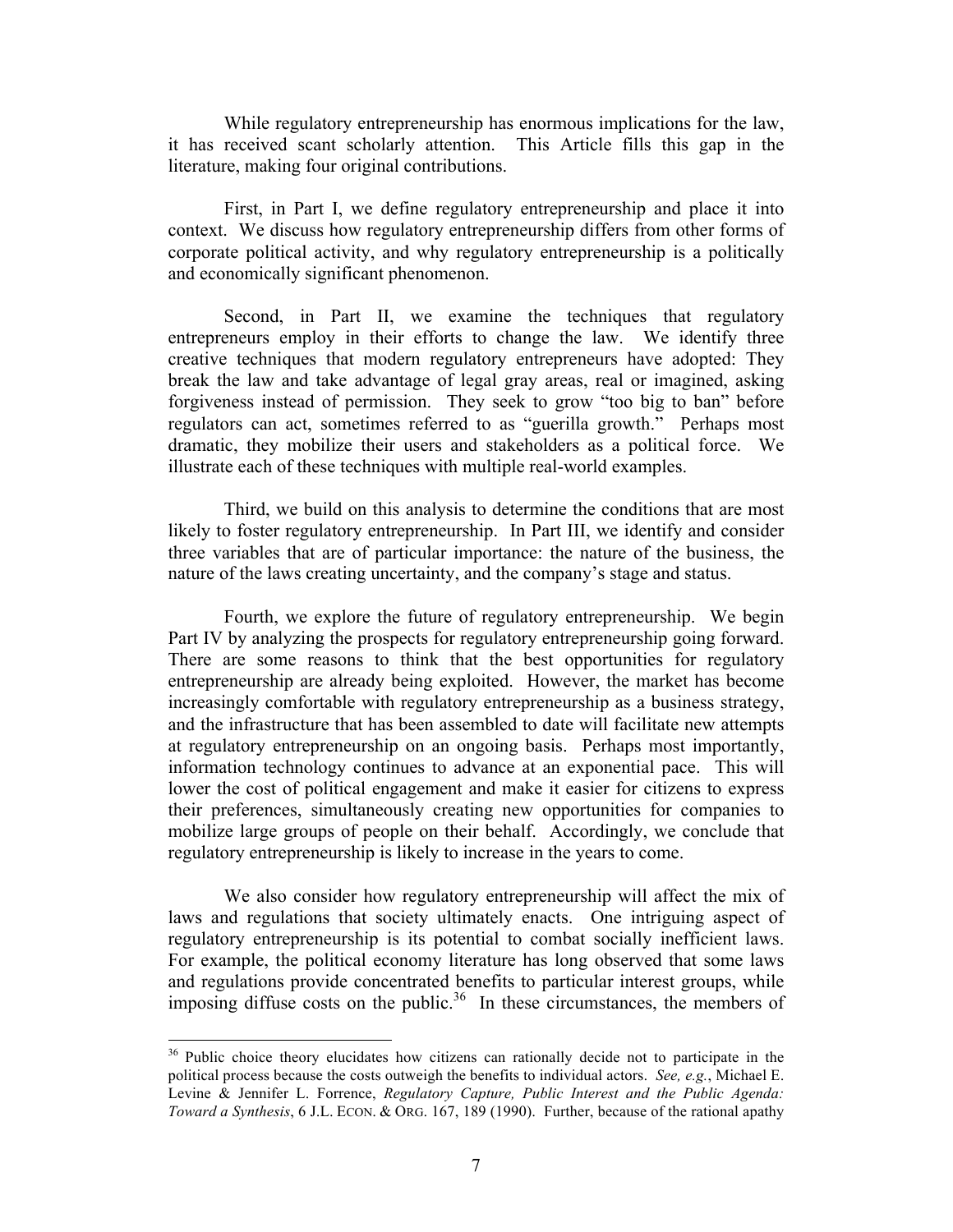While regulatory entrepreneurship has enormous implications for the law, it has received scant scholarly attention. This Article fills this gap in the literature, making four original contributions.

First, in Part I, we define regulatory entrepreneurship and place it into context. We discuss how regulatory entrepreneurship differs from other forms of corporate political activity, and why regulatory entrepreneurship is a politically and economically significant phenomenon.

Second, in Part II, we examine the techniques that regulatory entrepreneurs employ in their efforts to change the law. We identify three creative techniques that modern regulatory entrepreneurs have adopted: They break the law and take advantage of legal gray areas, real or imagined, asking forgiveness instead of permission. They seek to grow "too big to ban" before regulators can act, sometimes referred to as "guerilla growth." Perhaps most dramatic, they mobilize their users and stakeholders as a political force. We illustrate each of these techniques with multiple real-world examples.

Third, we build on this analysis to determine the conditions that are most likely to foster regulatory entrepreneurship. In Part III, we identify and consider three variables that are of particular importance: the nature of the business, the nature of the laws creating uncertainty, and the company's stage and status.

Fourth, we explore the future of regulatory entrepreneurship. We begin Part IV by analyzing the prospects for regulatory entrepreneurship going forward. There are some reasons to think that the best opportunities for regulatory entrepreneurship are already being exploited. However, the market has become increasingly comfortable with regulatory entrepreneurship as a business strategy, and the infrastructure that has been assembled to date will facilitate new attempts at regulatory entrepreneurship on an ongoing basis. Perhaps most importantly, information technology continues to advance at an exponential pace. This will lower the cost of political engagement and make it easier for citizens to express their preferences, simultaneously creating new opportunities for companies to mobilize large groups of people on their behalf. Accordingly, we conclude that regulatory entrepreneurship is likely to increase in the years to come.

We also consider how regulatory entrepreneurship will affect the mix of laws and regulations that society ultimately enacts. One intriguing aspect of regulatory entrepreneurship is its potential to combat socially inefficient laws. For example, the political economy literature has long observed that some laws and regulations provide concentrated benefits to particular interest groups, while imposing diffuse costs on the public.[36] In these circumstances, the members of

---

[36] Public choice theory elucidates how citizens can rationally decide not to participate in the political process because the costs outweigh the benefits to individual actors. *See, e.g.*, Michael E. Levine & Jennifer L. Forrence, *Regulatory Capture, Public Interest and the Public Agenda: Toward a Synthesis*, 6 J.L. ECON. & ORG. 167, 189 (1990). Further, because of the rational apathy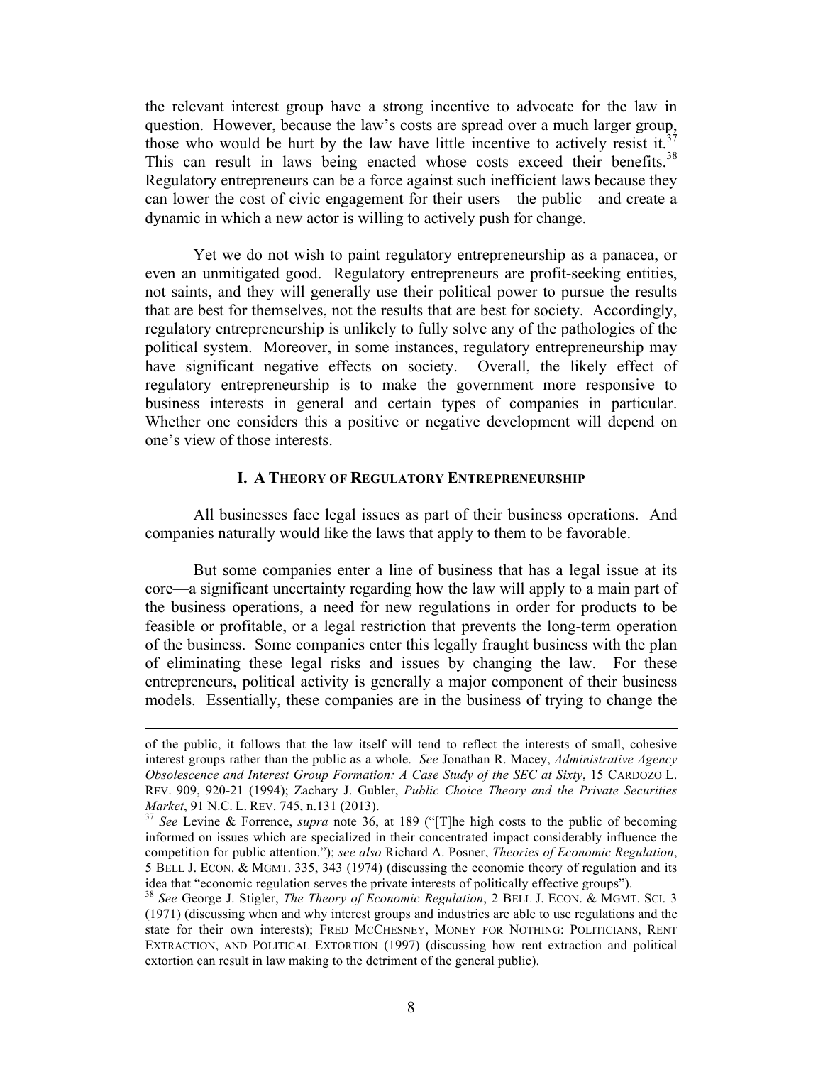the relevant interest group have a strong incentive to advocate for the law in question. However, because the law's costs are spread over a much larger group, those who would be hurt by the law have little incentive to actively resist it.[37] This can result in laws being enacted whose costs exceed their benefits.[38] Regulatory entrepreneurs can be a force against such inefficient laws because they can lower the cost of civic engagement for their users—the public—and create a dynamic in which a new actor is willing to actively push for change.

Yet we do not wish to paint regulatory entrepreneurship as a panacea, or even an unmitigated good. Regulatory entrepreneurs are profit-seeking entities, not saints, and they will generally use their political power to pursue the results that are best for themselves, not the results that are best for society. Accordingly, regulatory entrepreneurship is unlikely to fully solve any of the pathologies of the political system. Moreover, in some instances, regulatory entrepreneurship may have significant negative effects on society. Overall, the likely effect of regulatory entrepreneurship is to make the government more responsive to business interests in general and certain types of companies in particular. Whether one considers this a positive or negative development will depend on one's view of those interests.

## I. A Theory of Regulatory Entrepreneurship

All businesses face legal issues as part of their business operations. And companies naturally would like the laws that apply to them to be favorable.

But some companies enter a line of business that has a legal issue at its core—a significant uncertainty regarding how the law will apply to a main part of the business operations, a need for new regulations in order for products to be feasible or profitable, or a legal restriction that prevents the long-term operation of the business. Some companies enter this legally fraught business with the plan of eliminating these legal risks and issues by changing the law. For these entrepreneurs, political activity is generally a major component of their business models. Essentially, these companies are in the business of trying to change the

---

of the public, it follows that the law itself will tend to reflect the interests of small, cohesive interest groups rather than the public as a whole. *See* Jonathan R. Macey, *Administrative Agency Obsolescence and Interest Group Formation: A Case Study of the SEC at Sixty*, 15 CARDOZO L. REV. 909, 920-21 (1994); Zachary J. Gubler, *Public Choice Theory and the Private Securities Market*, 91 N.C. L. REV. 745, n.131 (2013).

[37] *See* Levine & Forrence, *supra* note 36, at 189 ("[T]he high costs to the public of becoming informed on issues which are specialized in their concentrated impact considerably influence the competition for public attention."); *see also* Richard A. Posner, *Theories of Economic Regulation*, 5 BELL J. ECON. & MGMT. 335, 343 (1974) (discussing the economic theory of regulation and its idea that "economic regulation serves the private interests of politically effective groups").

[38] *See* George J. Stigler, *The Theory of Economic Regulation*, 2 BELL J. ECON. & MGMT. SCI. 3 (1971) (discussing when and why interest groups and industries are able to use regulations and the state for their own interests); FRED MCCHESNEY, MONEY FOR NOTHING: POLITICIANS, RENT EXTRACTION, AND POLITICAL EXTORTION (1997) (discussing how rent extraction and political extortion can result in law making to the detriment of the general public).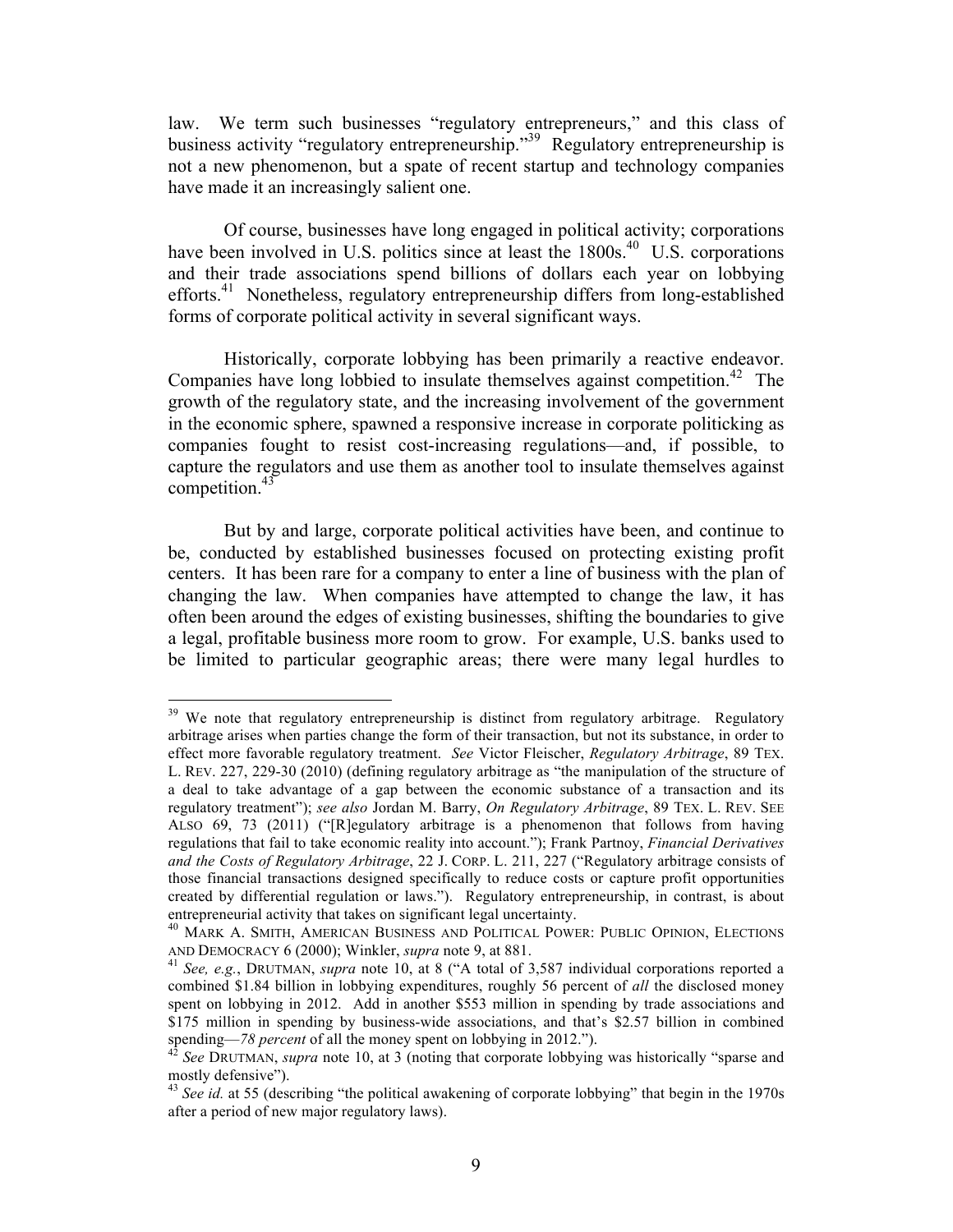law. We term such businesses "regulatory entrepreneurs," and this class of business activity "regulatory entrepreneurship."[39] Regulatory entrepreneurship is not a new phenomenon, but a spate of recent startup and technology companies have made it an increasingly salient one.

Of course, businesses have long engaged in political activity; corporations have been involved in U.S. politics since at least the 1800s.[40] U.S. corporations and their trade associations spend billions of dollars each year on lobbying efforts.[41] Nonetheless, regulatory entrepreneurship differs from long-established forms of corporate political activity in several significant ways.

Historically, corporate lobbying has been primarily a reactive endeavor. Companies have long lobbied to insulate themselves against competition.[42] The growth of the regulatory state, and the increasing involvement of the government in the economic sphere, spawned a responsive increase in corporate politicking as companies fought to resist cost-increasing regulations—and, if possible, to capture the regulators and use them as another tool to insulate themselves against competition.[43]

But by and large, corporate political activities have been, and continue to be, conducted by established businesses focused on protecting existing profit centers. It has been rare for a company to enter a line of business with the plan of changing the law. When companies have attempted to change the law, it has often been around the edges of existing businesses, shifting the boundaries to give a legal, profitable business more room to grow. For example, U.S. banks used to be limited to particular geographic areas; there were many legal hurdles to

---

[39] We note that regulatory entrepreneurship is distinct from regulatory arbitrage. Regulatory arbitrage arises when parties change the form of their transaction, but not its substance, in order to effect more favorable regulatory treatment. *See* Victor Fleischer, *Regulatory Arbitrage*, 89 TEX. L. REV. 227, 229-30 (2010) (defining regulatory arbitrage as "the manipulation of the structure of a deal to take advantage of a gap between the economic substance of a transaction and its regulatory treatment"); *see also* Jordan M. Barry, *On Regulatory Arbitrage*, 89 TEX. L. REV. SEE ALSO 69, 73 (2011) ("[R]egulatory arbitrage is a phenomenon that follows from having regulations that fail to take economic reality into account."); Frank Partnoy, *Financial Derivatives and the Costs of Regulatory Arbitrage*, 22 J. CORP. L. 211, 227 ("Regulatory arbitrage consists of those financial transactions designed specifically to reduce costs or capture profit opportunities created by differential regulation or laws."). Regulatory entrepreneurship, in contrast, is about entrepreneurial activity that takes on significant legal uncertainty.

[40] MARK A. SMITH, AMERICAN BUSINESS AND POLITICAL POWER: PUBLIC OPINION, ELECTIONS AND DEMOCRACY 6 (2000); Winkler, *supra* note 9, at 881.

[41] *See, e.g.*, DRUTMAN, *supra* note 10, at 8 ("A total of 3,587 individual corporations reported a combined $1.84 billion in lobbying expenditures, roughly 56 percent of *all* the disclosed money spent on lobbying in 2012. Add in another $553 million in spending by trade associations and $175 million in spending by business-wide associations, and that's $2.57 billion in combined spending—*78 percent* of all the money spent on lobbying in 2012.").

[42] *See* DRUTMAN, *supra* note 10, at 3 (noting that corporate lobbying was historically "sparse and mostly defensive").

[43] *See id.* at 55 (describing "the political awakening of corporate lobbying" that begin in the 1970s after a period of new major regulatory laws).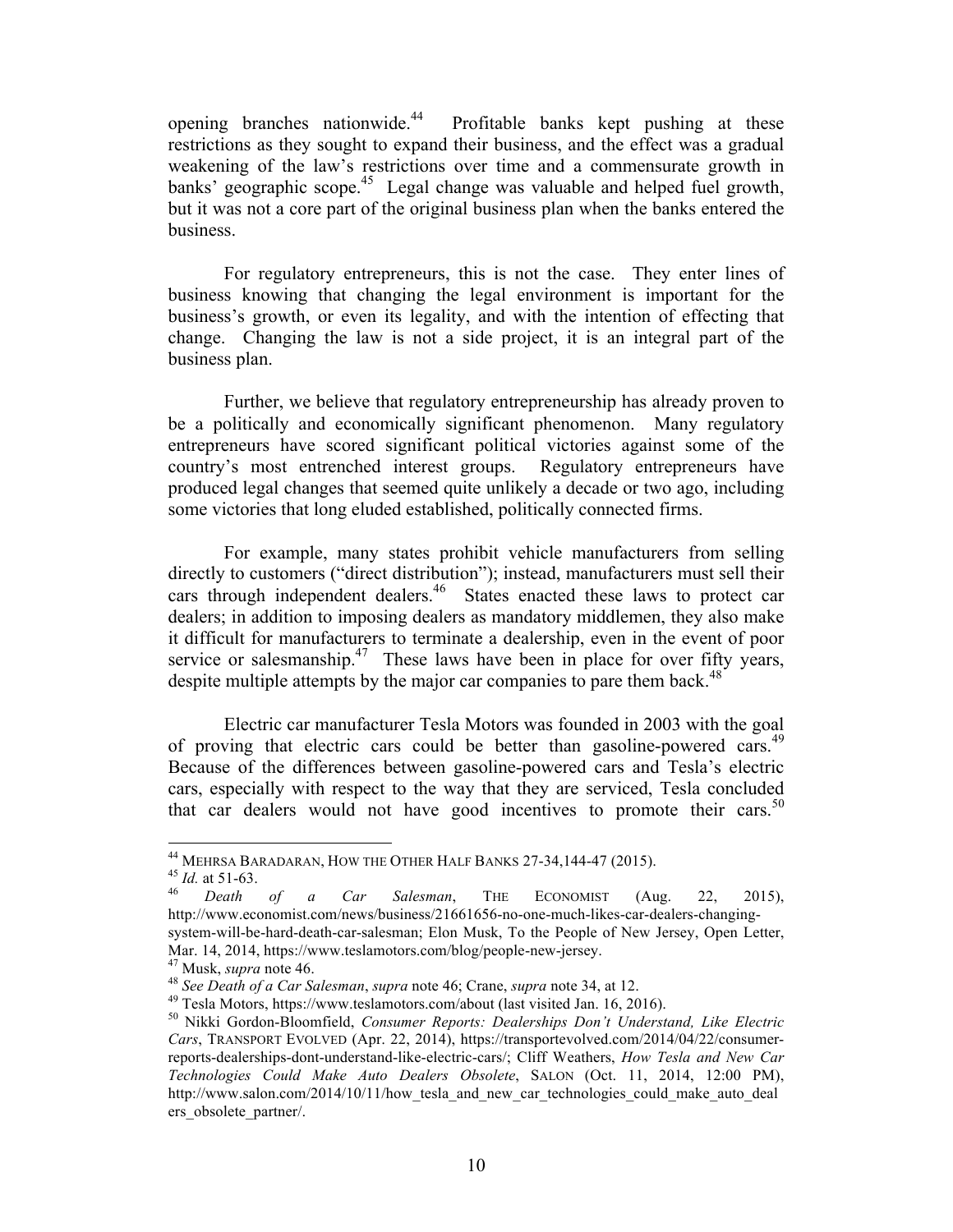opening branches nationwide.[44] Profitable banks kept pushing at these restrictions as they sought to expand their business, and the effect was a gradual weakening of the law's restrictions over time and a commensurate growth in banks' geographic scope.[45] Legal change was valuable and helped fuel growth, but it was not a core part of the original business plan when the banks entered the business.

For regulatory entrepreneurs, this is not the case. They enter lines of business knowing that changing the legal environment is important for the business's growth, or even its legality, and with the intention of effecting that change. Changing the law is not a side project, it is an integral part of the business plan.

Further, we believe that regulatory entrepreneurship has already proven to be a politically and economically significant phenomenon. Many regulatory entrepreneurs have scored significant political victories against some of the country's most entrenched interest groups. Regulatory entrepreneurs have produced legal changes that seemed quite unlikely a decade or two ago, including some victories that long eluded established, politically connected firms.

For example, many states prohibit vehicle manufacturers from selling directly to customers ("direct distribution"); instead, manufacturers must sell their cars through independent dealers.[46] States enacted these laws to protect car dealers; in addition to imposing dealers as mandatory middlemen, they also make it difficult for manufacturers to terminate a dealership, even in the event of poor service or salesmanship.[47] These laws have been in place for over fifty years, despite multiple attempts by the major car companies to pare them back.[48]

Electric car manufacturer Tesla Motors was founded in 2003 with the goal of proving that electric cars could be better than gasoline-powered cars.[49] Because of the differences between gasoline-powered cars and Tesla's electric cars, especially with respect to the way that they are serviced, Tesla concluded that car dealers would not have good incentives to promote their cars.[50]

---

[44] MEHRSA BARADARAN, HOW THE OTHER HALF BANKS 27-34,144-47 (2015).

[45] *Id.* at 51-63.

[46] *Death of a Car Salesman*, THE ECONOMIST (Aug. 22, 2015), http://www.economist.com/news/business/21661656-no-one-much-likes-car-dealers-changing-system-will-be-hard-death-car-salesman; Elon Musk, To the People of New Jersey, Open Letter, Mar. 14, 2014, https://www.teslamotors.com/blog/people-new-jersey.

[47] Musk, *supra* note 46.

[48] *See Death of a Car Salesman*, *supra* note 46; Crane, *supra* note 34, at 12.

[49] Tesla Motors, https://www.teslamotors.com/about (last visited Jan. 16, 2016).

[50] Nikki Gordon-Bloomfield, *Consumer Reports: Dealerships Don't Understand, Like Electric Cars*, TRANSPORT EVOLVED (Apr. 22, 2014), https://transportevolved.com/2014/04/22/consumer-reports-dealerships-dont-understand-like-electric-cars/; Cliff Weathers, *How Tesla and New Car Technologies Could Make Auto Dealers Obsolete*, SALON (Oct. 11, 2014, 12:00 PM), http://www.salon.com/2014/10/11/how_tesla_and_new_car_technologies_could_make_auto_dealers_obsolete_partner/.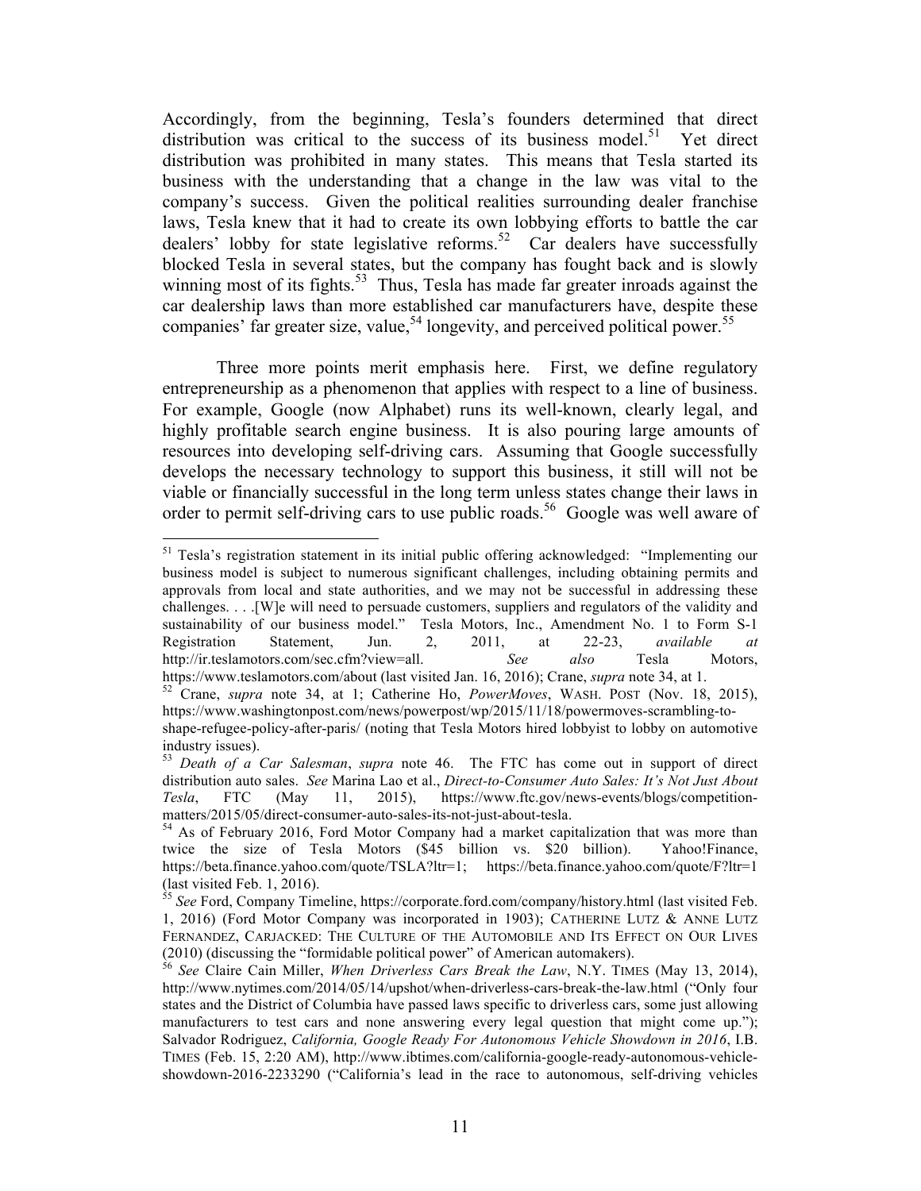Accordingly, from the beginning, Tesla's founders determined that direct distribution was critical to the success of its business model.[51] Yet direct distribution was prohibited in many states. This means that Tesla started its business with the understanding that a change in the law was vital to the company's success. Given the political realities surrounding dealer franchise laws, Tesla knew that it had to create its own lobbying efforts to battle the car dealers' lobby for state legislative reforms.[52] Car dealers have successfully blocked Tesla in several states, but the company has fought back and is slowly winning most of its fights.[53] Thus, Tesla has made far greater inroads against the car dealership laws than more established car manufacturers have, despite these companies' far greater size, value,[54] longevity, and perceived political power.[55]

Three more points merit emphasis here. First, we define regulatory entrepreneurship as a phenomenon that applies with respect to a line of business. For example, Google (now Alphabet) runs its well-known, clearly legal, and highly profitable search engine business. It is also pouring large amounts of resources into developing self-driving cars. Assuming that Google successfully develops the necessary technology to support this business, it still will not be viable or financially successful in the long term unless states change their laws in order to permit self-driving cars to use public roads.[56] Google was well aware of

---

[51] Tesla's registration statement in its initial public offering acknowledged: "Implementing our business model is subject to numerous significant challenges, including obtaining permits and approvals from local and state authorities, and we may not be successful in addressing these challenges. . . .[W]e will need to persuade customers, suppliers and regulators of the validity and sustainability of our business model." Tesla Motors, Inc., Amendment No. 1 to Form S-1 Registration Statement, Jun. 2, 2011, at 22-23, *available at* http://ir.teslamotors.com/sec.cfm?view=all. *See also* Tesla Motors, https://www.teslamotors.com/about (last visited Jan. 16, 2016); Crane, *supra* note 34, at 1.

[52] Crane, *supra* note 34, at 1; Catherine Ho, *PowerMoves*, WASH. POST (Nov. 18, 2015), https://www.washingtonpost.com/news/powerpost/wp/2015/11/18/powermoves-scrambling-to-shape-refugee-policy-after-paris/ (noting that Tesla Motors hired lobbyist to lobby on automotive industry issues).

[53] *Death of a Car Salesman*, *supra* note 46. The FTC has come out in support of direct distribution auto sales. *See* Marina Lao et al., *Direct-to-Consumer Auto Sales: It's Not Just About Tesla*, FTC (May 11, 2015), https://www.ftc.gov/news-events/blogs/competition-matters/2015/05/direct-consumer-auto-sales-its-not-just-about-tesla.

[54] As of February 2016, Ford Motor Company had a market capitalization that was more than twice the size of Tesla Motors ($45 billion vs. $20 billion). Yahoo!Finance, https://beta.finance.yahoo.com/quote/TSLA?ltr=1; https://beta.finance.yahoo.com/quote/F?ltr=1 (last visited Feb. 1, 2016).

[55] *See* Ford, Company Timeline, https://corporate.ford.com/company/history.html (last visited Feb. 1, 2016) (Ford Motor Company was incorporated in 1903); CATHERINE LUTZ & ANNE LUTZ FERNANDEZ, CARJACKED: THE CULTURE OF THE AUTOMOBILE AND ITS EFFECT ON OUR LIVES (2010) (discussing the "formidable political power" of American automakers).

[56] *See* Claire Cain Miller, *When Driverless Cars Break the Law*, N.Y. TIMES (May 13, 2014), http://www.nytimes.com/2014/05/14/upshot/when-driverless-cars-break-the-law.html ("Only four states and the District of Columbia have passed laws specific to driverless cars, some just allowing manufacturers to test cars and none answering every legal question that might come up."); Salvador Rodriguez, *California, Google Ready For Autonomous Vehicle Showdown in 2016*, I.B. TIMES (Feb. 15, 2:20 AM), http://www.ibtimes.com/california-google-ready-autonomous-vehicle-showdown-2016-2233290 ("California's lead in the race to autonomous, self-driving vehicles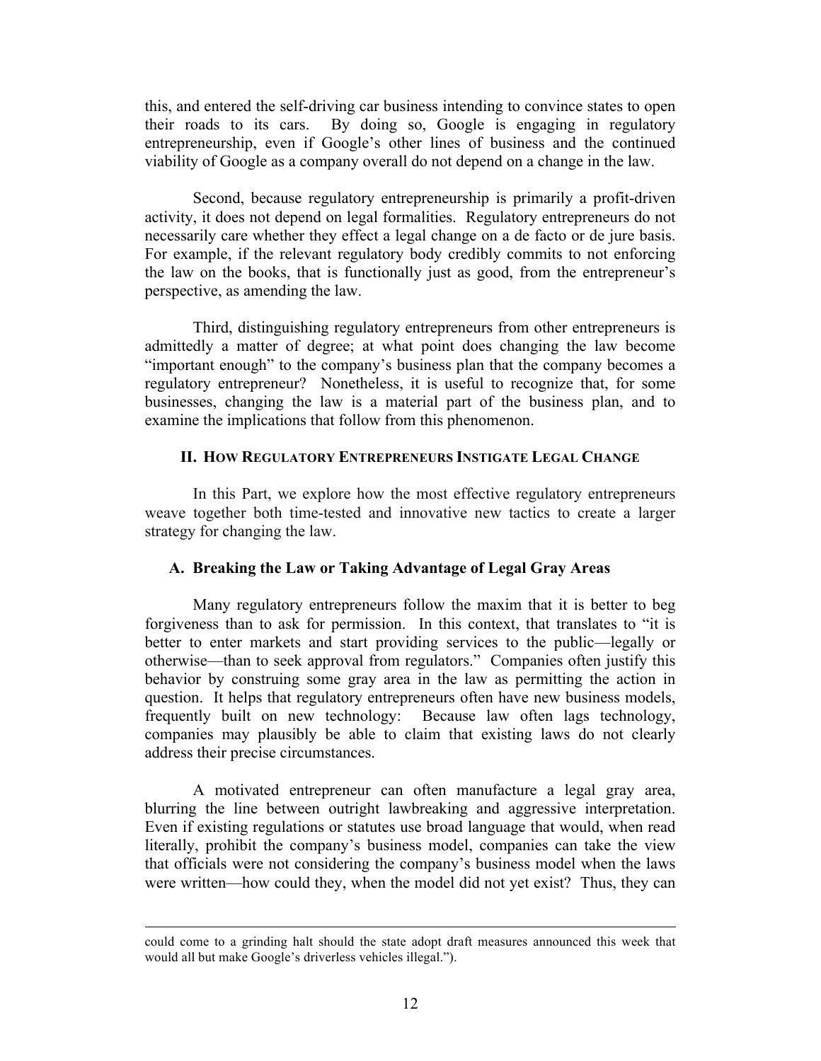this, and entered the self-driving car business intending to convince states to open their roads to its cars. By doing so, Google is engaging in regulatory entrepreneurship, even if Google's other lines of business and the continued viability of Google as a company overall do not depend on a change in the law.

Second, because regulatory entrepreneurship is primarily a profit-driven activity, it does not depend on legal formalities. Regulatory entrepreneurs do not necessarily care whether they effect a legal change on a de facto or de jure basis. For example, if the relevant regulatory body credibly commits to not enforcing the law on the books, that is functionally just as good, from the entrepreneur's perspective, as amending the law.

Third, distinguishing regulatory entrepreneurs from other entrepreneurs is admittedly a matter of degree; at what point does changing the law become "important enough" to the company's business plan that the company becomes a regulatory entrepreneur? Nonetheless, it is useful to recognize that, for some businesses, changing the law is a material part of the business plan, and to examine the implications that follow from this phenomenon.

## II. How Regulatory Entrepreneurs Instigate Legal Change

In this Part, we explore how the most effective regulatory entrepreneurs weave together both time-tested and innovative new tactics to create a larger strategy for changing the law.

### A. Breaking the Law or Taking Advantage of Legal Gray Areas

Many regulatory entrepreneurs follow the maxim that it is better to beg forgiveness than to ask for permission. In this context, that translates to "it is better to enter markets and start providing services to the public—legally or otherwise—than to seek approval from regulators." Companies often justify this behavior by construing some gray area in the law as permitting the action in question. It helps that regulatory entrepreneurs often have new business models, frequently built on new technology: Because law often lags technology, companies may plausibly be able to claim that existing laws do not clearly address their precise circumstances.

A motivated entrepreneur can often manufacture a legal gray area, blurring the line between outright lawbreaking and aggressive interpretation. Even if existing regulations or statutes use broad language that would, when read literally, prohibit the company's business model, companies can take the view that officials were not considering the company's business model when the laws were written—how could they, when the model did not yet exist? Thus, they can

---

could come to a grinding halt should the state adopt draft measures announced this week that would all but make Google's driverless vehicles illegal.").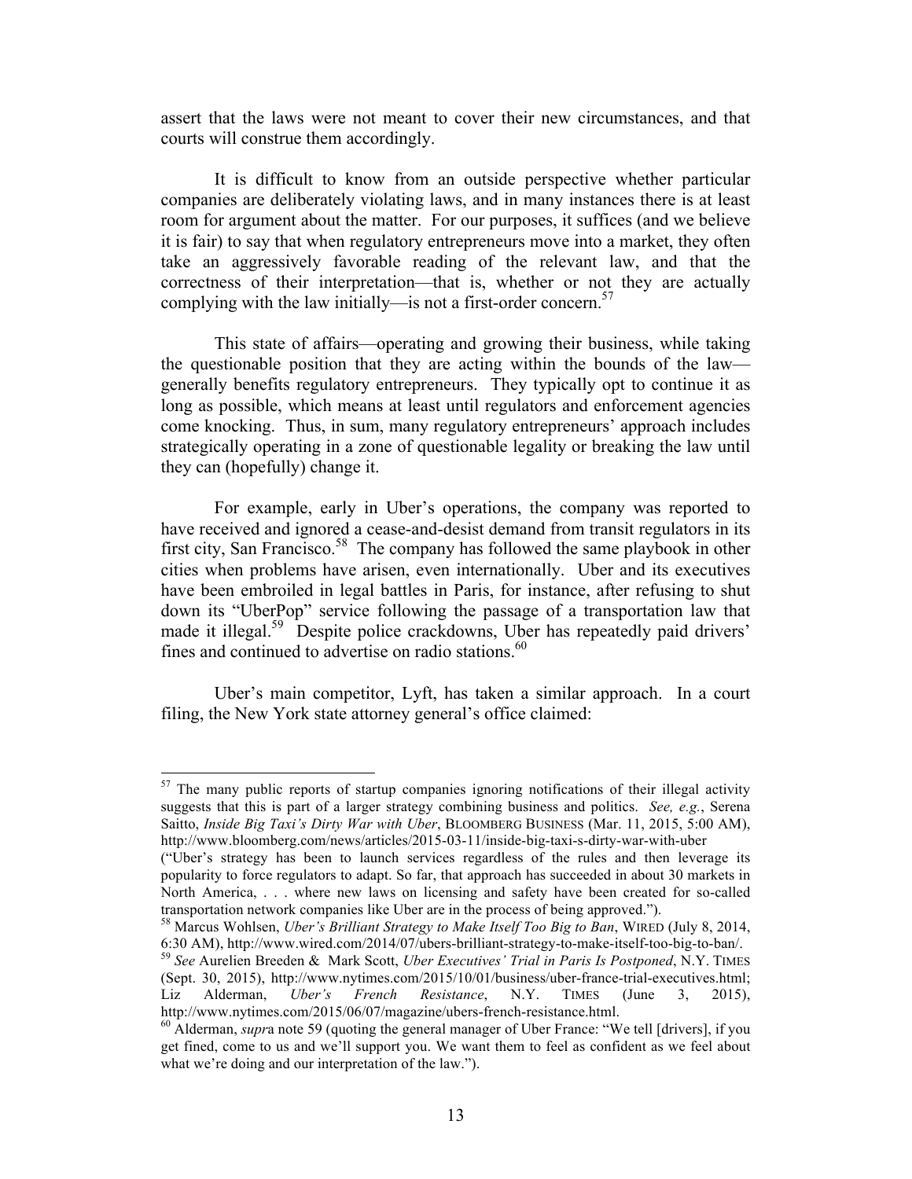assert that the laws were not meant to cover their new circumstances, and that courts will construe them accordingly.

It is difficult to know from an outside perspective whether particular companies are deliberately violating laws, and in many instances there is at least room for argument about the matter. For our purposes, it suffices (and we believe it is fair) to say that when regulatory entrepreneurs move into a market, they often take an aggressively favorable reading of the relevant law, and that the correctness of their interpretation—that is, whether or not they are actually complying with the law initially—is not a first-order concern.[57]

This state of affairs—operating and growing their business, while taking the questionable position that they are acting within the bounds of the law—generally benefits regulatory entrepreneurs. They typically opt to continue it as long as possible, which means at least until regulators and enforcement agencies come knocking. Thus, in sum, many regulatory entrepreneurs' approach includes strategically operating in a zone of questionable legality or breaking the law until they can (hopefully) change it.

For example, early in Uber's operations, the company was reported to have received and ignored a cease-and-desist demand from transit regulators in its first city, San Francisco.[58] The company has followed the same playbook in other cities when problems have arisen, even internationally. Uber and its executives have been embroiled in legal battles in Paris, for instance, after refusing to shut down its "UberPop" service following the passage of a transportation law that made it illegal.[59] Despite police crackdowns, Uber has repeatedly paid drivers' fines and continued to advertise on radio stations.[60]

Uber's main competitor, Lyft, has taken a similar approach. In a court filing, the New York state attorney general's office claimed:

---

[57] The many public reports of startup companies ignoring notifications of their illegal activity suggests that this is part of a larger strategy combining business and politics. *See, e.g.*, Serena Saitto, *Inside Big Taxi's Dirty War with Uber*, BLOOMBERG BUSINESS (Mar. 11, 2015, 5:00 AM), http://www.bloomberg.com/news/articles/2015-03-11/inside-big-taxi-s-dirty-war-with-uber ("Uber's strategy has been to launch services regardless of the rules and then leverage its popularity to force regulators to adapt. So far, that approach has succeeded in about 30 markets in North America, . . . where new laws on licensing and safety have been created for so-called transportation network companies like Uber are in the process of being approved.").

[58] Marcus Wohlsen, *Uber's Brilliant Strategy to Make Itself Too Big to Ban*, WIRED (July 8, 2014, 6:30 AM), http://www.wired.com/2014/07/ubers-brilliant-strategy-to-make-itself-too-big-to-ban/.

[59] *See* Aurelien Breeden & Mark Scott, *Uber Executives' Trial in Paris Is Postponed*, N.Y. TIMES (Sept. 30, 2015), http://www.nytimes.com/2015/10/01/business/uber-france-trial-executives.html; Liz Alderman, *Uber's French Resistance*, N.Y. TIMES (June 3, 2015), http://www.nytimes.com/2015/06/07/magazine/ubers-french-resistance.html.

[60] Alderman, *supra* note 59 (quoting the general manager of Uber France: "We tell [drivers], if you get fined, come to us and we'll support you. We want them to feel as confident as we feel about what we're doing and our interpretation of the law.").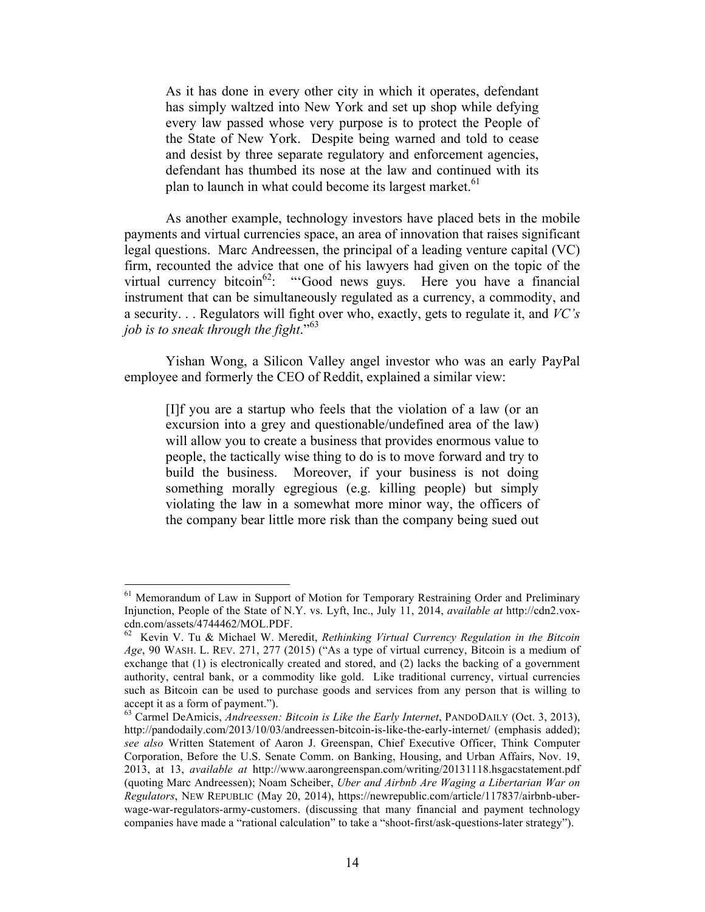> As it has done in every other city in which it operates, defendant has simply waltzed into New York and set up shop while defying every law passed whose very purpose is to protect the People of the State of New York. Despite being warned and told to cease and desist by three separate regulatory and enforcement agencies, defendant has thumbed its nose at the law and continued with its plan to launch in what could become its largest market.[61]

As another example, technology investors have placed bets in the mobile payments and virtual currencies space, an area of innovation that raises significant legal questions. Marc Andreessen, the principal of a leading venture capital (VC) firm, recounted the advice that one of his lawyers had given on the topic of the virtual currency bitcoin[62]: "'Good news guys. Here you have a financial instrument that can be simultaneously regulated as a currency, a commodity, and a security. . . Regulators will fight over who, exactly, gets to regulate it, and *VC's job is to sneak through the fight*."[63]

Yishan Wong, a Silicon Valley angel investor who was an early PayPal employee and formerly the CEO of Reddit, explained a similar view:

> [I]f you are a startup who feels that the violation of a law (or an excursion into a grey and questionable/undefined area of the law) will allow you to create a business that provides enormous value to people, the tactically wise thing to do is to move forward and try to build the business. Moreover, if your business is not doing something morally egregious (e.g. killing people) but simply violating the law in a somewhat more minor way, the officers of the company bear little more risk than the company being sued out

---

[61] Memorandum of Law in Support of Motion for Temporary Restraining Order and Preliminary Injunction, People of the State of N.Y. vs. Lyft, Inc., July 11, 2014, *available at* http://cdn2.vox-cdn.com/assets/4744462/MOL.PDF.

[62] Kevin V. Tu & Michael W. Meredit, *Rethinking Virtual Currency Regulation in the Bitcoin Age*, 90 WASH. L. REV. 271, 277 (2015) ("As a type of virtual currency, Bitcoin is a medium of exchange that (1) is electronically created and stored, and (2) lacks the backing of a government authority, central bank, or a commodity like gold. Like traditional currency, virtual currencies such as Bitcoin can be used to purchase goods and services from any person that is willing to accept it as a form of payment.").

[63] Carmel DeAmicis, *Andreessen: Bitcoin is Like the Early Internet*, PANDODAILY (Oct. 3, 2013), http://pandodaily.com/2013/10/03/andreessen-bitcoin-is-like-the-early-internet/ (emphasis added); *see also* Written Statement of Aaron J. Greenspan, Chief Executive Officer, Think Computer Corporation, Before the U.S. Senate Comm. on Banking, Housing, and Urban Affairs, Nov. 19, 2013, at 13, *available at* http://www.aarongreenspan.com/writing/20131118.hsgacstatement.pdf (quoting Marc Andreessen); Noam Scheiber, *Uber and Airbnb Are Waging a Libertarian War on Regulators*, NEW REPUBLIC (May 20, 2014), https://newrepublic.com/article/117837/airbnb-uber-wage-war-regulators-army-customers. (discussing that many financial and payment technology companies have made a "rational calculation" to take a "shoot-first/ask-questions-later strategy").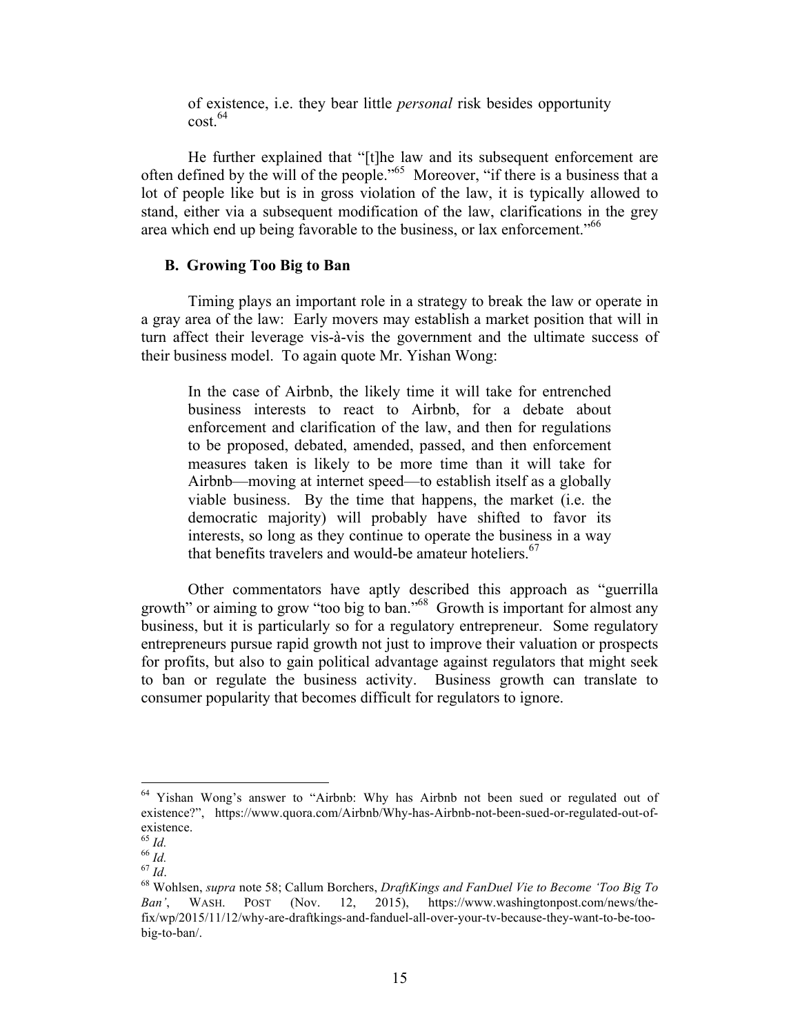> of existence, i.e. they bear little *personal* risk besides opportunity cost.[64]

He further explained that "[t]he law and its subsequent enforcement are often defined by the will of the people."[65] Moreover, "if there is a business that a lot of people like but is in gross violation of the law, it is typically allowed to stand, either via a subsequent modification of the law, clarifications in the grey area which end up being favorable to the business, or lax enforcement."[66]

### B. Growing Too Big to Ban

Timing plays an important role in a strategy to break the law or operate in a gray area of the law: Early movers may establish a market position that will in turn affect their leverage vis-à-vis the government and the ultimate success of their business model. To again quote Mr. Yishan Wong:

> In the case of Airbnb, the likely time it will take for entrenched business interests to react to Airbnb, for a debate about enforcement and clarification of the law, and then for regulations to be proposed, debated, amended, passed, and then enforcement measures taken is likely to be more time than it will take for Airbnb—moving at internet speed—to establish itself as a globally viable business. By the time that happens, the market (i.e. the democratic majority) will probably have shifted to favor its interests, so long as they continue to operate the business in a way that benefits travelers and would-be amateur hoteliers.[67]

Other commentators have aptly described this approach as "guerrilla growth" or aiming to grow "too big to ban."[68] Growth is important for almost any business, but it is particularly so for a regulatory entrepreneur. Some regulatory entrepreneurs pursue rapid growth not just to improve their valuation or prospects for profits, but also to gain political advantage against regulators that might seek to ban or regulate the business activity. Business growth can translate to consumer popularity that becomes difficult for regulators to ignore.

---

[64] Yishan Wong's answer to "Airbnb: Why has Airbnb not been sued or regulated out of existence?", https://www.quora.com/Airbnb/Why-has-Airbnb-not-been-sued-or-regulated-out-of-existence.

[65] *Id.*

[66] *Id.*

[67] *Id*.

[68] Wohlsen, *supra* note 58; Callum Borchers, *DraftKings and FanDuel Vie to Become 'Too Big To Ban'*, WASH. POST (Nov. 12, 2015), https://www.washingtonpost.com/news/the-fix/wp/2015/11/12/why-are-draftkings-and-fanduel-all-over-your-tv-because-they-want-to-be-too-big-to-ban/.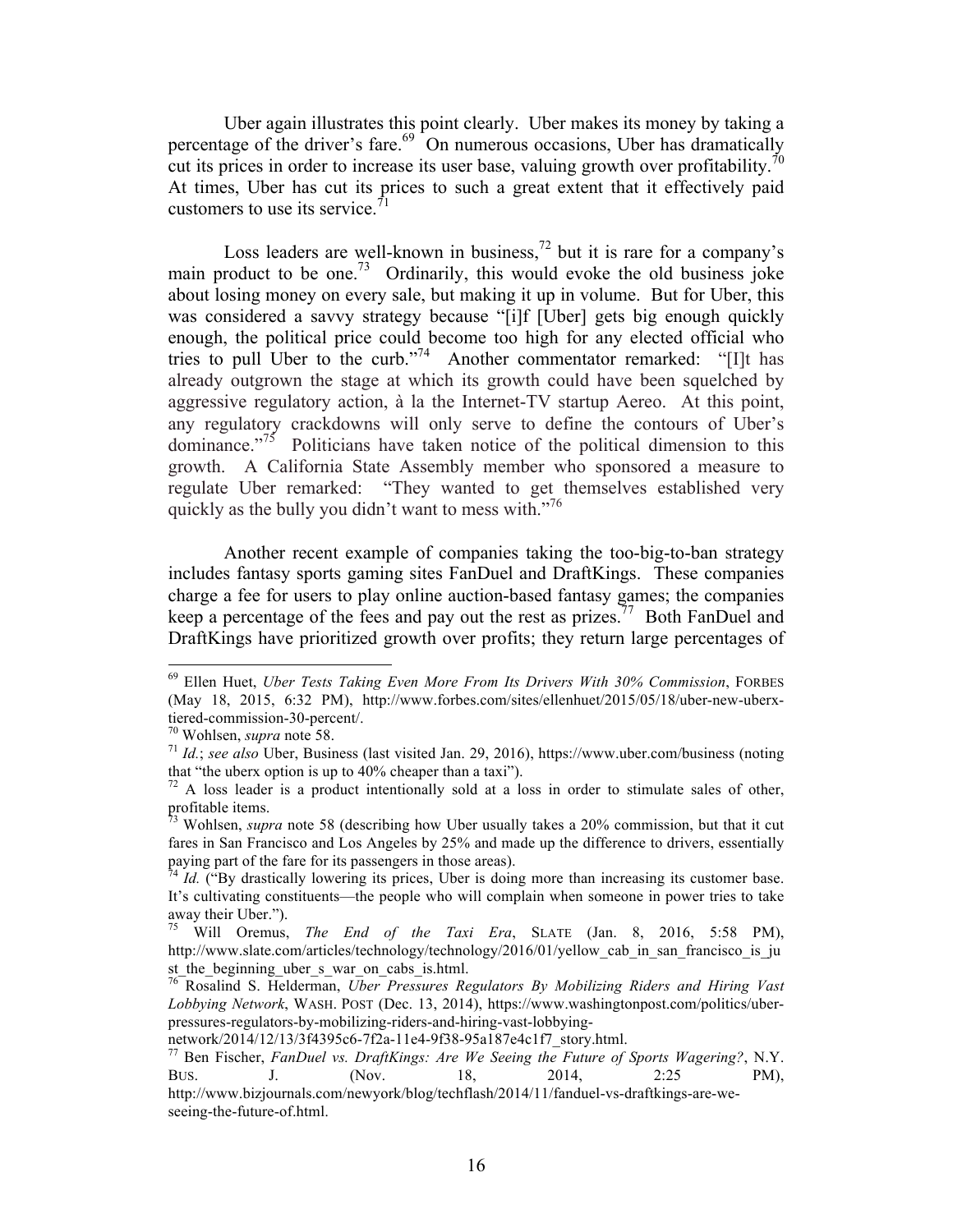Uber again illustrates this point clearly. Uber makes its money by taking a percentage of the driver's fare.[69] On numerous occasions, Uber has dramatically cut its prices in order to increase its user base, valuing growth over profitability.[70] At times, Uber has cut its prices to such a great extent that it effectively paid customers to use its service.[71]

Loss leaders are well-known in business,[72] but it is rare for a company's main product to be one.[73] Ordinarily, this would evoke the old business joke about losing money on every sale, but making it up in volume. But for Uber, this was considered a savvy strategy because "[i]f [Uber] gets big enough quickly enough, the political price could become too high for any elected official who tries to pull Uber to the curb."[74] Another commentator remarked: "[I]t has already outgrown the stage at which its growth could have been squelched by aggressive regulatory action, à la the Internet-TV startup Aereo. At this point, any regulatory crackdowns will only serve to define the contours of Uber's dominance."[75] Politicians have taken notice of the political dimension to this growth. A California State Assembly member who sponsored a measure to regulate Uber remarked: "They wanted to get themselves established very quickly as the bully you didn't want to mess with."[76]

Another recent example of companies taking the too-big-to-ban strategy includes fantasy sports gaming sites FanDuel and DraftKings. These companies charge a fee for users to play online auction-based fantasy games; the companies keep a percentage of the fees and pay out the rest as prizes.[77] Both FanDuel and DraftKings have prioritized growth over profits; they return large percentages of

---

[69] Ellen Huet, *Uber Tests Taking Even More From Its Drivers With 30% Commission*, FORBES (May 18, 2015, 6:32 PM), http://www.forbes.com/sites/ellenhuet/2015/05/18/uber-new-uberx-tiered-commission-30-percent/.

[70] Wohlsen, *supra* note 58.

[71] *Id.*; *see also* Uber, Business (last visited Jan. 29, 2016), https://www.uber.com/business (noting that "the uberx option is up to 40% cheaper than a taxi").

[72] A loss leader is a product intentionally sold at a loss in order to stimulate sales of other, profitable items.

[73] Wohlsen, *supra* note 58 (describing how Uber usually takes a 20% commission, but that it cut fares in San Francisco and Los Angeles by 25% and made up the difference to drivers, essentially paying part of the fare for its passengers in those areas).

[74] *Id.* ("By drastically lowering its prices, Uber is doing more than increasing its customer base. It's cultivating constituents—the people who will complain when someone in power tries to take away their Uber.").

[75] Will Oremus, *The End of the Taxi Era*, SLATE (Jan. 8, 2016, 5:58 PM), http://www.slate.com/articles/technology/technology/2016/01/yellow_cab_in_san_francisco_is_just_the_beginning_uber_s_war_on_cabs_is.html.

[76] Rosalind S. Helderman, *Uber Pressures Regulators By Mobilizing Riders and Hiring Vast Lobbying Network*, WASH. POST (Dec. 13, 2014), https://www.washingtonpost.com/politics/uber-pressures-regulators-by-mobilizing-riders-and-hiring-vast-lobbying-network/2014/12/13/3f4395c6-7f2a-11e4-9f38-95a187e4c1f7_story.html.

[77] Ben Fischer, *FanDuel vs. DraftKings: Are We Seeing the Future of Sports Wagering?*, N.Y. BUS. J. (Nov. 18, 2014, 2:25 PM), http://www.bizjournals.com/newyork/blog/techflash/2014/11/fanduel-vs-draftkings-are-we-seeing-the-future-of.html.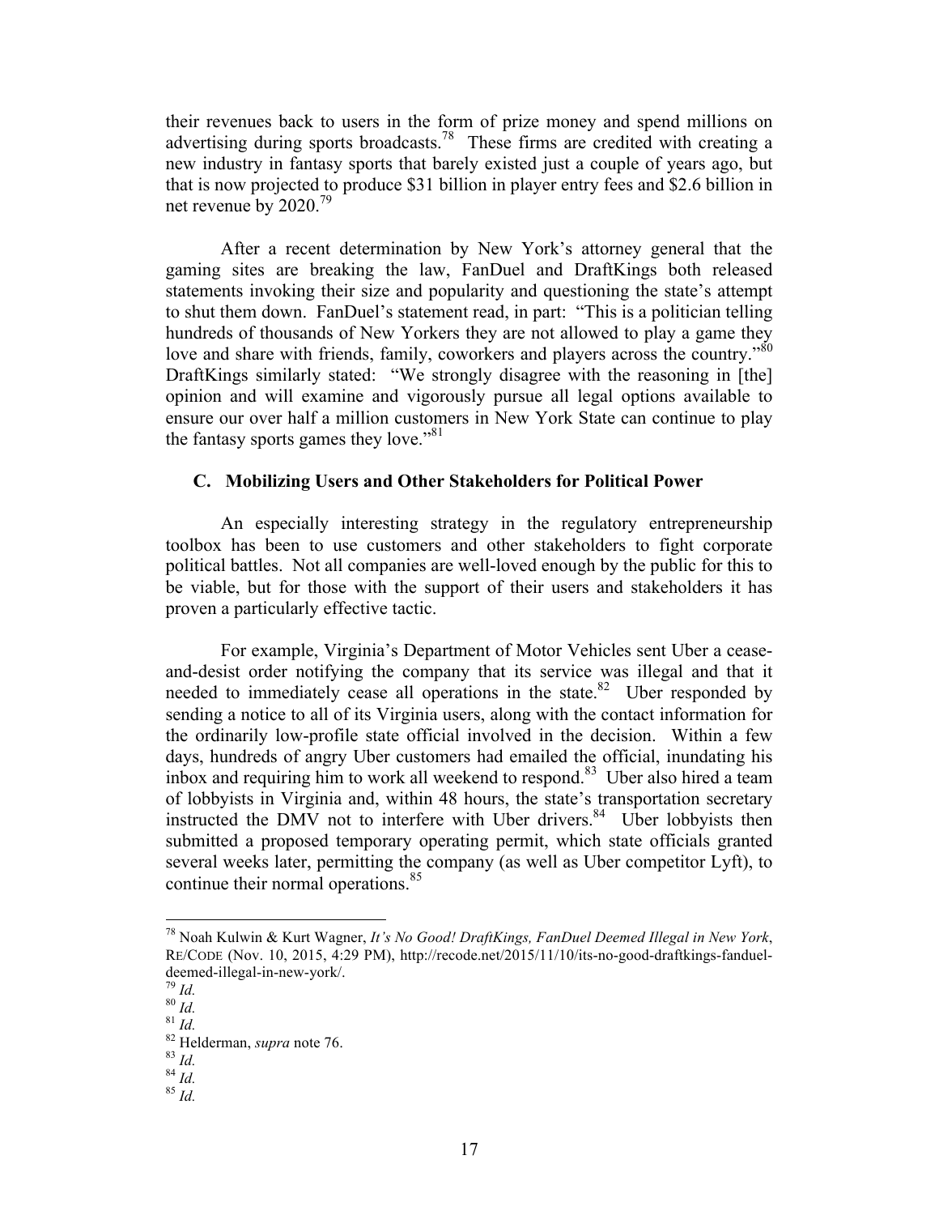their revenues back to users in the form of prize money and spend millions on advertising during sports broadcasts.[78] These firms are credited with creating a new industry in fantasy sports that barely existed just a couple of years ago, but that is now projected to produce $31 billion in player entry fees and $2.6 billion in net revenue by 2020.[79]

After a recent determination by New York's attorney general that the gaming sites are breaking the law, FanDuel and DraftKings both released statements invoking their size and popularity and questioning the state's attempt to shut them down. FanDuel's statement read, in part: "This is a politician telling hundreds of thousands of New Yorkers they are not allowed to play a game they love and share with friends, family, coworkers and players across the country."[80] DraftKings similarly stated: "We strongly disagree with the reasoning in [the] opinion and will examine and vigorously pursue all legal options available to ensure our over half a million customers in New York State can continue to play the fantasy sports games they love."[81]

### C. Mobilizing Users and Other Stakeholders for Political Power

An especially interesting strategy in the regulatory entrepreneurship toolbox has been to use customers and other stakeholders to fight corporate political battles. Not all companies are well-loved enough by the public for this to be viable, but for those with the support of their users and stakeholders it has proven a particularly effective tactic.

For example, Virginia's Department of Motor Vehicles sent Uber a cease-and-desist order notifying the company that its service was illegal and that it needed to immediately cease all operations in the state.[82] Uber responded by sending a notice to all of its Virginia users, along with the contact information for the ordinarily low-profile state official involved in the decision. Within a few days, hundreds of angry Uber customers had emailed the official, inundating his inbox and requiring him to work all weekend to respond.[83] Uber also hired a team of lobbyists in Virginia and, within 48 hours, the state's transportation secretary instructed the DMV not to interfere with Uber drivers.[84] Uber lobbyists then submitted a proposed temporary operating permit, which state officials granted several weeks later, permitting the company (as well as Uber competitor Lyft), to continue their normal operations.[85]

---

[78] Noah Kulwin & Kurt Wagner, *It's No Good! DraftKings, FanDuel Deemed Illegal in New York*, RE/CODE (Nov. 10, 2015, 4:29 PM), http://recode.net/2015/11/10/its-no-good-draftkings-fanduel-deemed-illegal-in-new-york/.

[79] *Id.*

[80] *Id.*

[81] *Id.*

[82] Helderman, *supra* note 76.

[83] *Id.*

[84] *Id.*

[85] *Id.*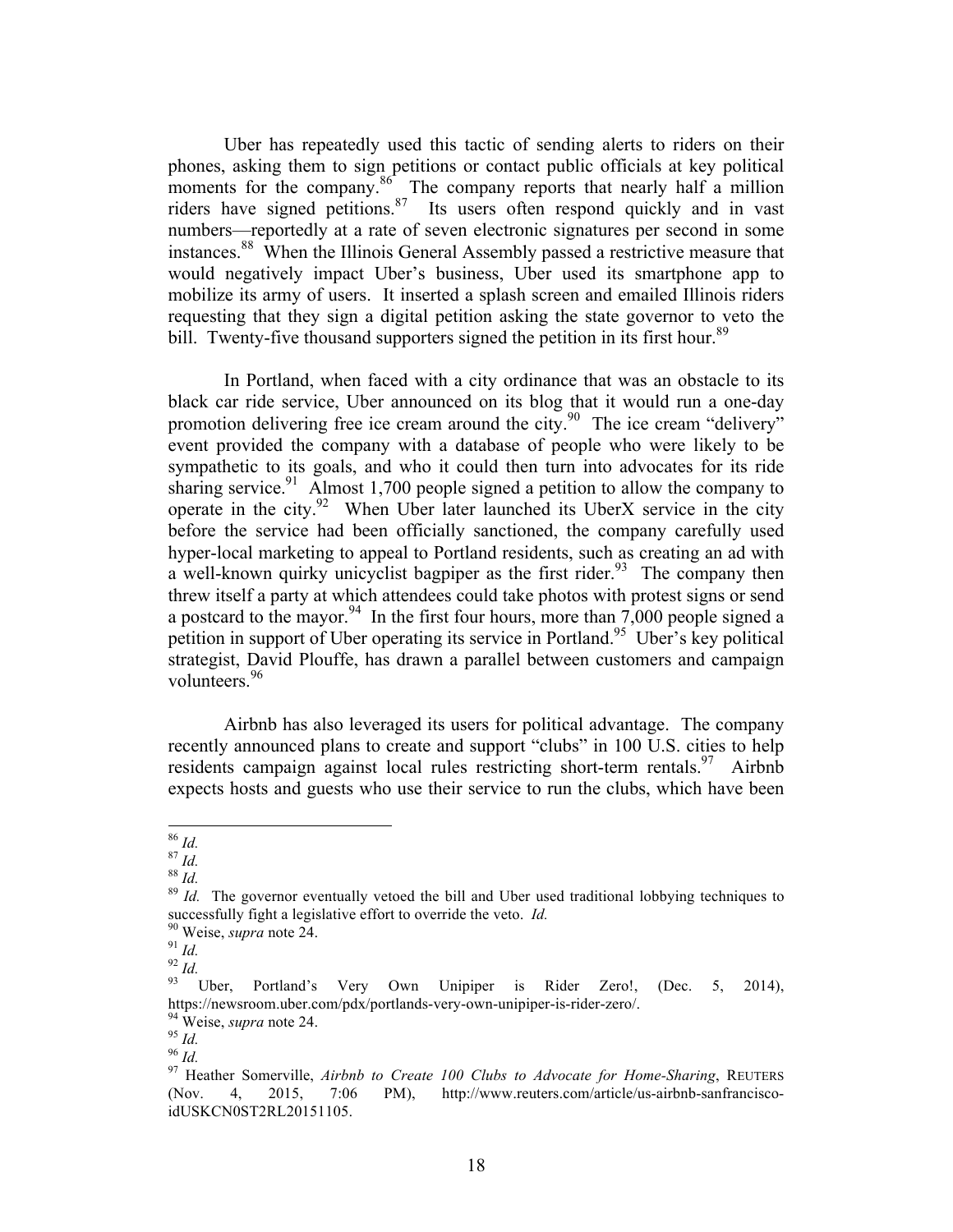Uber has repeatedly used this tactic of sending alerts to riders on their phones, asking them to sign petitions or contact public officials at key political moments for the company.[86] The company reports that nearly half a million riders have signed petitions.[87] Its users often respond quickly and in vast numbers—reportedly at a rate of seven electronic signatures per second in some instances.[88] When the Illinois General Assembly passed a restrictive measure that would negatively impact Uber's business, Uber used its smartphone app to mobilize its army of users. It inserted a splash screen and emailed Illinois riders requesting that they sign a digital petition asking the state governor to veto the bill. Twenty-five thousand supporters signed the petition in its first hour.[89]

In Portland, when faced with a city ordinance that was an obstacle to its black car ride service, Uber announced on its blog that it would run a one-day promotion delivering free ice cream around the city.[90] The ice cream "delivery" event provided the company with a database of people who were likely to be sympathetic to its goals, and who it could then turn into advocates for its ride sharing service.[91] Almost 1,700 people signed a petition to allow the company to operate in the city.[92] When Uber later launched its UberX service in the city before the service had been officially sanctioned, the company carefully used hyper-local marketing to appeal to Portland residents, such as creating an ad with a well-known quirky unicyclist bagpiper as the first rider.[93] The company then threw itself a party at which attendees could take photos with protest signs or send a postcard to the mayor.[94] In the first four hours, more than 7,000 people signed a petition in support of Uber operating its service in Portland.[95] Uber's key political strategist, David Plouffe, has drawn a parallel between customers and campaign volunteers.[96]

Airbnb has also leveraged its users for political advantage. The company recently announced plans to create and support "clubs" in 100 U.S. cities to help residents campaign against local rules restricting short-term rentals.[97] Airbnb expects hosts and guests who use their service to run the clubs, which have been

---

[86] *Id.*

[87] *Id.*

[88] *Id.*

[89] *Id.* The governor eventually vetoed the bill and Uber used traditional lobbying techniques to successfully fight a legislative effort to override the veto. *Id.*

[90] Weise, *supra* note 24.

[91] *Id.*

[92] *Id.*

[93] Uber, Portland's Very Own Unipiper is Rider Zero!, (Dec. 5, 2014), https://newsroom.uber.com/pdx/portlands-very-own-unipiper-is-rider-zero/.

[94] Weise, *supra* note 24.

[95] *Id.*

[96] *Id.*

[97] Heather Somerville, *Airbnb to Create 100 Clubs to Advocate for Home-Sharing*, REUTERS (Nov. 4, 2015, 7:06 PM), http://www.reuters.com/article/us-airbnb-sanfrancisco-idUSKCN0ST2RL20151105.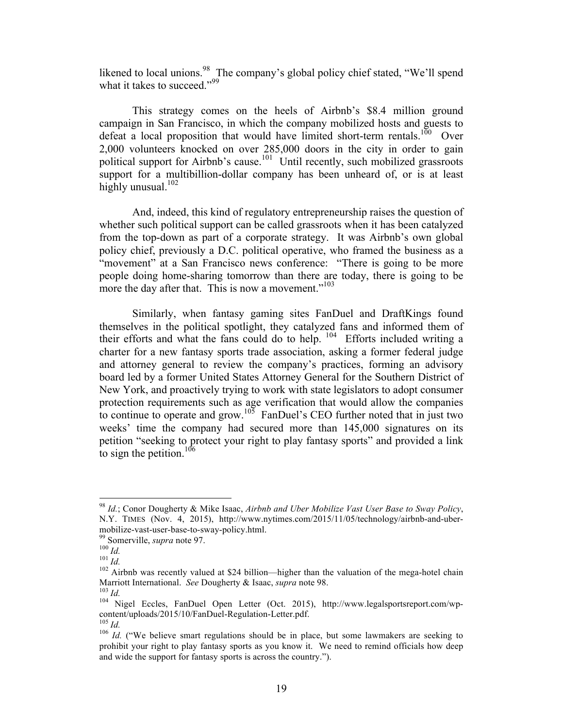likened to local unions.[98] The company's global policy chief stated, "We'll spend what it takes to succeed."[99]

This strategy comes on the heels of Airbnb's $8.4 million ground campaign in San Francisco, in which the company mobilized hosts and guests to defeat a local proposition that would have limited short-term rentals.[100] Over 2,000 volunteers knocked on over 285,000 doors in the city in order to gain political support for Airbnb's cause.[101] Until recently, such mobilized grassroots support for a multibillion-dollar company has been unheard of, or is at least highly unusual.[102]

And, indeed, this kind of regulatory entrepreneurship raises the question of whether such political support can be called grassroots when it has been catalyzed from the top-down as part of a corporate strategy. It was Airbnb's own global policy chief, previously a D.C. political operative, who framed the business as a "movement" at a San Francisco news conference: "There is going to be more people doing home-sharing tomorrow than there are today, there is going to be more the day after that. This is now a movement."[103]

Similarly, when fantasy gaming sites FanDuel and DraftKings found themselves in the political spotlight, they catalyzed fans and informed them of their efforts and what the fans could do to help.[104] Efforts included writing a charter for a new fantasy sports trade association, asking a former federal judge and attorney general to review the company's practices, forming an advisory board led by a former United States Attorney General for the Southern District of New York, and proactively trying to work with state legislators to adopt consumer protection requirements such as age verification that would allow the companies to continue to operate and grow.[105] FanDuel's CEO further noted that in just two weeks' time the company had secured more than 145,000 signatures on its petition "seeking to protect your right to play fantasy sports" and provided a link to sign the petition.[106]

---

[98] *Id.*; Conor Dougherty & Mike Isaac, *Airbnb and Uber Mobilize Vast User Base to Sway Policy*, N.Y. TIMES (Nov. 4, 2015), http://www.nytimes.com/2015/11/05/technology/airbnb-and-uber-mobilize-vast-user-base-to-sway-policy.html.

[99] Somerville, *supra* note 97.

[100] *Id.*

[101] *Id.*

[102] Airbnb was recently valued at $24 billion—higher than the valuation of the mega-hotel chain Marriott International. *See* Dougherty & Isaac, *supra* note 98.

[103] *Id.*

[104] Nigel Eccles, FanDuel Open Letter (Oct. 2015), http://www.legalsportsreport.com/wp-content/uploads/2015/10/FanDuel-Regulation-Letter.pdf.

[105] *Id.*

[106] *Id.* ("We believe smart regulations should be in place, but some lawmakers are seeking to prohibit your right to play fantasy sports as you know it. We need to remind officials how deep and wide the support for fantasy sports is across the country.").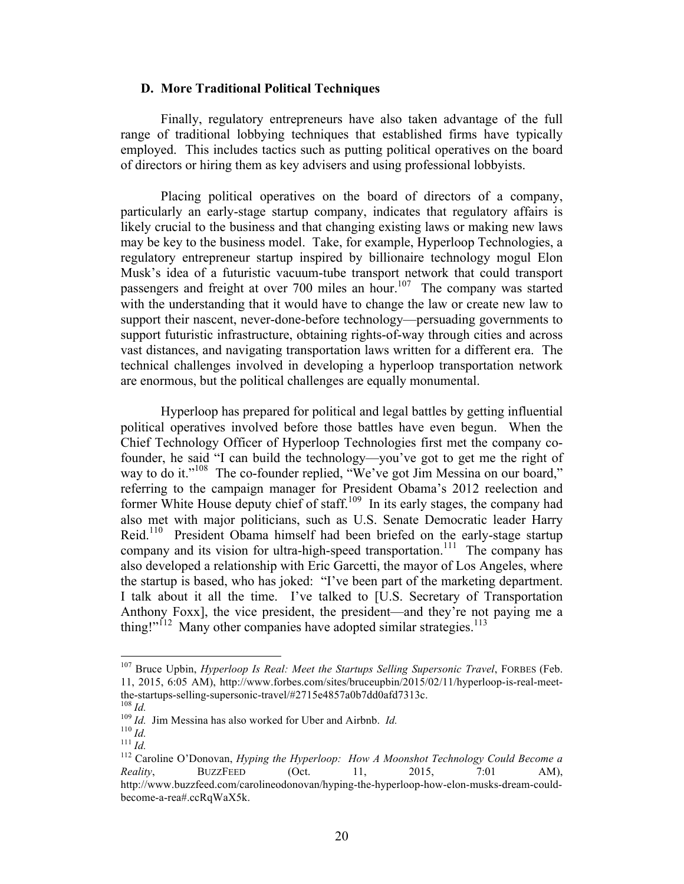### D. More Traditional Political Techniques

Finally, regulatory entrepreneurs have also taken advantage of the full range of traditional lobbying techniques that established firms have typically employed. This includes tactics such as putting political operatives on the board of directors or hiring them as key advisers and using professional lobbyists.

Placing political operatives on the board of directors of a company, particularly an early-stage startup company, indicates that regulatory affairs is likely crucial to the business and that changing existing laws or making new laws may be key to the business model. Take, for example, Hyperloop Technologies, a regulatory entrepreneur startup inspired by billionaire technology mogul Elon Musk's idea of a futuristic vacuum-tube transport network that could transport passengers and freight at over 700 miles an hour.[107] The company was started with the understanding that it would have to change the law or create new law to support their nascent, never-done-before technology—persuading governments to support futuristic infrastructure, obtaining rights-of-way through cities and across vast distances, and navigating transportation laws written for a different era. The technical challenges involved in developing a hyperloop transportation network are enormous, but the political challenges are equally monumental.

Hyperloop has prepared for political and legal battles by getting influential political operatives involved before those battles have even begun. When the Chief Technology Officer of Hyperloop Technologies first met the company co-founder, he said "I can build the technology—you've got to get me the right of way to do it."[108] The co-founder replied, "We've got Jim Messina on our board," referring to the campaign manager for President Obama's 2012 reelection and former White House deputy chief of staff.[109] In its early stages, the company had also met with major politicians, such as U.S. Senate Democratic leader Harry Reid.[110] President Obama himself had been briefed on the early-stage startup company and its vision for ultra-high-speed transportation.[111] The company has also developed a relationship with Eric Garcetti, the mayor of Los Angeles, where the startup is based, who has joked: "I've been part of the marketing department. I talk about it all the time. I've talked to [U.S. Secretary of Transportation Anthony Foxx], the vice president, the president—and they're not paying me a thing!"[112] Many other companies have adopted similar strategies.[113]

---

[107] Bruce Upbin, *Hyperloop Is Real: Meet the Startups Selling Supersonic Travel*, FORBES (Feb. 11, 2015, 6:05 AM), http://www.forbes.com/sites/bruceupbin/2015/02/11/hyperloop-is-real-meet-the-startups-selling-supersonic-travel/#2715e4857a0b7dd0afd7313c.

[108] *Id.*

[109] *Id.* Jim Messina has also worked for Uber and Airbnb. *Id.*

[110] *Id.*

[111] *Id.*

[112] Caroline O'Donovan, *Hyping the Hyperloop: How A Moonshot Technology Could Become a Reality*, BUZZFEED (Oct. 11, 2015, 7:01 AM), http://www.buzzfeed.com/carolineodonovan/hyping-the-hyperloop-how-elon-musks-dream-could-become-a-rea#.ccRqWaX5k.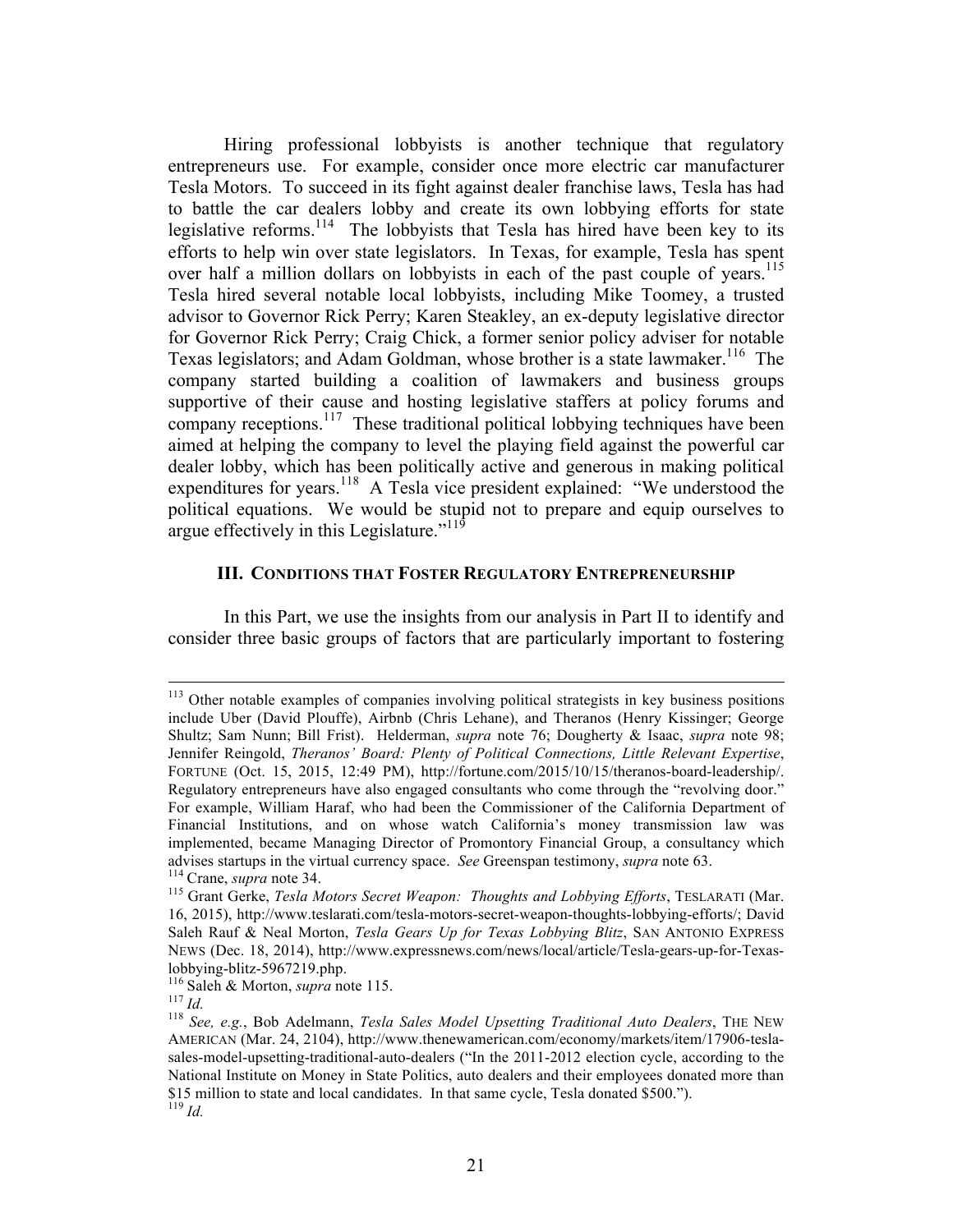Hiring professional lobbyists is another technique that regulatory entrepreneurs use. For example, consider once more electric car manufacturer Tesla Motors. To succeed in its fight against dealer franchise laws, Tesla has had to battle the car dealers lobby and create its own lobbying efforts for state legislative reforms.[114] The lobbyists that Tesla has hired have been key to its efforts to help win over state legislators. In Texas, for example, Tesla has spent over half a million dollars on lobbyists in each of the past couple of years.[115] Tesla hired several notable local lobbyists, including Mike Toomey, a trusted advisor to Governor Rick Perry; Karen Steakley, an ex-deputy legislative director for Governor Rick Perry; Craig Chick, a former senior policy adviser for notable Texas legislators; and Adam Goldman, whose brother is a state lawmaker.[116] The company started building a coalition of lawmakers and business groups supportive of their cause and hosting legislative staffers at policy forums and company receptions.[117] These traditional political lobbying techniques have been aimed at helping the company to level the playing field against the powerful car dealer lobby, which has been politically active and generous in making political expenditures for years.[118] A Tesla vice president explained: "We understood the political equations. We would be stupid not to prepare and equip ourselves to argue effectively in this Legislature."[119]

## III. Conditions that Foster Regulatory Entrepreneurship

In this Part, we use the insights from our analysis in Part II to identify and consider three basic groups of factors that are particularly important to fostering

---

[113] Other notable examples of companies involving political strategists in key business positions include Uber (David Plouffe), Airbnb (Chris Lehane), and Theranos (Henry Kissinger; George Shultz; Sam Nunn; Bill Frist). Helderman, *supra* note 76; Dougherty & Isaac, *supra* note 98; Jennifer Reingold, *Theranos' Board: Plenty of Political Connections, Little Relevant Expertise*, FORTUNE (Oct. 15, 2015, 12:49 PM), http://fortune.com/2015/10/15/theranos-board-leadership/. Regulatory entrepreneurs have also engaged consultants who come through the "revolving door." For example, William Haraf, who had been the Commissioner of the California Department of Financial Institutions, and on whose watch California's money transmission law was implemented, became Managing Director of Promontory Financial Group, a consultancy which advises startups in the virtual currency space. *See* Greenspan testimony, *supra* note 63.

[114] Crane, *supra* note 34.

[115] Grant Gerke, *Tesla Motors Secret Weapon: Thoughts and Lobbying Efforts*, TESLARATI (Mar. 16, 2015), http://www.teslarati.com/tesla-motors-secret-weapon-thoughts-lobbying-efforts/; David Saleh Rauf & Neal Morton, *Tesla Gears Up for Texas Lobbying Blitz*, SAN ANTONIO EXPRESS NEWS (Dec. 18, 2014), http://www.expressnews.com/news/local/article/Tesla-gears-up-for-Texas-lobbying-blitz-5967219.php.

[116] Saleh & Morton, *supra* note 115.

[117] *Id.*

[118] *See, e.g.*, Bob Adelmann, *Tesla Sales Model Upsetting Traditional Auto Dealers*, THE NEW AMERICAN (Mar. 24, 2104), http://www.thenewamerican.com/economy/markets/item/17906-tesla-sales-model-upsetting-traditional-auto-dealers ("In the 2011-2012 election cycle, according to the National Institute on Money in State Politics, auto dealers and their employees donated more than \$15 million to state and local candidates. In that same cycle, Tesla donated \$500.").

[119] *Id.*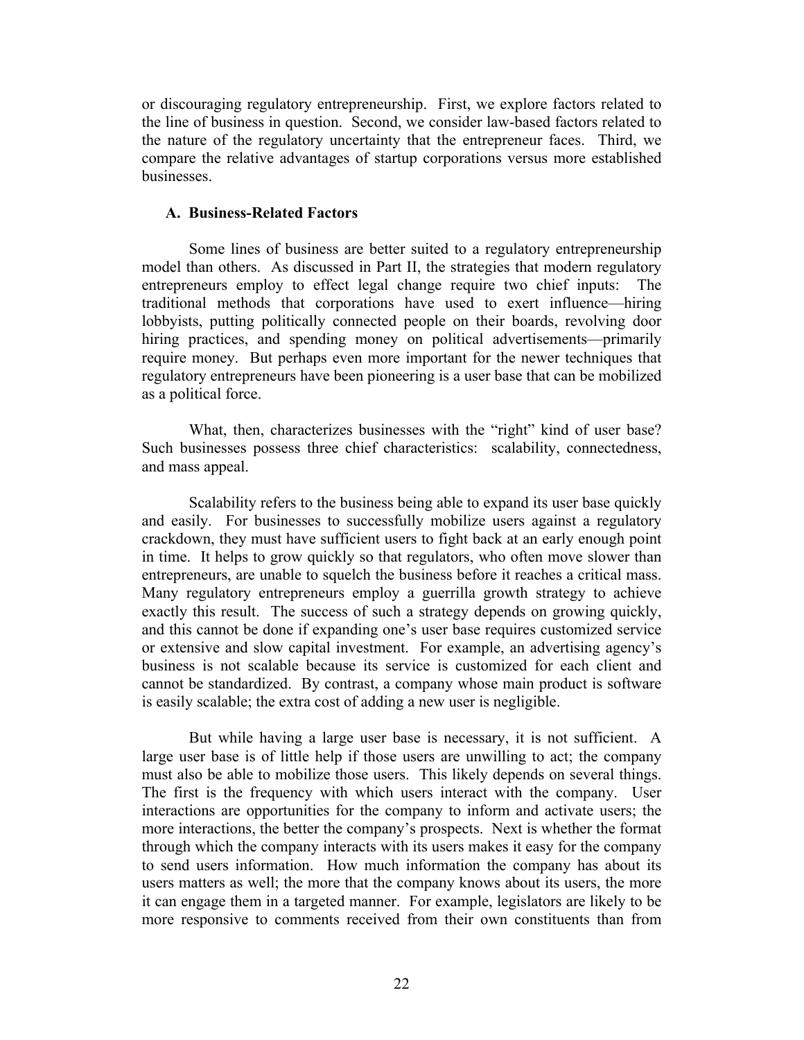or discouraging regulatory entrepreneurship. First, we explore factors related to the line of business in question. Second, we consider law-based factors related to the nature of the regulatory uncertainty that the entrepreneur faces. Third, we compare the relative advantages of startup corporations versus more established businesses.

### A. Business-Related Factors

Some lines of business are better suited to a regulatory entrepreneurship model than others. As discussed in Part II, the strategies that modern regulatory entrepreneurs employ to effect legal change require two chief inputs: The traditional methods that corporations have used to exert influence—hiring lobbyists, putting politically connected people on their boards, revolving door hiring practices, and spending money on political advertisements—primarily require money. But perhaps even more important for the newer techniques that regulatory entrepreneurs have been pioneering is a user base that can be mobilized as a political force.

What, then, characterizes businesses with the "right" kind of user base? Such businesses possess three chief characteristics: scalability, connectedness, and mass appeal.

Scalability refers to the business being able to expand its user base quickly and easily. For businesses to successfully mobilize users against a regulatory crackdown, they must have sufficient users to fight back at an early enough point in time. It helps to grow quickly so that regulators, who often move slower than entrepreneurs, are unable to squelch the business before it reaches a critical mass. Many regulatory entrepreneurs employ a guerrilla growth strategy to achieve exactly this result. The success of such a strategy depends on growing quickly, and this cannot be done if expanding one's user base requires customized service or extensive and slow capital investment. For example, an advertising agency's business is not scalable because its service is customized for each client and cannot be standardized. By contrast, a company whose main product is software is easily scalable; the extra cost of adding a new user is negligible.

But while having a large user base is necessary, it is not sufficient. A large user base is of little help if those users are unwilling to act; the company must also be able to mobilize those users. This likely depends on several things. The first is the frequency with which users interact with the company. User interactions are opportunities for the company to inform and activate users; the more interactions, the better the company's prospects. Next is whether the format through which the company interacts with its users makes it easy for the company to send users information. How much information the company has about its users matters as well; the more that the company knows about its users, the more it can engage them in a targeted manner. For example, legislators are likely to be more responsive to comments received from their own constituents than from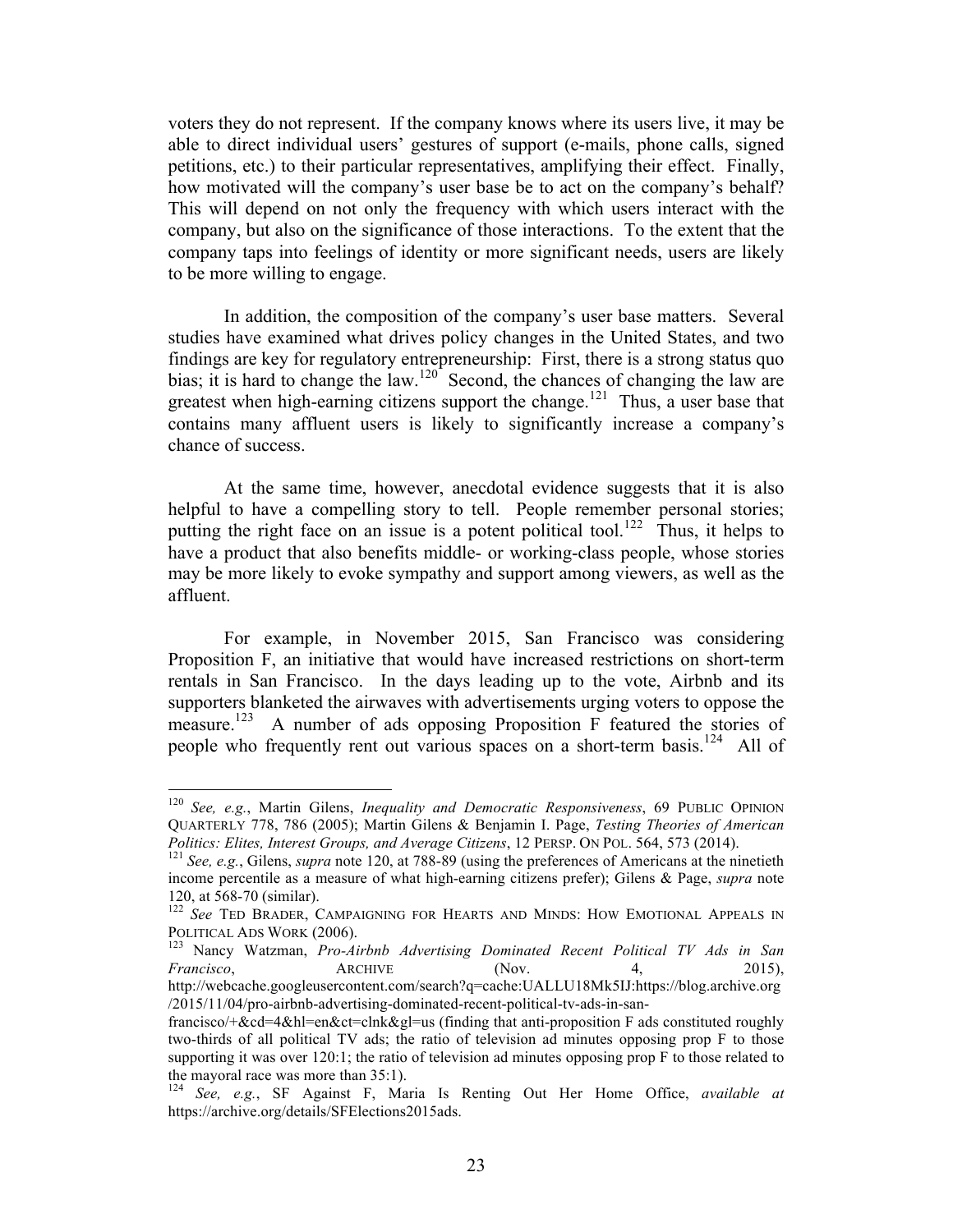voters they do not represent. If the company knows where its users live, it may be able to direct individual users' gestures of support (e-mails, phone calls, signed petitions, etc.) to their particular representatives, amplifying their effect. Finally, how motivated will the company's user base be to act on the company's behalf? This will depend on not only the frequency with which users interact with the company, but also on the significance of those interactions. To the extent that the company taps into feelings of identity or more significant needs, users are likely to be more willing to engage.

In addition, the composition of the company's user base matters. Several studies have examined what drives policy changes in the United States, and two findings are key for regulatory entrepreneurship: First, there is a strong status quo bias; it is hard to change the law.[120] Second, the chances of changing the law are greatest when high-earning citizens support the change.[121] Thus, a user base that contains many affluent users is likely to significantly increase a company's chance of success.

At the same time, however, anecdotal evidence suggests that it is also helpful to have a compelling story to tell. People remember personal stories; putting the right face on an issue is a potent political tool.[122] Thus, it helps to have a product that also benefits middle- or working-class people, whose stories may be more likely to evoke sympathy and support among viewers, as well as the affluent.

For example, in November 2015, San Francisco was considering Proposition F, an initiative that would have increased restrictions on short-term rentals in San Francisco. In the days leading up to the vote, Airbnb and its supporters blanketed the airwaves with advertisements urging voters to oppose the measure.[123] A number of ads opposing Proposition F featured the stories of people who frequently rent out various spaces on a short-term basis.[124] All of

---

[120] *See, e.g.*, Martin Gilens, *Inequality and Democratic Responsiveness*, 69 PUBLIC OPINION QUARTERLY 778, 786 (2005); Martin Gilens & Benjamin I. Page, *Testing Theories of American Politics: Elites, Interest Groups, and Average Citizens*, 12 PERSP. ON POL. 564, 573 (2014).

[121] *See, e.g.*, Gilens, *supra* note 120, at 788-89 (using the preferences of Americans at the ninetieth income percentile as a measure of what high-earning citizens prefer); Gilens & Page, *supra* note 120, at 568-70 (similar).

[122] *See* TED BRADER, CAMPAIGNING FOR HEARTS AND MINDS: HOW EMOTIONAL APPEALS IN POLITICAL ADS WORK (2006).

[123] Nancy Watzman, *Pro-Airbnb Advertising Dominated Recent Political TV Ads in San Francisco*, ARCHIVE (Nov. 4, 2015), http://webcache.googleusercontent.com/search?q=cache:UALLU18Mk5IJ:https://blog.archive.org/2015/11/04/pro-airbnb-advertising-dominated-recent-political-tv-ads-in-san-francisco/+&cd=4&hl=en&ct=clnk&gl=us (finding that anti-proposition F ads constituted roughly two-thirds of all political TV ads; the ratio of television ad minutes opposing prop F to those supporting it was over 120:1; the ratio of television ad minutes opposing prop F to those related to the mayoral race was more than 35:1).

[124] *See, e.g.*, SF Against F, Maria Is Renting Out Her Home Office, *available at* https://archive.org/details/SFElections2015ads.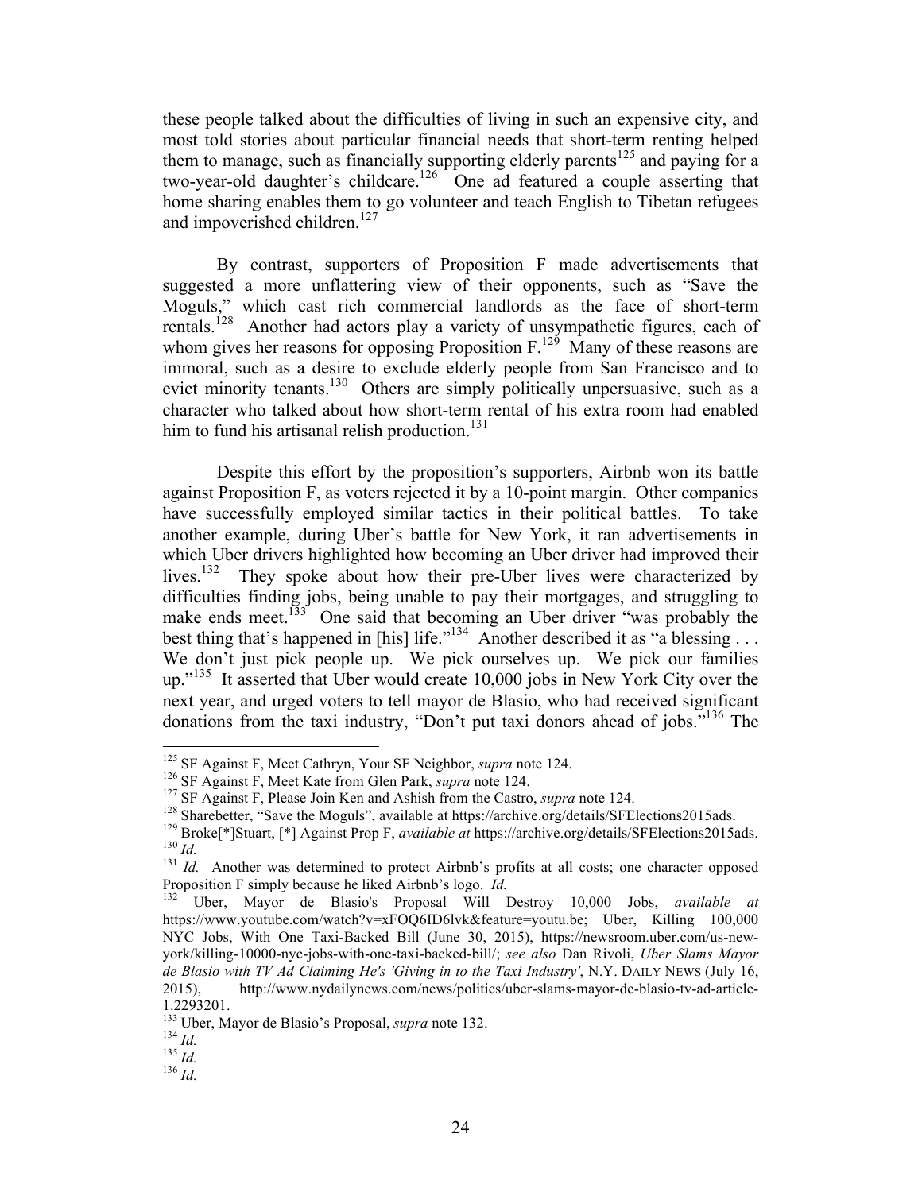these people talked about the difficulties of living in such an expensive city, and most told stories about particular financial needs that short-term renting helped them to manage, such as financially supporting elderly parents[125] and paying for a two-year-old daughter's childcare.[126] One ad featured a couple asserting that home sharing enables them to go volunteer and teach English to Tibetan refugees and impoverished children.[127]

By contrast, supporters of Proposition F made advertisements that suggested a more unflattering view of their opponents, such as "Save the Moguls," which cast rich commercial landlords as the face of short-term rentals.[128] Another had actors play a variety of unsympathetic figures, each of whom gives her reasons for opposing Proposition F.[129] Many of these reasons are immoral, such as a desire to exclude elderly people from San Francisco and to evict minority tenants.[130] Others are simply politically unpersuasive, such as a character who talked about how short-term rental of his extra room had enabled him to fund his artisanal relish production.[131]

Despite this effort by the proposition's supporters, Airbnb won its battle against Proposition F, as voters rejected it by a 10-point margin. Other companies have successfully employed similar tactics in their political battles. To take another example, during Uber's battle for New York, it ran advertisements in which Uber drivers highlighted how becoming an Uber driver had improved their lives.[132] They spoke about how their pre-Uber lives were characterized by difficulties finding jobs, being unable to pay their mortgages, and struggling to make ends meet.[133] One said that becoming an Uber driver "was probably the best thing that's happened in [his] life."[134] Another described it as "a blessing . . . We don't just pick people up. We pick ourselves up. We pick our families up."[135] It asserted that Uber would create 10,000 jobs in New York City over the next year, and urged voters to tell mayor de Blasio, who had received significant donations from the taxi industry, "Don't put taxi donors ahead of jobs."[136] The

---

[125] SF Against F, Meet Cathryn, Your SF Neighbor, *supra* note 124.

[126] SF Against F, Meet Kate from Glen Park, *supra* note 124.

[127] SF Against F, Please Join Ken and Ashish from the Castro, *supra* note 124.

[128] Sharebetter, "Save the Moguls", available at https://archive.org/details/SFElections2015ads.

[129] Broke[*]Stuart, [*] Against Prop F, *available at* https://archive.org/details/SFElections2015ads.

[130] *Id.*

[131] *Id.* Another was determined to protect Airbnb's profits at all costs; one character opposed Proposition F simply because he liked Airbnb's logo. *Id.*

[132] Uber, Mayor de Blasio's Proposal Will Destroy 10,000 Jobs, *available at* https://www.youtube.com/watch?v=xFOQ6ID6lvk&feature=youtu.be; Uber, Killing 100,000 NYC Jobs, With One Taxi-Backed Bill (June 30, 2015), https://newsroom.uber.com/us-new-york/killing-10000-nyc-jobs-with-one-taxi-backed-bill/; *see also* Dan Rivoli, *Uber Slams Mayor de Blasio with TV Ad Claiming He's 'Giving in to the Taxi Industry'*, N.Y. DAILY NEWS (July 16, 2015), http://www.nydailynews.com/news/politics/uber-slams-mayor-de-blasio-tv-ad-article-1.2293201.

[133] Uber, Mayor de Blasio's Proposal, *supra* note 132.

[134] *Id.*

[135] *Id.*

[136] *Id.*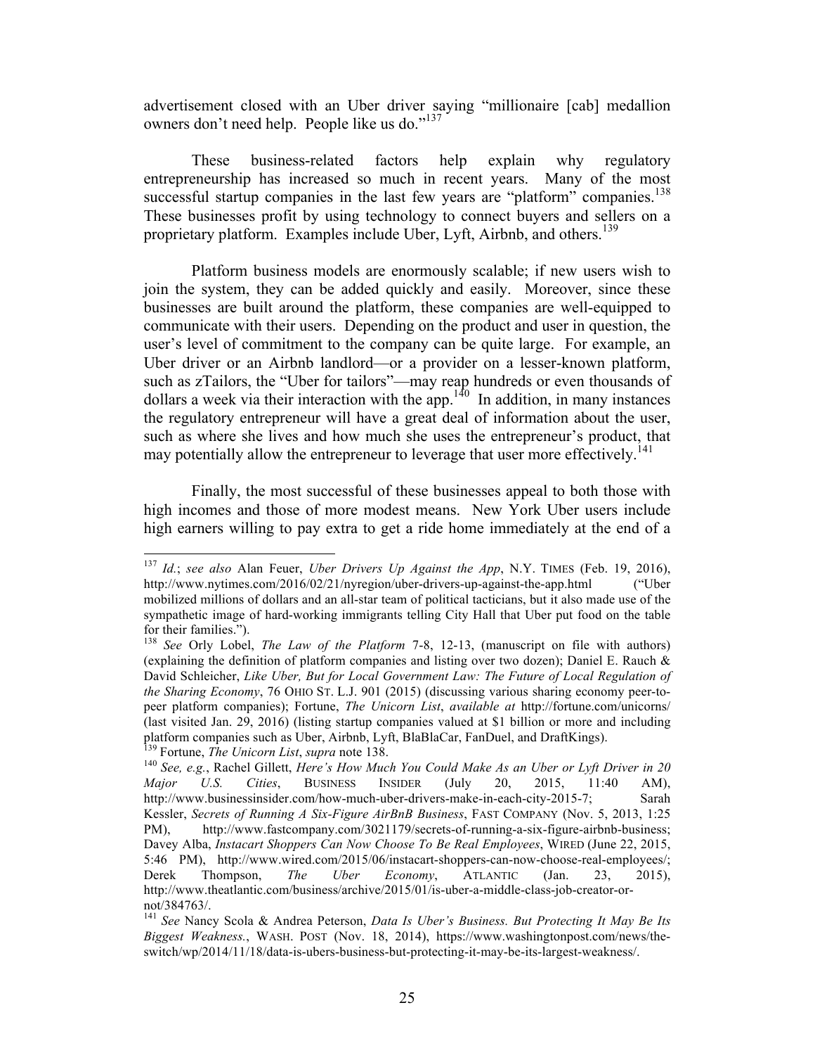advertisement closed with an Uber driver saying "millionaire [cab] medallion owners don't need help. People like us do."[137]

These business-related factors help explain why regulatory entrepreneurship has increased so much in recent years. Many of the most successful startup companies in the last few years are "platform" companies.[138] These businesses profit by using technology to connect buyers and sellers on a proprietary platform. Examples include Uber, Lyft, Airbnb, and others.[139]

Platform business models are enormously scalable; if new users wish to join the system, they can be added quickly and easily. Moreover, since these businesses are built around the platform, these companies are well-equipped to communicate with their users. Depending on the product and user in question, the user's level of commitment to the company can be quite large. For example, an Uber driver or an Airbnb landlord—or a provider on a lesser-known platform, such as zTailors, the "Uber for tailors"—may reap hundreds or even thousands of dollars a week via their interaction with the app.[140] In addition, in many instances the regulatory entrepreneur will have a great deal of information about the user, such as where she lives and how much she uses the entrepreneur's product, that may potentially allow the entrepreneur to leverage that user more effectively.[141]

Finally, the most successful of these businesses appeal to both those with high incomes and those of more modest means. New York Uber users include high earners willing to pay extra to get a ride home immediately at the end of a

---

[137] *Id.*; *see also* Alan Feuer, *Uber Drivers Up Against the App*, N.Y. TIMES (Feb. 19, 2016), http://www.nytimes.com/2016/02/21/nyregion/uber-drivers-up-against-the-app.html ("Uber mobilized millions of dollars and an all-star team of political tacticians, but it also made use of the sympathetic image of hard-working immigrants telling City Hall that Uber put food on the table for their families.").

[138] *See* Orly Lobel, *The Law of the Platform* 7-8, 12-13, (manuscript on file with authors) (explaining the definition of platform companies and listing over two dozen); Daniel E. Rauch & David Schleicher, *Like Uber, But for Local Government Law: The Future of Local Regulation of the Sharing Economy*, 76 OHIO ST. L.J. 901 (2015) (discussing various sharing economy peer-to-peer platform companies); Fortune, *The Unicorn List*, *available at* http://fortune.com/unicorns/ (last visited Jan. 29, 2016) (listing startup companies valued at $1 billion or more and including platform companies such as Uber, Airbnb, Lyft, BlaBlaCar, FanDuel, and DraftKings).

[139] Fortune, *The Unicorn List*, *supra* note 138.

[140] *See, e.g.*, Rachel Gillett, *Here's How Much You Could Make As an Uber or Lyft Driver in 20 Major U.S. Cities*, BUSINESS INSIDER (July 20, 2015, 11:40 AM), http://www.businessinsider.com/how-much-uber-drivers-make-in-each-city-2015-7; Sarah Kessler, *Secrets of Running A Six-Figure AirBnB Business*, FAST COMPANY (Nov. 5, 2013, 1:25 PM), http://www.fastcompany.com/3021179/secrets-of-running-a-six-figure-airbnb-business; Davey Alba, *Instacart Shoppers Can Now Choose To Be Real Employees*, WIRED (June 22, 2015, 5:46 PM), http://www.wired.com/2015/06/instacart-shoppers-can-now-choose-real-employees/; Derek Thompson, *The Uber Economy*, ATLANTIC (Jan. 23, 2015), http://www.theatlantic.com/business/archive/2015/01/is-uber-a-middle-class-job-creator-or-not/384763/.

[141] *See* Nancy Scola & Andrea Peterson, *Data Is Uber's Business. But Protecting It May Be Its Biggest Weakness.*, WASH. POST (Nov. 18, 2014), https://www.washingtonpost.com/news/the-switch/wp/2014/11/18/data-is-ubers-business-but-protecting-it-may-be-its-largest-weakness/.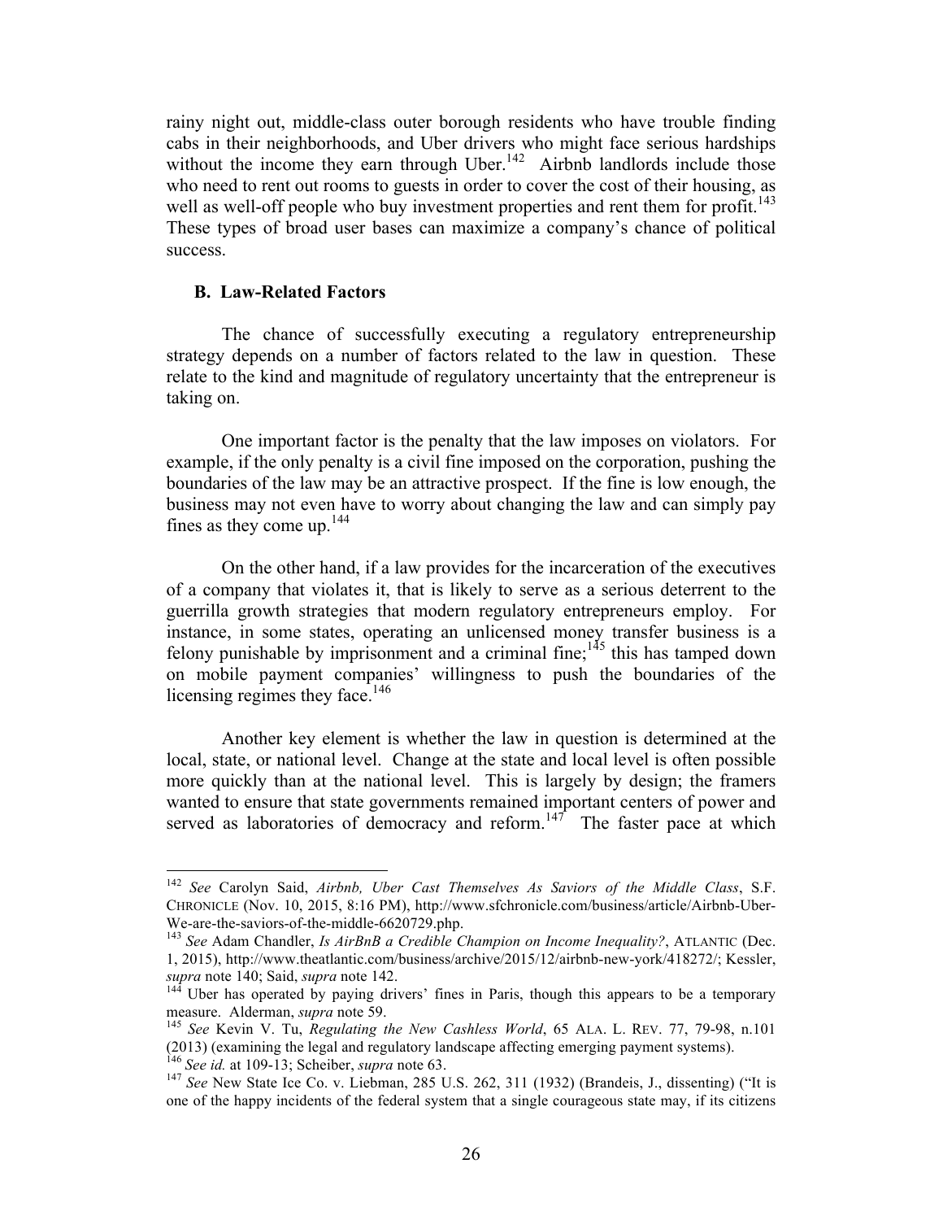rainy night out, middle-class outer borough residents who have trouble finding cabs in their neighborhoods, and Uber drivers who might face serious hardships without the income they earn through Uber.[142] Airbnb landlords include those who need to rent out rooms to guests in order to cover the cost of their housing, as well as well-off people who buy investment properties and rent them for profit.[143] These types of broad user bases can maximize a company's chance of political success.

### B. Law-Related Factors

The chance of successfully executing a regulatory entrepreneurship strategy depends on a number of factors related to the law in question. These relate to the kind and magnitude of regulatory uncertainty that the entrepreneur is taking on.

One important factor is the penalty that the law imposes on violators. For example, if the only penalty is a civil fine imposed on the corporation, pushing the boundaries of the law may be an attractive prospect. If the fine is low enough, the business may not even have to worry about changing the law and can simply pay fines as they come up.[144]

On the other hand, if a law provides for the incarceration of the executives of a company that violates it, that is likely to serve as a serious deterrent to the guerrilla growth strategies that modern regulatory entrepreneurs employ. For instance, in some states, operating an unlicensed money transfer business is a felony punishable by imprisonment and a criminal fine;[145] this has tamped down on mobile payment companies' willingness to push the boundaries of the licensing regimes they face.[146]

Another key element is whether the law in question is determined at the local, state, or national level. Change at the state and local level is often possible more quickly than at the national level. This is largely by design; the framers wanted to ensure that state governments remained important centers of power and served as laboratories of democracy and reform.[147] The faster pace at which

---

[142] *See* Carolyn Said, *Airbnb, Uber Cast Themselves As Saviors of the Middle Class*, S.F. CHRONICLE (Nov. 10, 2015, 8:16 PM), http://www.sfchronicle.com/business/article/Airbnb-Uber-We-are-the-saviors-of-the-middle-6620729.php.

[143] *See* Adam Chandler, *Is AirBnB a Credible Champion on Income Inequality?*, ATLANTIC (Dec. 1, 2015), http://www.theatlantic.com/business/archive/2015/12/airbnb-new-york/418272/; Kessler, *supra* note 140; Said, *supra* note 142.

[144] Uber has operated by paying drivers' fines in Paris, though this appears to be a temporary measure. Alderman, *supra* note 59.

[145] *See* Kevin V. Tu, *Regulating the New Cashless World*, 65 ALA. L. REV. 77, 79-98, n.101 (2013) (examining the legal and regulatory landscape affecting emerging payment systems).

[146] *See id.* at 109-13; Scheiber, *supra* note 63.

[147] *See* New State Ice Co. v. Liebman, 285 U.S. 262, 311 (1932) (Brandeis, J., dissenting) ("It is one of the happy incidents of the federal system that a single courageous state may, if its citizens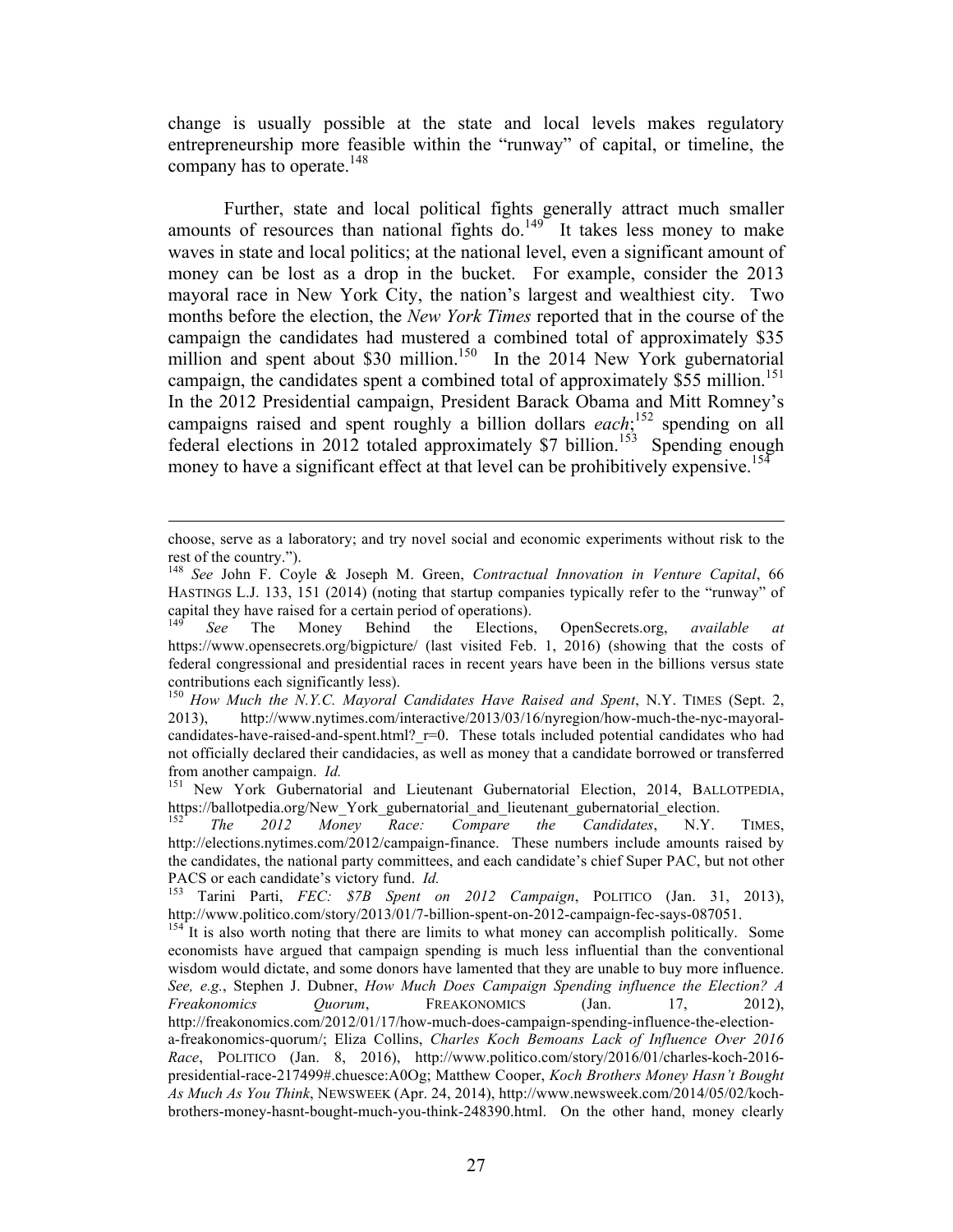change is usually possible at the state and local levels makes regulatory entrepreneurship more feasible within the "runway" of capital, or timeline, the company has to operate.[148]

Further, state and local political fights generally attract much smaller amounts of resources than national fights do.[149] It takes less money to make waves in state and local politics; at the national level, even a significant amount of money can be lost as a drop in the bucket. For example, consider the 2013 mayoral race in New York City, the nation's largest and wealthiest city. Two months before the election, the *New York Times* reported that in the course of the campaign the candidates had mustered a combined total of approximately $35 million and spent about $30 million.[150] In the 2014 New York gubernatorial campaign, the candidates spent a combined total of approximately $55 million.[151] In the 2012 Presidential campaign, President Barack Obama and Mitt Romney's campaigns raised and spent roughly a billion dollars *each*;[152] spending on all federal elections in 2012 totaled approximately $7 billion.[153] Spending enough money to have a significant effect at that level can be prohibitively expensive.[154]

---

choose, serve as a laboratory; and try novel social and economic experiments without risk to the rest of the country.").

[148] *See* John F. Coyle & Joseph M. Green, *Contractual Innovation in Venture Capital*, 66 HASTINGS L.J. 133, 151 (2014) (noting that startup companies typically refer to the "runway" of capital they have raised for a certain period of operations).

[149] *See* The Money Behind the Elections, OpenSecrets.org, *available at* https://www.opensecrets.org/bigpicture/ (last visited Feb. 1, 2016) (showing that the costs of federal congressional and presidential races in recent years have been in the billions versus state contributions each significantly less).

[150] *How Much the N.Y.C. Mayoral Candidates Have Raised and Spent*, N.Y. TIMES (Sept. 2, 2013), http://www.nytimes.com/interactive/2013/03/16/nyregion/how-much-the-nyc-mayoral-candidates-have-raised-and-spent.html?_r=0. These totals included potential candidates who had not officially declared their candidacies, as well as money that a candidate borrowed or transferred from another campaign. *Id.*

[151] New York Gubernatorial and Lieutenant Gubernatorial Election, 2014, BALLOTPEDIA, https://ballotpedia.org/New_York_gubernatorial_and_lieutenant_gubernatorial_election.

[152] *The 2012 Money Race: Compare the Candidates*, N.Y. TIMES, http://elections.nytimes.com/2012/campaign-finance. These numbers include amounts raised by the candidates, the national party committees, and each candidate's chief Super PAC, but not other PACS or each candidate's victory fund. *Id.*

[153] Tarini Parti, *FEC: $7B Spent on 2012 Campaign*, POLITICO (Jan. 31, 2013), http://www.politico.com/story/2013/01/7-billion-spent-on-2012-campaign-fec-says-087051.

[154] It is also worth noting that there are limits to what money can accomplish politically. Some economists have argued that campaign spending is much less influential than the conventional wisdom would dictate, and some donors have lamented that they are unable to buy more influence. *See, e.g.*, Stephen J. Dubner, *How Much Does Campaign Spending influence the Election? A Freakonomics Quorum*, FREAKONOMICS (Jan. 17, 2012), http://freakonomics.com/2012/01/17/how-much-does-campaign-spending-influence-the-election-a-freakonomics-quorum/; Eliza Collins, *Charles Koch Bemoans Lack of Influence Over 2016 Race*, POLITICO (Jan. 8, 2016), http://www.politico.com/story/2016/01/charles-koch-2016-presidential-race-217499#.chuesce:A0Og; Matthew Cooper, *Koch Brothers Money Hasn't Bought As Much As You Think*, NEWSWEEK (Apr. 24, 2014), http://www.newsweek.com/2014/05/02/koch-brothers-money-hasnt-bought-much-you-think-248390.html. On the other hand, money clearly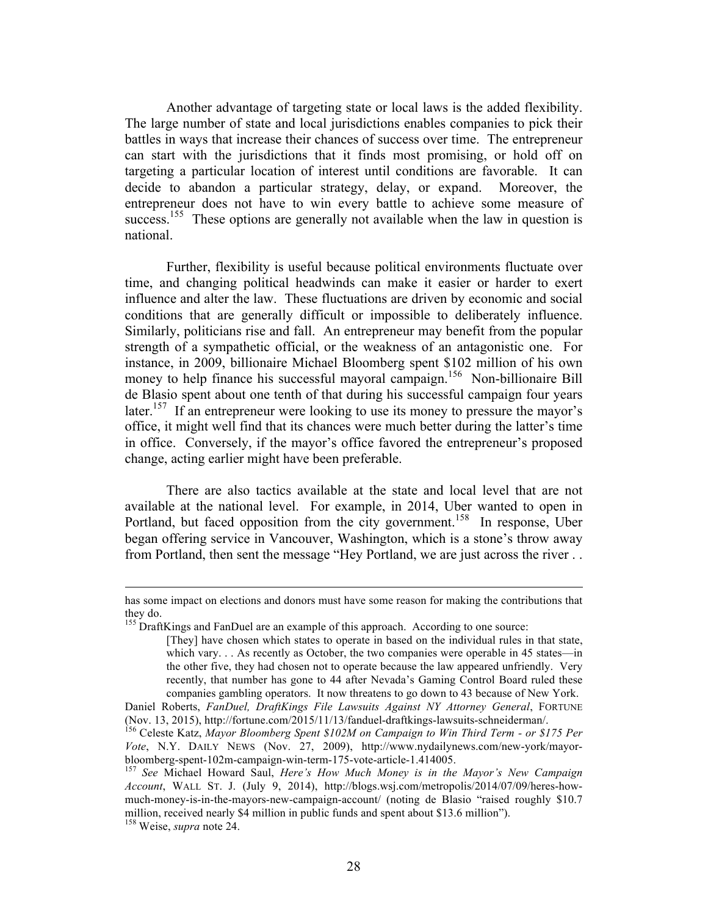Another advantage of targeting state or local laws is the added flexibility. The large number of state and local jurisdictions enables companies to pick their battles in ways that increase their chances of success over time. The entrepreneur can start with the jurisdictions that it finds most promising, or hold off on targeting a particular location of interest until conditions are favorable. It can decide to abandon a particular strategy, delay, or expand. Moreover, the entrepreneur does not have to win every battle to achieve some measure of success.[155] These options are generally not available when the law in question is national.

Further, flexibility is useful because political environments fluctuate over time, and changing political headwinds can make it easier or harder to exert influence and alter the law. These fluctuations are driven by economic and social conditions that are generally difficult or impossible to deliberately influence. Similarly, politicians rise and fall. An entrepreneur may benefit from the popular strength of a sympathetic official, or the weakness of an antagonistic one. For instance, in 2009, billionaire Michael Bloomberg spent $102 million of his own money to help finance his successful mayoral campaign.[156] Non-billionaire Bill de Blasio spent about one tenth of that during his successful campaign four years later.[157] If an entrepreneur were looking to use its money to pressure the mayor's office, it might well find that its chances were much better during the latter's time in office. Conversely, if the mayor's office favored the entrepreneur's proposed change, acting earlier might have been preferable.

There are also tactics available at the state and local level that are not available at the national level. For example, in 2014, Uber wanted to open in Portland, but faced opposition from the city government.[158] In response, Uber began offering service in Vancouver, Washington, which is a stone's throw away from Portland, then sent the message "Hey Portland, we are just across the river . .

---

has some impact on elections and donors must have some reason for making the contributions that they do.

[155] DraftKings and FanDuel are an example of this approach. According to one source:

> [They] have chosen which states to operate in based on the individual rules in that state, which vary. . . As recently as October, the two companies were operable in 45 states—in the other five, they had chosen not to operate because the law appeared unfriendly. Very recently, that number has gone to 44 after Nevada's Gaming Control Board ruled these companies gambling operators. It now threatens to go down to 43 because of New York.

Daniel Roberts, *FanDuel, DraftKings File Lawsuits Against NY Attorney General*, FORTUNE (Nov. 13, 2015), http://fortune.com/2015/11/13/fanduel-draftkings-lawsuits-schneiderman/.

[156] Celeste Katz, *Mayor Bloomberg Spent $102M on Campaign to Win Third Term - or $175 Per Vote*, N.Y. DAILY NEWS (Nov. 27, 2009), http://www.nydailynews.com/new-york/mayor-bloomberg-spent-102m-campaign-win-term-175-vote-article-1.414005.

[157] *See* Michael Howard Saul, *Here's How Much Money is in the Mayor's New Campaign Account*, WALL ST. J. (July 9, 2014), http://blogs.wsj.com/metropolis/2014/07/09/heres-how-much-money-is-in-the-mayors-new-campaign-account/ (noting de Blasio "raised roughly $10.7 million, received nearly $4 million in public funds and spent about $13.6 million").

[158] Weise, *supra* note 24.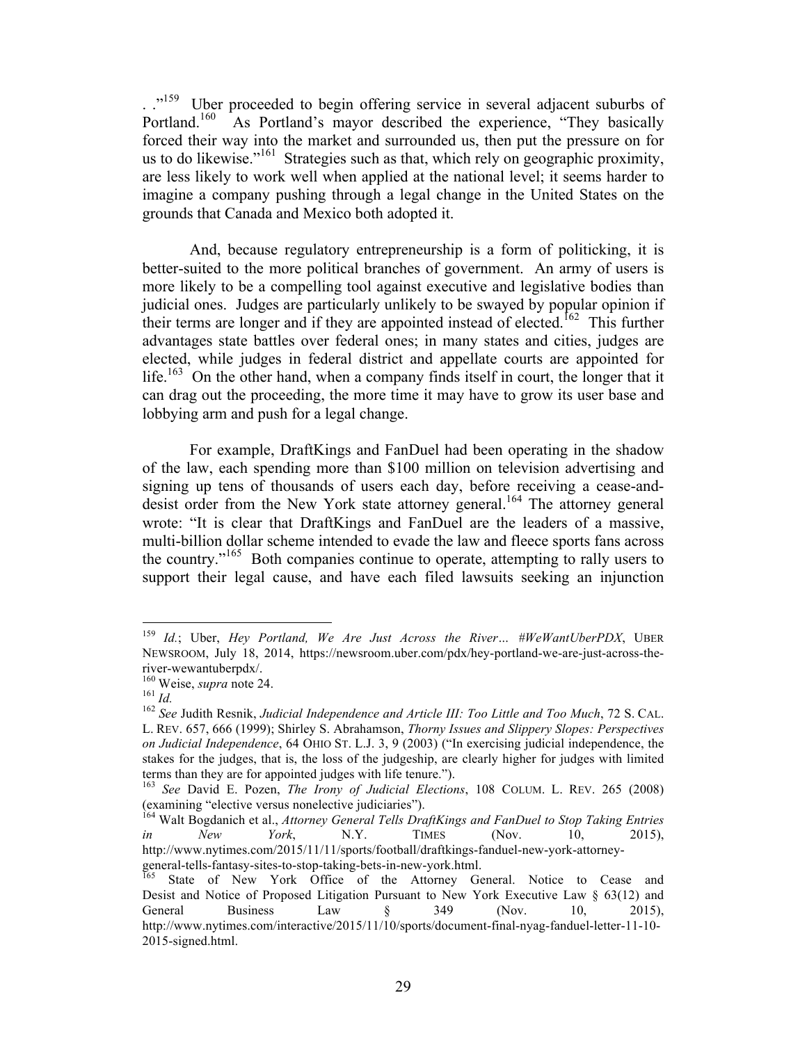. ."[159] Uber proceeded to begin offering service in several adjacent suburbs of Portland.[160] As Portland's mayor described the experience, "They basically forced their way into the market and surrounded us, then put the pressure on for us to do likewise."[161] Strategies such as that, which rely on geographic proximity, are less likely to work well when applied at the national level; it seems harder to imagine a company pushing through a legal change in the United States on the grounds that Canada and Mexico both adopted it.

And, because regulatory entrepreneurship is a form of politicking, it is better-suited to the more political branches of government. An army of users is more likely to be a compelling tool against executive and legislative bodies than judicial ones. Judges are particularly unlikely to be swayed by popular opinion if their terms are longer and if they are appointed instead of elected.[162] This further advantages state battles over federal ones; in many states and cities, judges are elected, while judges in federal district and appellate courts are appointed for life.[163] On the other hand, when a company finds itself in court, the longer that it can drag out the proceeding, the more time it may have to grow its user base and lobbying arm and push for a legal change.

For example, DraftKings and FanDuel had been operating in the shadow of the law, each spending more than $100 million on television advertising and signing up tens of thousands of users each day, before receiving a cease-and-desist order from the New York state attorney general.[164] The attorney general wrote: "It is clear that DraftKings and FanDuel are the leaders of a massive, multi-billion dollar scheme intended to evade the law and fleece sports fans across the country."[165] Both companies continue to operate, attempting to rally users to support their legal cause, and have each filed lawsuits seeking an injunction

---

[159] *Id.*; Uber, *Hey Portland, We Are Just Across the River… #WeWantUberPDX*, UBER NEWSROOM, July 18, 2014, https://newsroom.uber.com/pdx/hey-portland-we-are-just-across-the-river-wewantuberpdx/.

[160] Weise, *supra* note 24.

[161] *Id.*

[162] *See* Judith Resnik, *Judicial Independence and Article III: Too Little and Too Much*, 72 S. CAL. L. REV. 657, 666 (1999); Shirley S. Abrahamson, *Thorny Issues and Slippery Slopes: Perspectives on Judicial Independence*, 64 OHIO ST. L.J. 3, 9 (2003) ("In exercising judicial independence, the stakes for the judges, that is, the loss of the judgeship, are clearly higher for judges with limited terms than they are for appointed judges with life tenure.").

[163] *See* David E. Pozen, *The Irony of Judicial Elections*, 108 COLUM. L. REV. 265 (2008) (examining "elective versus nonelective judiciaries").

[164] Walt Bogdanich et al., *Attorney General Tells DraftKings and FanDuel to Stop Taking Entries in New York*, N.Y. TIMES (Nov. 10, 2015), http://www.nytimes.com/2015/11/11/sports/football/draftkings-fanduel-new-york-attorney-general-tells-fantasy-sites-to-stop-taking-bets-in-new-york.html.

[165] State of New York Office of the Attorney General. Notice to Cease and Desist and Notice of Proposed Litigation Pursuant to New York Executive Law § 63(12) and General Business Law § 349 (Nov. 10, 2015), http://www.nytimes.com/interactive/2015/11/10/sports/document-final-nyag-fanduel-letter-11-10-2015-signed.html.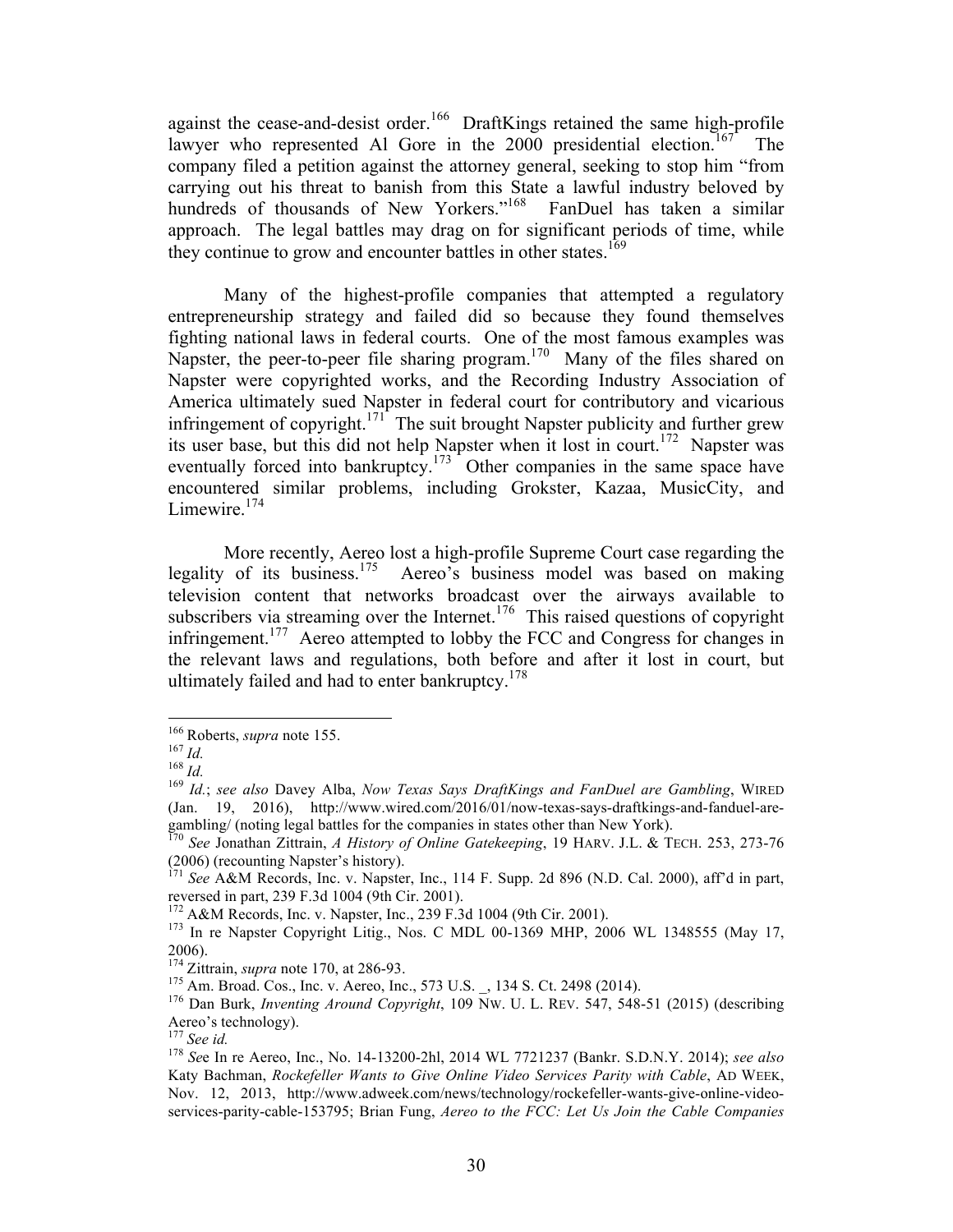against the cease-and-desist order.[166] DraftKings retained the same high-profile lawyer who represented Al Gore in the 2000 presidential election.[167] The company filed a petition against the attorney general, seeking to stop him "from carrying out his threat to banish from this State a lawful industry beloved by hundreds of thousands of New Yorkers."[168] FanDuel has taken a similar approach. The legal battles may drag on for significant periods of time, while they continue to grow and encounter battles in other states.[169]

Many of the highest-profile companies that attempted a regulatory entrepreneurship strategy and failed did so because they found themselves fighting national laws in federal courts. One of the most famous examples was Napster, the peer-to-peer file sharing program.[170] Many of the files shared on Napster were copyrighted works, and the Recording Industry Association of America ultimately sued Napster in federal court for contributory and vicarious infringement of copyright.[171] The suit brought Napster publicity and further grew its user base, but this did not help Napster when it lost in court.[172] Napster was eventually forced into bankruptcy.[173] Other companies in the same space have encountered similar problems, including Grokster, Kazaa, MusicCity, and Limewire.[174]

More recently, Aereo lost a high-profile Supreme Court case regarding the legality of its business.[175] Aereo's business model was based on making television content that networks broadcast over the airways available to subscribers via streaming over the Internet.[176] This raised questions of copyright infringement.[177] Aereo attempted to lobby the FCC and Congress for changes in the relevant laws and regulations, both before and after it lost in court, but ultimately failed and had to enter bankruptcy.[178]

---

[166] Roberts, *supra* note 155.

[167] *Id.*

[168] *Id.*

[169] *Id.*; *see also* Davey Alba, *Now Texas Says DraftKings and FanDuel are Gambling*, WIRED (Jan. 19, 2016), http://www.wired.com/2016/01/now-texas-says-draftkings-and-fanduel-are-gambling/ (noting legal battles for the companies in states other than New York).

[170] *See* Jonathan Zittrain, *A History of Online Gatekeeping*, 19 HARV. J.L. & TECH. 253, 273-76 (2006) (recounting Napster's history).

[171] *See* A&M Records, Inc. v. Napster, Inc., 114 F. Supp. 2d 896 (N.D. Cal. 2000), aff'd in part, reversed in part, 239 F.3d 1004 (9th Cir. 2001).

[172] A&M Records, Inc. v. Napster, Inc., 239 F.3d 1004 (9th Cir. 2001).

[173] In re Napster Copyright Litig., Nos. C MDL 00-1369 MHP, 2006 WL 1348555 (May 17, 2006).

[174] Zittrain, *supra* note 170, at 286-93.

[175] Am. Broad. Cos., Inc. v. Aereo, Inc., 573 U.S. _, 134 S. Ct. 2498 (2014).

[176] Dan Burk, *Inventing Around Copyright*, 109 NW. U. L. REV. 547, 548-51 (2015) (describing Aereo's technology).

[177] *See id.*

[178] *See* In re Aereo, Inc., No. 14-13200-2hl, 2014 WL 7721237 (Bankr. S.D.N.Y. 2014); *see also* Katy Bachman, *Rockefeller Wants to Give Online Video Services Parity with Cable*, AD WEEK, Nov. 12, 2013, http://www.adweek.com/news/technology/rockefeller-wants-give-online-video-services-parity-cable-153795; Brian Fung, *Aereo to the FCC: Let Us Join the Cable Companies*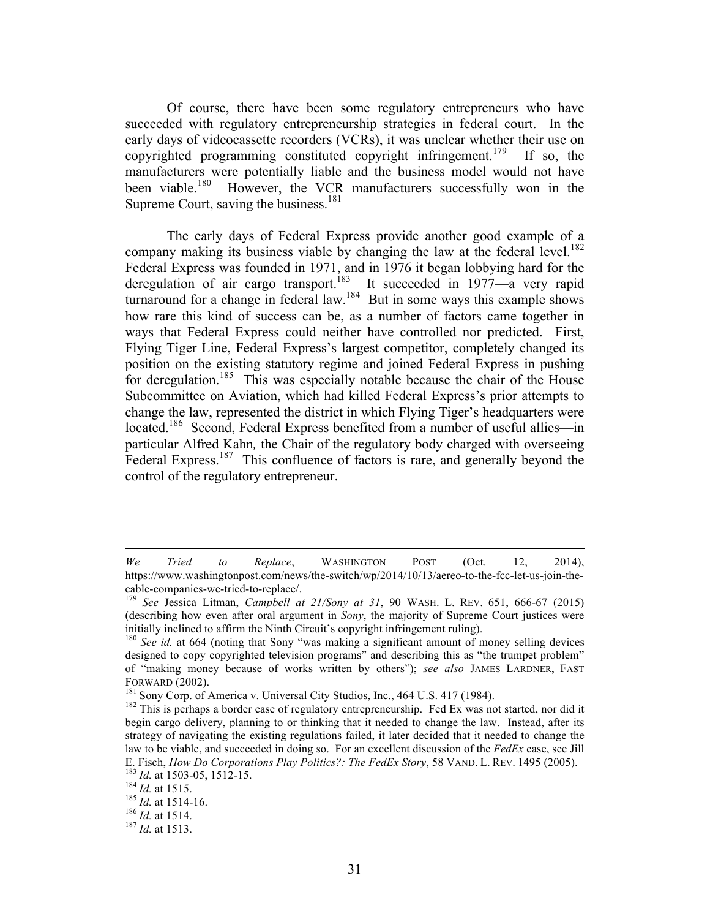Of course, there have been some regulatory entrepreneurs who have succeeded with regulatory entrepreneurship strategies in federal court. In the early days of videocassette recorders (VCRs), it was unclear whether their use on copyrighted programming constituted copyright infringement.[179] If so, the manufacturers were potentially liable and the business model would not have been viable.[180] However, the VCR manufacturers successfully won in the Supreme Court, saving the business.[181]

The early days of Federal Express provide another good example of a company making its business viable by changing the law at the federal level.[182] Federal Express was founded in 1971, and in 1976 it began lobbying hard for the deregulation of air cargo transport.[183] It succeeded in 1977—a very rapid turnaround for a change in federal law.[184] But in some ways this example shows how rare this kind of success can be, as a number of factors came together in ways that Federal Express could neither have controlled nor predicted. First, Flying Tiger Line, Federal Express's largest competitor, completely changed its position on the existing statutory regime and joined Federal Express in pushing for deregulation.[185] This was especially notable because the chair of the House Subcommittee on Aviation, which had killed Federal Express's prior attempts to change the law, represented the district in which Flying Tiger's headquarters were located.[186] Second, Federal Express benefited from a number of useful allies—in particular Alfred Kahn*,* the Chair of the regulatory body charged with overseeing Federal Express.[187] This confluence of factors is rare, and generally beyond the control of the regulatory entrepreneur.

---

*We Tried to Replace*, WASHINGTON POST (Oct. 12, 2014), https://www.washingtonpost.com/news/the-switch/wp/2014/10/13/aereo-to-the-fcc-let-us-join-the-cable-companies-we-tried-to-replace/.

[179] *See* Jessica Litman, *Campbell at 21/Sony at 31*, 90 WASH. L. REV. 651, 666-67 (2015) (describing how even after oral argument in *Sony*, the majority of Supreme Court justices were initially inclined to affirm the Ninth Circuit's copyright infringement ruling).

[180] *See id.* at 664 (noting that Sony "was making a significant amount of money selling devices designed to copy copyrighted television programs" and describing this as "the trumpet problem" of "making money because of works written by others"); *see also* JAMES LARDNER, FAST FORWARD (2002).

[181] Sony Corp. of America v. Universal City Studios, Inc., 464 U.S. 417 (1984).

[182] This is perhaps a border case of regulatory entrepreneurship. Fed Ex was not started, nor did it begin cargo delivery, planning to or thinking that it needed to change the law. Instead, after its strategy of navigating the existing regulations failed, it later decided that it needed to change the law to be viable, and succeeded in doing so. For an excellent discussion of the *FedEx* case, see Jill E. Fisch, *How Do Corporations Play Politics?: The FedEx Story*, 58 VAND. L. REV. 1495 (2005).

[183] *Id.* at 1503-05, 1512-15.

[184] *Id.* at 1515.

[185] *Id.* at 1514-16.

[186] *Id.* at 1514.

[187] *Id.* at 1513.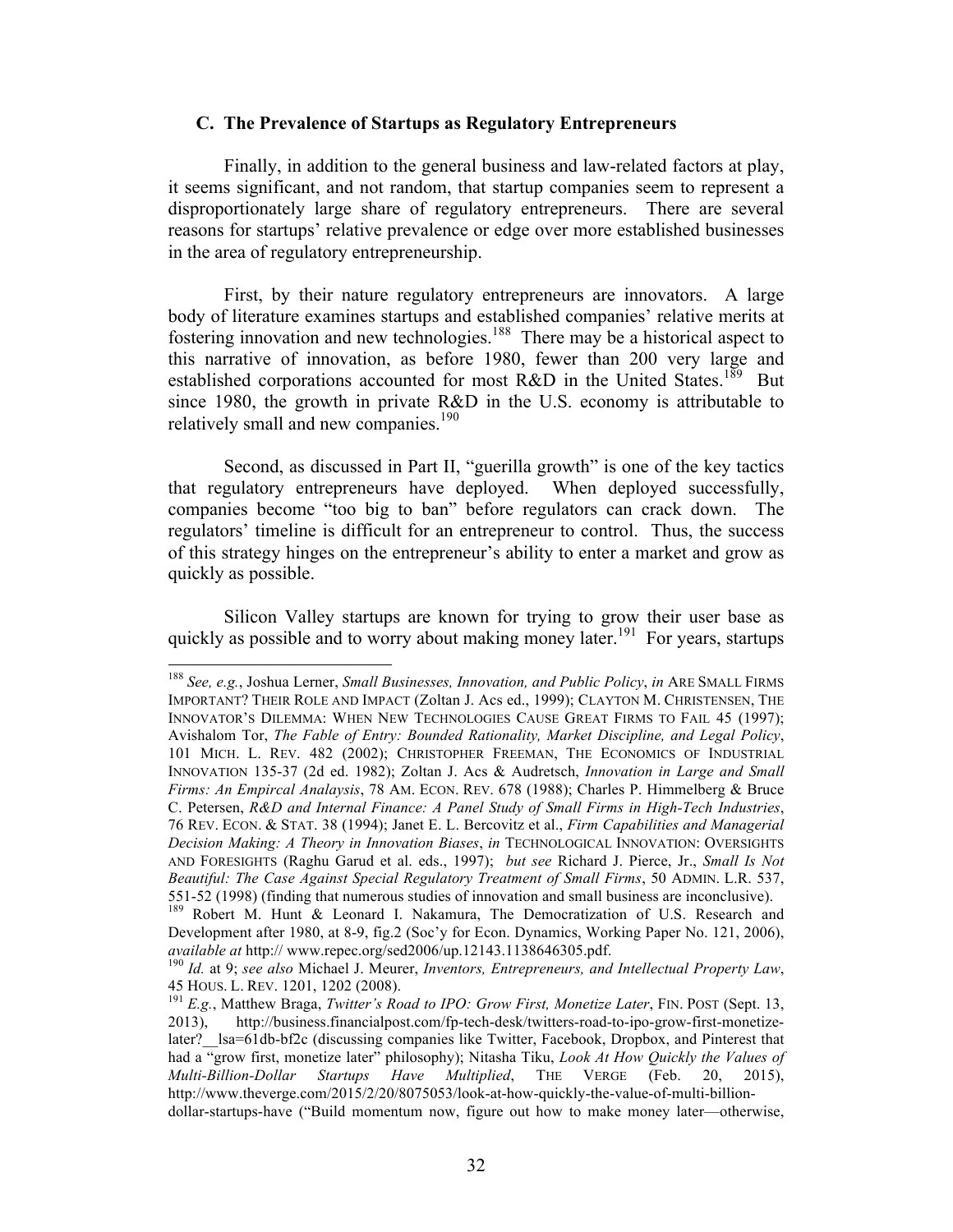### C. The Prevalence of Startups as Regulatory Entrepreneurs

Finally, in addition to the general business and law-related factors at play, it seems significant, and not random, that startup companies seem to represent a disproportionately large share of regulatory entrepreneurs. There are several reasons for startups' relative prevalence or edge over more established businesses in the area of regulatory entrepreneurship.

First, by their nature regulatory entrepreneurs are innovators. A large body of literature examines startups and established companies' relative merits at fostering innovation and new technologies.[188] There may be a historical aspect to this narrative of innovation, as before 1980, fewer than 200 very large and established corporations accounted for most R&D in the United States.[189] But since 1980, the growth in private R&D in the U.S. economy is attributable to relatively small and new companies.[190]

Second, as discussed in Part II, "guerilla growth" is one of the key tactics that regulatory entrepreneurs have deployed. When deployed successfully, companies become "too big to ban" before regulators can crack down. The regulators' timeline is difficult for an entrepreneur to control. Thus, the success of this strategy hinges on the entrepreneur's ability to enter a market and grow as quickly as possible.

Silicon Valley startups are known for trying to grow their user base as quickly as possible and to worry about making money later.[191] For years, startups

---

[188] *See, e.g.*, Joshua Lerner, *Small Businesses, Innovation, and Public Policy*, *in* ARE SMALL FIRMS IMPORTANT? THEIR ROLE AND IMPACT (Zoltan J. Acs ed., 1999); CLAYTON M. CHRISTENSEN, THE INNOVATOR'S DILEMMA: WHEN NEW TECHNOLOGIES CAUSE GREAT FIRMS TO FAIL 45 (1997); Avishalom Tor, *The Fable of Entry: Bounded Rationality, Market Discipline, and Legal Policy*, 101 MICH. L. REV. 482 (2002); CHRISTOPHER FREEMAN, THE ECONOMICS OF INDUSTRIAL INNOVATION 135-37 (2d ed. 1982); Zoltan J. Acs & Audretsch, *Innovation in Large and Small Firms: An Empircal Analaysis*, 78 AM. ECON. REV. 678 (1988); Charles P. Himmelberg & Bruce C. Petersen, *R&D and Internal Finance: A Panel Study of Small Firms in High-Tech Industries*, 76 REV. ECON. & STAT. 38 (1994); Janet E. L. Bercovitz et al., *Firm Capabilities and Managerial Decision Making: A Theory in Innovation Biases*, *in* TECHNOLOGICAL INNOVATION: OVERSIGHTS AND FORESIGHTS (Raghu Garud et al. eds., 1997); *but see* Richard J. Pierce, Jr., *Small Is Not Beautiful: The Case Against Special Regulatory Treatment of Small Firms*, 50 ADMIN. L.R. 537, 551-52 (1998) (finding that numerous studies of innovation and small business are inconclusive).

[189] Robert M. Hunt & Leonard I. Nakamura, The Democratization of U.S. Research and Development after 1980, at 8-9, fig.2 (Soc'y for Econ. Dynamics, Working Paper No. 121, 2006), *available at* http:// www.repec.org/sed2006/up.12143.1138646305.pdf.

[190] *Id.* at 9; *see also* Michael J. Meurer, *Inventors, Entrepreneurs, and Intellectual Property Law*, 45 HOUS. L. REV. 1201, 1202 (2008).

[191] *E.g.*, Matthew Braga, *Twitter's Road to IPO: Grow First, Monetize Later*, FIN. POST (Sept. 13, 2013), http://business.financialpost.com/fp-tech-desk/twitters-road-to-ipo-grow-first-monetize-later?__lsa=61db-bf2c (discussing companies like Twitter, Facebook, Dropbox, and Pinterest that had a "grow first, monetize later" philosophy); Nitasha Tiku, *Look At How Quickly the Values of Multi-Billion-Dollar Startups Have Multiplied*, THE VERGE (Feb. 20, 2015), http://www.theverge.com/2015/2/20/8075053/look-at-how-quickly-the-value-of-multi-billion-dollar-startups-have ("Build momentum now, figure out how to make money later—otherwise,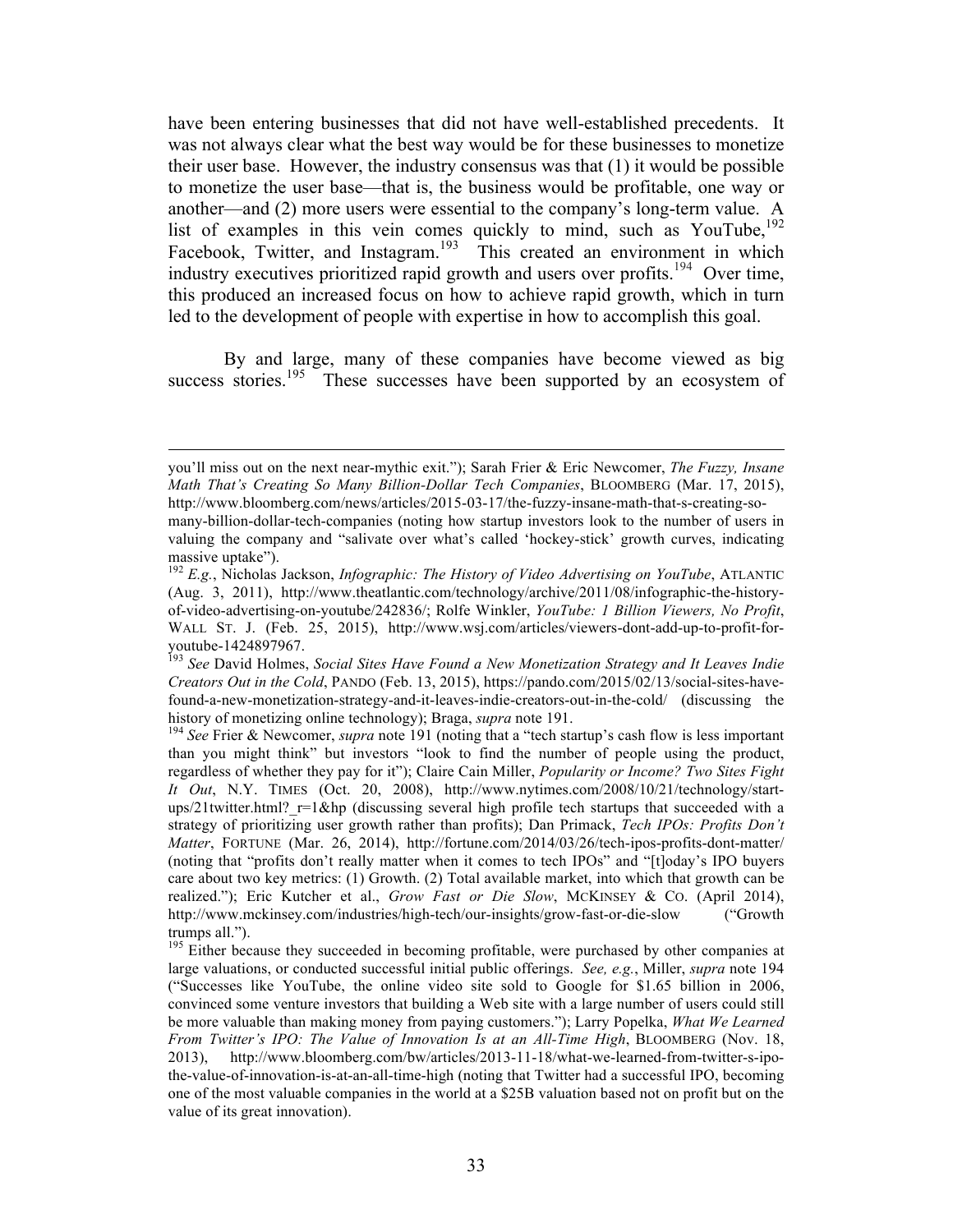have been entering businesses that did not have well-established precedents. It was not always clear what the best way would be for these businesses to monetize their user base. However, the industry consensus was that (1) it would be possible to monetize the user base—that is, the business would be profitable, one way or another—and (2) more users were essential to the company's long-term value. A list of examples in this vein comes quickly to mind, such as YouTube,[192] Facebook, Twitter, and Instagram.[193] This created an environment in which industry executives prioritized rapid growth and users over profits.[194] Over time, this produced an increased focus on how to achieve rapid growth, which in turn led to the development of people with expertise in how to accomplish this goal.

By and large, many of these companies have become viewed as big success stories.[195] These successes have been supported by an ecosystem of

---

you'll miss out on the next near-mythic exit."); Sarah Frier & Eric Newcomer, *The Fuzzy, Insane Math That's Creating So Many Billion-Dollar Tech Companies*, BLOOMBERG (Mar. 17, 2015), http://www.bloomberg.com/news/articles/2015-03-17/the-fuzzy-insane-math-that-s-creating-so-many-billion-dollar-tech-companies (noting how startup investors look to the number of users in valuing the company and "salivate over what's called 'hockey-stick' growth curves, indicating massive uptake").

[192] *E.g.*, Nicholas Jackson, *Infographic: The History of Video Advertising on YouTube*, ATLANTIC (Aug. 3, 2011), http://www.theatlantic.com/technology/archive/2011/08/infographic-the-history-of-video-advertising-on-youtube/242836/; Rolfe Winkler, *YouTube: 1 Billion Viewers, No Profit*, WALL ST. J. (Feb. 25, 2015), http://www.wsj.com/articles/viewers-dont-add-up-to-profit-for-youtube-1424897967.

[193] *See* David Holmes, *Social Sites Have Found a New Monetization Strategy and It Leaves Indie Creators Out in the Cold*, PANDO (Feb. 13, 2015), https://pando.com/2015/02/13/social-sites-have-found-a-new-monetization-strategy-and-it-leaves-indie-creators-out-in-the-cold/ (discussing the history of monetizing online technology); Braga, *supra* note 191.

[194] *See* Frier & Newcomer, *supra* note 191 (noting that a "tech startup's cash flow is less important than you might think" but investors "look to find the number of people using the product, regardless of whether they pay for it"); Claire Cain Miller, *Popularity or Income? Two Sites Fight It Out*, N.Y. TIMES (Oct. 20, 2008), http://www.nytimes.com/2008/10/21/technology/start-ups/21twitter.html?_r=1&hp (discussing several high profile tech startups that succeeded with a strategy of prioritizing user growth rather than profits); Dan Primack, *Tech IPOs: Profits Don't Matter*, FORTUNE (Mar. 26, 2014), http://fortune.com/2014/03/26/tech-ipos-profits-dont-matter/ (noting that "profits don't really matter when it comes to tech IPOs" and "[t]oday's IPO buyers care about two key metrics: (1) Growth. (2) Total available market, into which that growth can be realized."); Eric Kutcher et al., *Grow Fast or Die Slow*, MCKINSEY & CO. (April 2014), http://www.mckinsey.com/industries/high-tech/our-insights/grow-fast-or-die-slow ("Growth trumps all.").

[195] Either because they succeeded in becoming profitable, were purchased by other companies at large valuations, or conducted successful initial public offerings. *See, e.g.*, Miller, *supra* note 194 ("Successes like YouTube, the online video site sold to Google for $1.65 billion in 2006, convinced some venture investors that building a Web site with a large number of users could still be more valuable than making money from paying customers."); Larry Popelka, *What We Learned From Twitter's IPO: The Value of Innovation Is at an All-Time High*, BLOOMBERG (Nov. 18, 2013), http://www.bloomberg.com/bw/articles/2013-11-18/what-we-learned-from-twitter-s-ipo-the-value-of-innovation-is-at-an-all-time-high (noting that Twitter had a successful IPO, becoming one of the most valuable companies in the world at a $25B valuation based not on profit but on the value of its great innovation).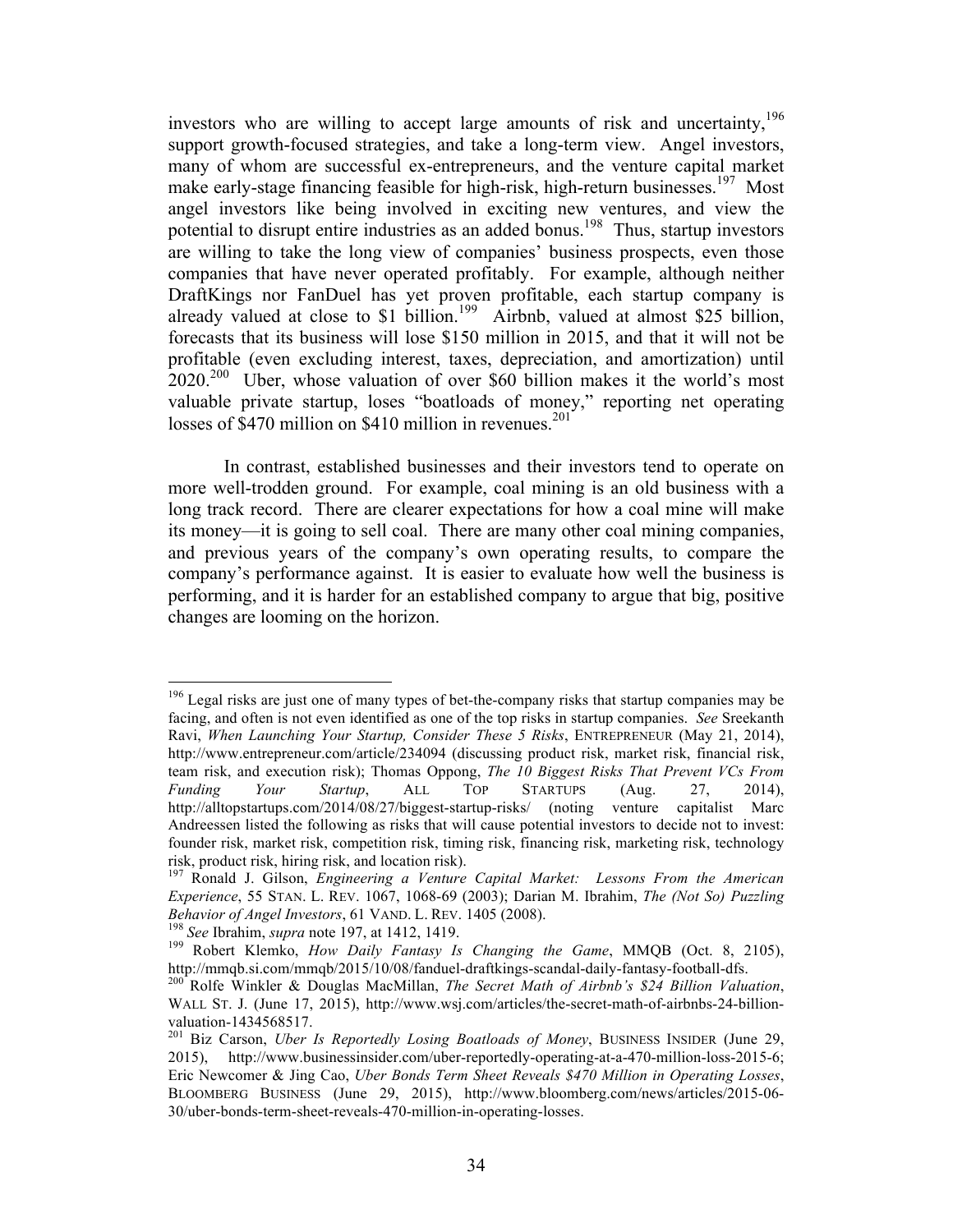investors who are willing to accept large amounts of risk and uncertainty,[196] support growth-focused strategies, and take a long-term view. Angel investors, many of whom are successful ex-entrepreneurs, and the venture capital market make early-stage financing feasible for high-risk, high-return businesses.[197] Most angel investors like being involved in exciting new ventures, and view the potential to disrupt entire industries as an added bonus.[198] Thus, startup investors are willing to take the long view of companies' business prospects, even those companies that have never operated profitably. For example, although neither DraftKings nor FanDuel has yet proven profitable, each startup company is already valued at close to $1 billion.[199] Airbnb, valued at almost $25 billion, forecasts that its business will lose $150 million in 2015, and that it will not be profitable (even excluding interest, taxes, depreciation, and amortization) until 2020.[200] Uber, whose valuation of over $60 billion makes it the world's most valuable private startup, loses "boatloads of money," reporting net operating losses of $470 million on $410 million in revenues.[201]

In contrast, established businesses and their investors tend to operate on more well-trodden ground. For example, coal mining is an old business with a long track record. There are clearer expectations for how a coal mine will make its money—it is going to sell coal. There are many other coal mining companies, and previous years of the company's own operating results, to compare the company's performance against. It is easier to evaluate how well the business is performing, and it is harder for an established company to argue that big, positive changes are looming on the horizon.

---

[196] Legal risks are just one of many types of bet-the-company risks that startup companies may be facing, and often is not even identified as one of the top risks in startup companies. *See* Sreekanth Ravi, *When Launching Your Startup, Consider These 5 Risks*, ENTREPRENEUR (May 21, 2014), http://www.entrepreneur.com/article/234094 (discussing product risk, market risk, financial risk, team risk, and execution risk); Thomas Oppong, *The 10 Biggest Risks That Prevent VCs From Funding Your Startup*, ALL TOP STARTUPS (Aug. 27, 2014), http://alltopstartups.com/2014/08/27/biggest-startup-risks/ (noting venture capitalist Marc Andreessen listed the following as risks that will cause potential investors to decide not to invest: founder risk, market risk, competition risk, timing risk, financing risk, marketing risk, technology risk, product risk, hiring risk, and location risk).

[197] Ronald J. Gilson, *Engineering a Venture Capital Market: Lessons From the American Experience*, 55 STAN. L. REV. 1067, 1068-69 (2003); Darian M. Ibrahim, *The (Not So) Puzzling Behavior of Angel Investors*, 61 VAND. L. REV. 1405 (2008).

[198] *See* Ibrahim, *supra* note 197, at 1412, 1419.

[199] Robert Klemko, *How Daily Fantasy Is Changing the Game*, MMQB (Oct. 8, 2105), http://mmqb.si.com/mmqb/2015/10/08/fanduel-draftkings-scandal-daily-fantasy-football-dfs.

[200] Rolfe Winkler & Douglas MacMillan, *The Secret Math of Airbnb's $24 Billion Valuation*, WALL ST. J. (June 17, 2015), http://www.wsj.com/articles/the-secret-math-of-airbnbs-24-billion-valuation-1434568517.

[201] Biz Carson, *Uber Is Reportedly Losing Boatloads of Money*, BUSINESS INSIDER (June 29, 2015), http://www.businessinsider.com/uber-reportedly-operating-at-a-470-million-loss-2015-6; Eric Newcomer & Jing Cao, *Uber Bonds Term Sheet Reveals $470 Million in Operating Losses*, BLOOMBERG BUSINESS (June 29, 2015), http://www.bloomberg.com/news/articles/2015-06-30/uber-bonds-term-sheet-reveals-470-million-in-operating-losses.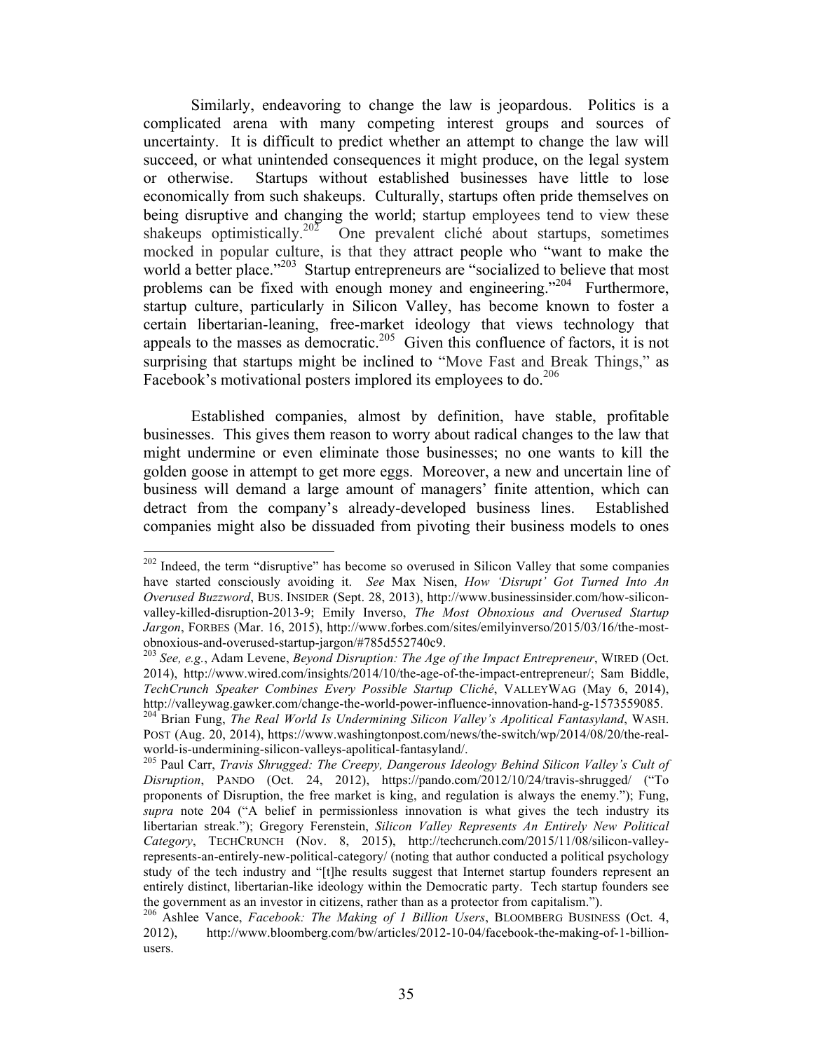Similarly, endeavoring to change the law is jeopardous. Politics is a complicated arena with many competing interest groups and sources of uncertainty. It is difficult to predict whether an attempt to change the law will succeed, or what unintended consequences it might produce, on the legal system or otherwise. Startups without established businesses have little to lose economically from such shakeups. Culturally, startups often pride themselves on being disruptive and changing the world; startup employees tend to view these shakeups optimistically.[202] One prevalent cliché about startups, sometimes mocked in popular culture, is that they attract people who "want to make the world a better place."[203] Startup entrepreneurs are "socialized to believe that most problems can be fixed with enough money and engineering."[204] Furthermore, startup culture, particularly in Silicon Valley, has become known to foster a certain libertarian-leaning, free-market ideology that views technology that appeals to the masses as democratic.[205] Given this confluence of factors, it is not surprising that startups might be inclined to "Move Fast and Break Things," as Facebook's motivational posters implored its employees to do.[206]

Established companies, almost by definition, have stable, profitable businesses. This gives them reason to worry about radical changes to the law that might undermine or even eliminate those businesses; no one wants to kill the golden goose in attempt to get more eggs. Moreover, a new and uncertain line of business will demand a large amount of managers' finite attention, which can detract from the company's already-developed business lines. Established companies might also be dissuaded from pivoting their business models to ones

---

[202] Indeed, the term "disruptive" has become so overused in Silicon Valley that some companies have started consciously avoiding it. *See* Max Nisen, *How 'Disrupt' Got Turned Into An Overused Buzzword*, BUS. INSIDER (Sept. 28, 2013), http://www.businessinsider.com/how-silicon-valley-killed-disruption-2013-9; Emily Inverso, *The Most Obnoxious and Overused Startup Jargon*, FORBES (Mar. 16, 2015), http://www.forbes.com/sites/emilyinverso/2015/03/16/the-most-obnoxious-and-overused-startup-jargon/#785d552740c9.

[203] *See, e.g.*, Adam Levene, *Beyond Disruption: The Age of the Impact Entrepreneur*, WIRED (Oct. 2014), http://www.wired.com/insights/2014/10/the-age-of-the-impact-entrepreneur/; Sam Biddle, *TechCrunch Speaker Combines Every Possible Startup Cliché*, VALLEYWAG (May 6, 2014), http://valleywag.gawker.com/change-the-world-power-influence-innovation-hand-g-1573559085.

[204] Brian Fung, *The Real World Is Undermining Silicon Valley's Apolitical Fantasyland*, WASH. POST (Aug. 20, 2014), https://www.washingtonpost.com/news/the-switch/wp/2014/08/20/the-real-world-is-undermining-silicon-valleys-apolitical-fantasyland/.

[205] Paul Carr, *Travis Shrugged: The Creepy, Dangerous Ideology Behind Silicon Valley's Cult of Disruption*, PANDO (Oct. 24, 2012), https://pando.com/2012/10/24/travis-shrugged/ ("To proponents of Disruption, the free market is king, and regulation is always the enemy."); Fung, *supra* note 204 ("A belief in permissionless innovation is what gives the tech industry its libertarian streak."); Gregory Ferenstein, *Silicon Valley Represents An Entirely New Political Category*, TECHCRUNCH (Nov. 8, 2015), http://techcrunch.com/2015/11/08/silicon-valley-represents-an-entirely-new-political-category/ (noting that author conducted a political psychology study of the tech industry and "[t]he results suggest that Internet startup founders represent an entirely distinct, libertarian-like ideology within the Democratic party. Tech startup founders see the government as an investor in citizens, rather than as a protector from capitalism.").

[206] Ashlee Vance, *Facebook: The Making of 1 Billion Users*, BLOOMBERG BUSINESS (Oct. 4, 2012), http://www.bloomberg.com/bw/articles/2012-10-04/facebook-the-making-of-1-billion-users.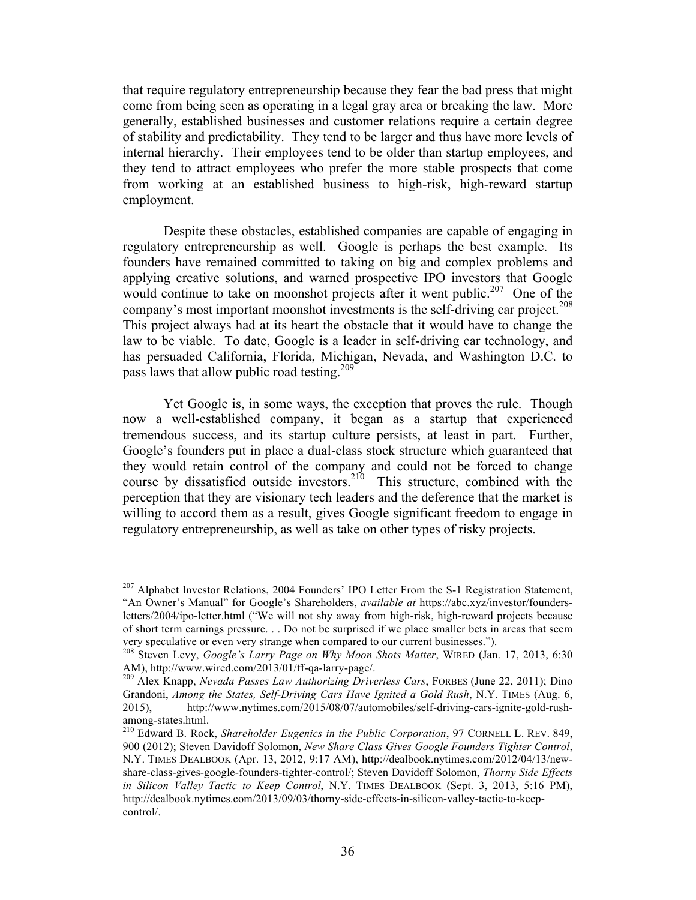that require regulatory entrepreneurship because they fear the bad press that might come from being seen as operating in a legal gray area or breaking the law. More generally, established businesses and customer relations require a certain degree of stability and predictability. They tend to be larger and thus have more levels of internal hierarchy. Their employees tend to be older than startup employees, and they tend to attract employees who prefer the more stable prospects that come from working at an established business to high-risk, high-reward startup employment.

Despite these obstacles, established companies are capable of engaging in regulatory entrepreneurship as well. Google is perhaps the best example. Its founders have remained committed to taking on big and complex problems and applying creative solutions, and warned prospective IPO investors that Google would continue to take on moonshot projects after it went public.[207] One of the company's most important moonshot investments is the self-driving car project.[208] This project always had at its heart the obstacle that it would have to change the law to be viable. To date, Google is a leader in self-driving car technology, and has persuaded California, Florida, Michigan, Nevada, and Washington D.C. to pass laws that allow public road testing.[209]

Yet Google is, in some ways, the exception that proves the rule. Though now a well-established company, it began as a startup that experienced tremendous success, and its startup culture persists, at least in part. Further, Google's founders put in place a dual-class stock structure which guaranteed that they would retain control of the company and could not be forced to change course by dissatisfied outside investors.[210] This structure, combined with the perception that they are visionary tech leaders and the deference that the market is willing to accord them as a result, gives Google significant freedom to engage in regulatory entrepreneurship, as well as take on other types of risky projects.

---

[207] Alphabet Investor Relations, 2004 Founders' IPO Letter From the S-1 Registration Statement, "An Owner's Manual" for Google's Shareholders, *available at* https://abc.xyz/investor/founders-letters/2004/ipo-letter.html ("We will not shy away from high-risk, high-reward projects because of short term earnings pressure. . . Do not be surprised if we place smaller bets in areas that seem very speculative or even very strange when compared to our current businesses.").

[208] Steven Levy, *Google's Larry Page on Why Moon Shots Matter*, WIRED (Jan. 17, 2013, 6:30 AM), http://www.wired.com/2013/01/ff-qa-larry-page/.

[209] Alex Knapp, *Nevada Passes Law Authorizing Driverless Cars*, FORBES (June 22, 2011); Dino Grandoni, *Among the States, Self-Driving Cars Have Ignited a Gold Rush*, N.Y. TIMES (Aug. 6, 2015), http://www.nytimes.com/2015/08/07/automobiles/self-driving-cars-ignite-gold-rush-among-states.html.

[210] Edward B. Rock, *Shareholder Eugenics in the Public Corporation*, 97 CORNELL L. REV. 849, 900 (2012); Steven Davidoff Solomon, *New Share Class Gives Google Founders Tighter Control*, N.Y. TIMES DEALBOOK (Apr. 13, 2012, 9:17 AM), http://dealbook.nytimes.com/2012/04/13/new-share-class-gives-google-founders-tighter-control/; Steven Davidoff Solomon, *Thorny Side Effects in Silicon Valley Tactic to Keep Control*, N.Y. TIMES DEALBOOK (Sept. 3, 2013, 5:16 PM), http://dealbook.nytimes.com/2013/09/03/thorny-side-effects-in-silicon-valley-tactic-to-keep-control/.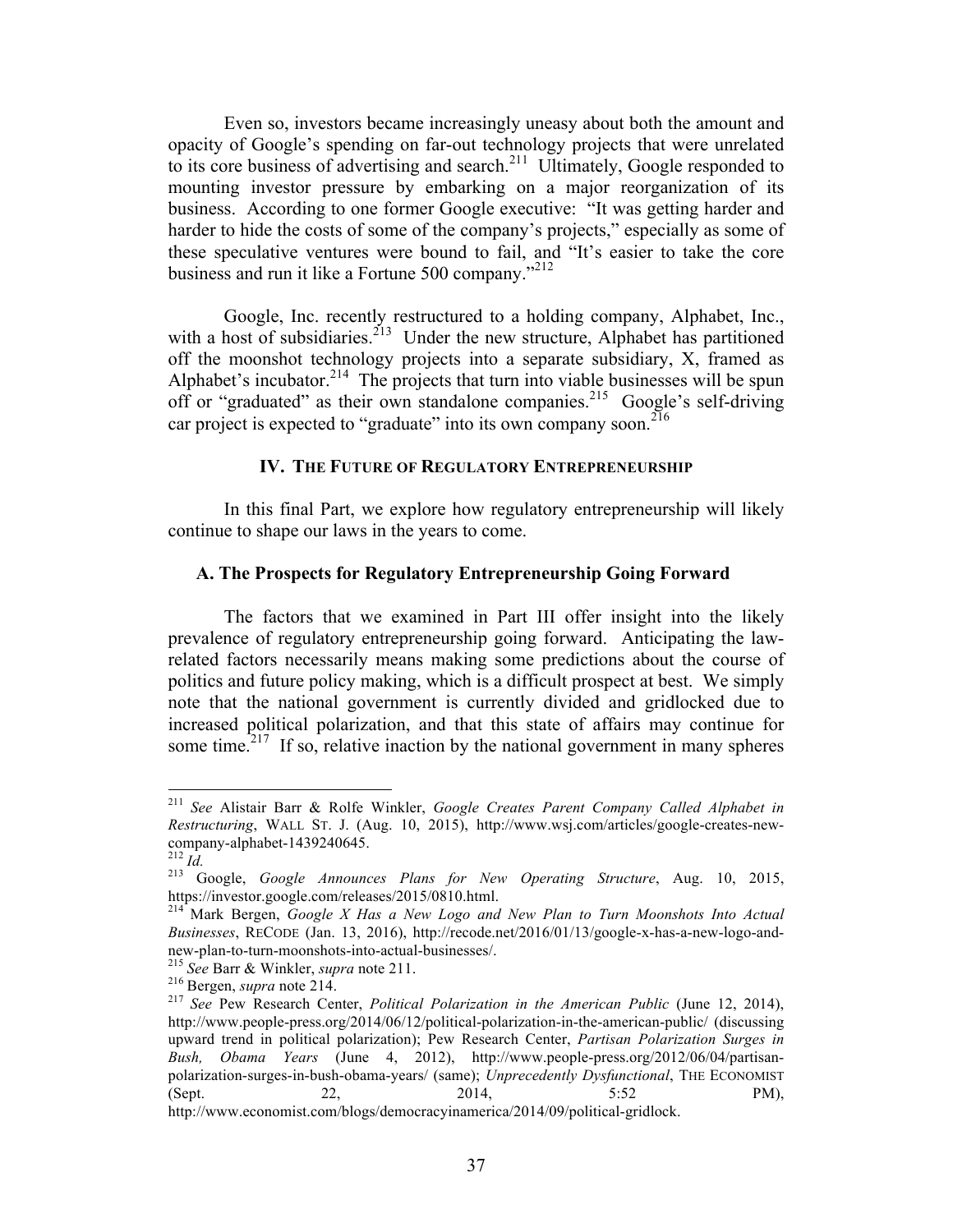Even so, investors became increasingly uneasy about both the amount and opacity of Google's spending on far-out technology projects that were unrelated to its core business of advertising and search.[211] Ultimately, Google responded to mounting investor pressure by embarking on a major reorganization of its business. According to one former Google executive: "It was getting harder and harder to hide the costs of some of the company's projects," especially as some of these speculative ventures were bound to fail, and "It's easier to take the core business and run it like a Fortune 500 company."[212]

Google, Inc. recently restructured to a holding company, Alphabet, Inc., with a host of subsidiaries.[213] Under the new structure, Alphabet has partitioned off the moonshot technology projects into a separate subsidiary, X, framed as Alphabet's incubator.[214] The projects that turn into viable businesses will be spun off or "graduated" as their own standalone companies.[215] Google's self-driving car project is expected to "graduate" into its own company soon.[216]

## IV. The Future of Regulatory Entrepreneurship

In this final Part, we explore how regulatory entrepreneurship will likely continue to shape our laws in the years to come.

### A. The Prospects for Regulatory Entrepreneurship Going Forward

The factors that we examined in Part III offer insight into the likely prevalence of regulatory entrepreneurship going forward. Anticipating the law-related factors necessarily means making some predictions about the course of politics and future policy making, which is a difficult prospect at best. We simply note that the national government is currently divided and gridlocked due to increased political polarization, and that this state of affairs may continue for some time.[217] If so, relative inaction by the national government in many spheres

---

[211] *See* Alistair Barr & Rolfe Winkler, *Google Creates Parent Company Called Alphabet in Restructuring*, WALL ST. J. (Aug. 10, 2015), http://www.wsj.com/articles/google-creates-new-company-alphabet-1439240645.

[212] *Id.*

[213] Google, *Google Announces Plans for New Operating Structure*, Aug. 10, 2015, https://investor.google.com/releases/2015/0810.html.

[214] Mark Bergen, *Google X Has a New Logo and New Plan to Turn Moonshots Into Actual Businesses*, RECODE (Jan. 13, 2016), http://recode.net/2016/01/13/google-x-has-a-new-logo-and-new-plan-to-turn-moonshots-into-actual-businesses/.

[215] *See* Barr & Winkler, *supra* note 211.

[216] Bergen, *supra* note 214.

[217] *See* Pew Research Center, *Political Polarization in the American Public* (June 12, 2014), http://www.people-press.org/2014/06/12/political-polarization-in-the-american-public/ (discussing upward trend in political polarization); Pew Research Center, *Partisan Polarization Surges in Bush, Obama Years* (June 4, 2012), http://www.people-press.org/2012/06/04/partisan-polarization-surges-in-bush-obama-years/ (same); *Unprecedently Dysfunctional*, THE ECONOMIST (Sept. 22, 2014, 5:52 PM), http://www.economist.com/blogs/democracyinamerica/2014/09/political-gridlock.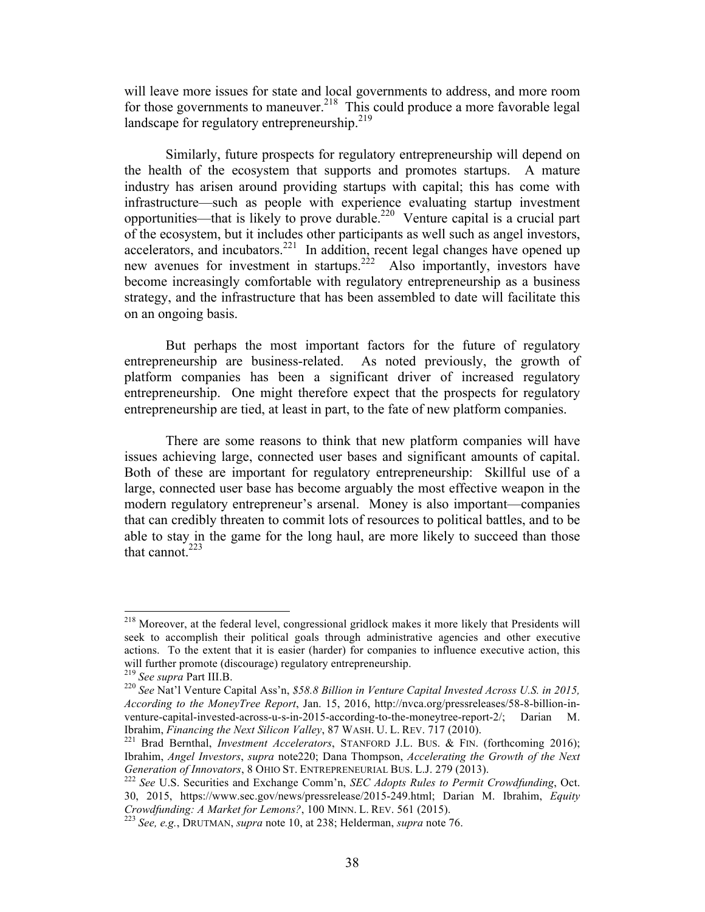will leave more issues for state and local governments to address, and more room for those governments to maneuver.[218] This could produce a more favorable legal landscape for regulatory entrepreneurship.[219]

Similarly, future prospects for regulatory entrepreneurship will depend on the health of the ecosystem that supports and promotes startups. A mature industry has arisen around providing startups with capital; this has come with infrastructure—such as people with experience evaluating startup investment opportunities—that is likely to prove durable.[220] Venture capital is a crucial part of the ecosystem, but it includes other participants as well such as angel investors, accelerators, and incubators.[221] In addition, recent legal changes have opened up new avenues for investment in startups.[222] Also importantly, investors have become increasingly comfortable with regulatory entrepreneurship as a business strategy, and the infrastructure that has been assembled to date will facilitate this on an ongoing basis.

But perhaps the most important factors for the future of regulatory entrepreneurship are business-related. As noted previously, the growth of platform companies has been a significant driver of increased regulatory entrepreneurship. One might therefore expect that the prospects for regulatory entrepreneurship are tied, at least in part, to the fate of new platform companies.

There are some reasons to think that new platform companies will have issues achieving large, connected user bases and significant amounts of capital. Both of these are important for regulatory entrepreneurship: Skillful use of a large, connected user base has become arguably the most effective weapon in the modern regulatory entrepreneur's arsenal. Money is also important—companies that can credibly threaten to commit lots of resources to political battles, and to be able to stay in the game for the long haul, are more likely to succeed than those that cannot.[223]

---

[218] Moreover, at the federal level, congressional gridlock makes it more likely that Presidents will seek to accomplish their political goals through administrative agencies and other executive actions. To the extent that it is easier (harder) for companies to influence executive action, this will further promote (discourage) regulatory entrepreneurship.

[219] *See supra* Part III.B.

[220] *See* Nat'l Venture Capital Ass'n, *$58.8 Billion in Venture Capital Invested Across U.S. in 2015, According to the MoneyTree Report*, Jan. 15, 2016, http://nvca.org/pressreleases/58-8-billion-in-venture-capital-invested-across-u-s-in-2015-according-to-the-moneytree-report-2/; Darian M. Ibrahim, *Financing the Next Silicon Valley*, 87 WASH. U. L. REV. 717 (2010).

[221] Brad Bernthal, *Investment Accelerators*, STANFORD J.L. BUS. & FIN. (forthcoming 2016); Ibrahim, *Angel Investors*, *supra* note220; Dana Thompson, *Accelerating the Growth of the Next Generation of Innovators*, 8 OHIO ST. ENTREPRENEURIAL BUS. L.J. 279 (2013).

[222] *See* U.S. Securities and Exchange Comm'n, *SEC Adopts Rules to Permit Crowdfunding*, Oct. 30, 2015, https://www.sec.gov/news/pressrelease/2015-249.html; Darian M. Ibrahim, *Equity Crowdfunding: A Market for Lemons?*, 100 MINN. L. REV. 561 (2015).

[223] *See, e.g.*, DRUTMAN, *supra* note 10, at 238; Helderman, *supra* note 76.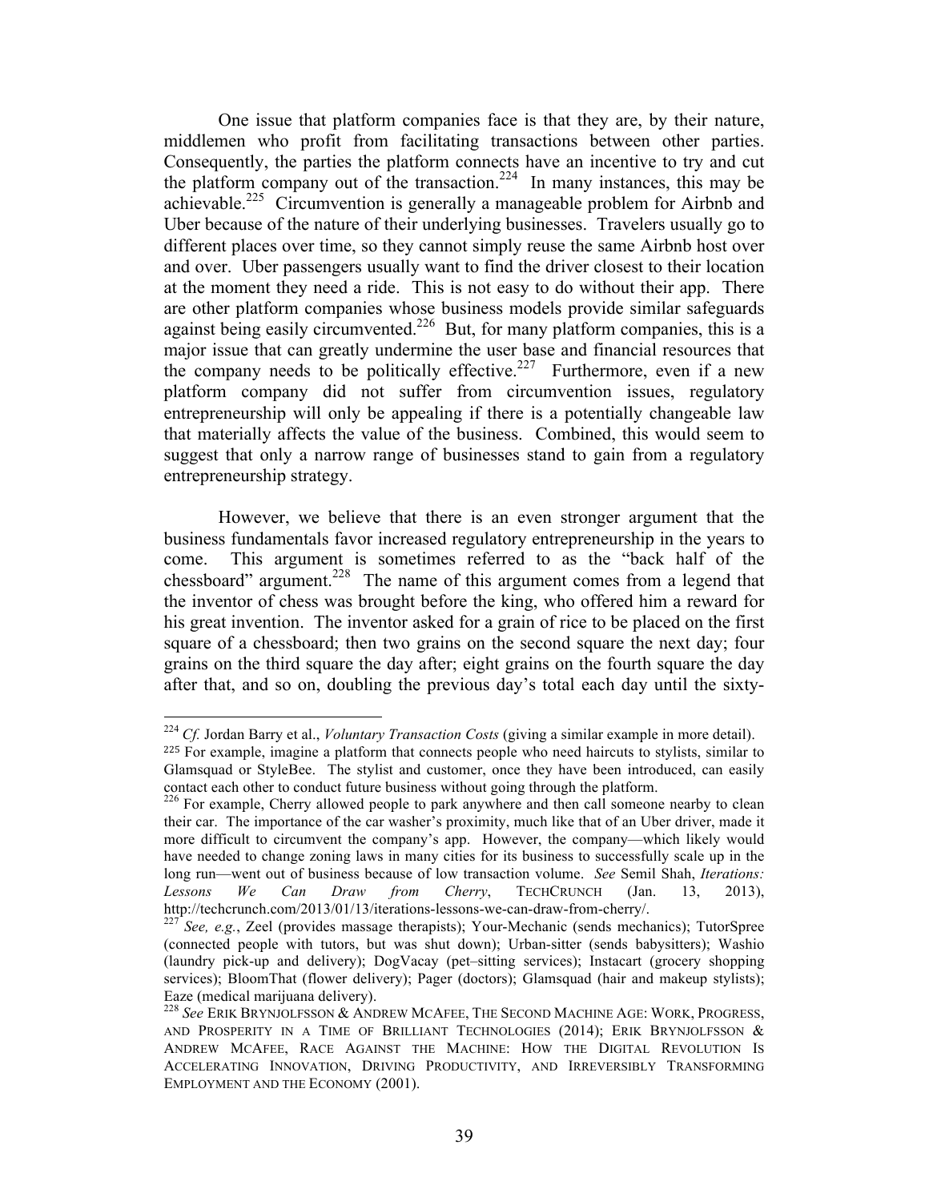One issue that platform companies face is that they are, by their nature, middlemen who profit from facilitating transactions between other parties. Consequently, the parties the platform connects have an incentive to try and cut the platform company out of the transaction.[224] In many instances, this may be achievable.[225] Circumvention is generally a manageable problem for Airbnb and Uber because of the nature of their underlying businesses. Travelers usually go to different places over time, so they cannot simply reuse the same Airbnb host over and over. Uber passengers usually want to find the driver closest to their location at the moment they need a ride. This is not easy to do without their app. There are other platform companies whose business models provide similar safeguards against being easily circumvented.[226] But, for many platform companies, this is a major issue that can greatly undermine the user base and financial resources that the company needs to be politically effective.[227] Furthermore, even if a new platform company did not suffer from circumvention issues, regulatory entrepreneurship will only be appealing if there is a potentially changeable law that materially affects the value of the business. Combined, this would seem to suggest that only a narrow range of businesses stand to gain from a regulatory entrepreneurship strategy.

However, we believe that there is an even stronger argument that the business fundamentals favor increased regulatory entrepreneurship in the years to come. This argument is sometimes referred to as the "back half of the chessboard" argument.[228] The name of this argument comes from a legend that the inventor of chess was brought before the king, who offered him a reward for his great invention. The inventor asked for a grain of rice to be placed on the first square of a chessboard; then two grains on the second square the next day; four grains on the third square the day after; eight grains on the fourth square the day after that, and so on, doubling the previous day's total each day until the sixty-

---

[224] *Cf.* Jordan Barry et al., *Voluntary Transaction Costs* (giving a similar example in more detail).

[225] For example, imagine a platform that connects people who need haircuts to stylists, similar to Glamsquad or StyleBee. The stylist and customer, once they have been introduced, can easily contact each other to conduct future business without going through the platform.

[226] For example, Cherry allowed people to park anywhere and then call someone nearby to clean their car. The importance of the car washer's proximity, much like that of an Uber driver, made it more difficult to circumvent the company's app. However, the company—which likely would have needed to change zoning laws in many cities for its business to successfully scale up in the long run—went out of business because of low transaction volume. *See* Semil Shah, *Iterations: Lessons We Can Draw from Cherry*, TECHCRUNCH (Jan. 13, 2013), http://techcrunch.com/2013/01/13/iterations-lessons-we-can-draw-from-cherry/.

[227] *See, e.g.*, Zeel (provides massage therapists); Your-Mechanic (sends mechanics); TutorSpree (connected people with tutors, but was shut down); Urban-sitter (sends babysitters); Washio (laundry pick-up and delivery); DogVacay (pet–sitting services); Instacart (grocery shopping services); BloomThat (flower delivery); Pager (doctors); Glamsquad (hair and makeup stylists); Eaze (medical marijuana delivery).

[228] *See* ERIK BRYNJOLFSSON & ANDREW MCAFEE, THE SECOND MACHINE AGE: WORK, PROGRESS, AND PROSPERITY IN A TIME OF BRILLIANT TECHNOLOGIES (2014); ERIK BRYNJOLFSSON & ANDREW MCAFEE, RACE AGAINST THE MACHINE: HOW THE DIGITAL REVOLUTION IS ACCELERATING INNOVATION, DRIVING PRODUCTIVITY, AND IRREVERSIBLY TRANSFORMING EMPLOYMENT AND THE ECONOMY (2001).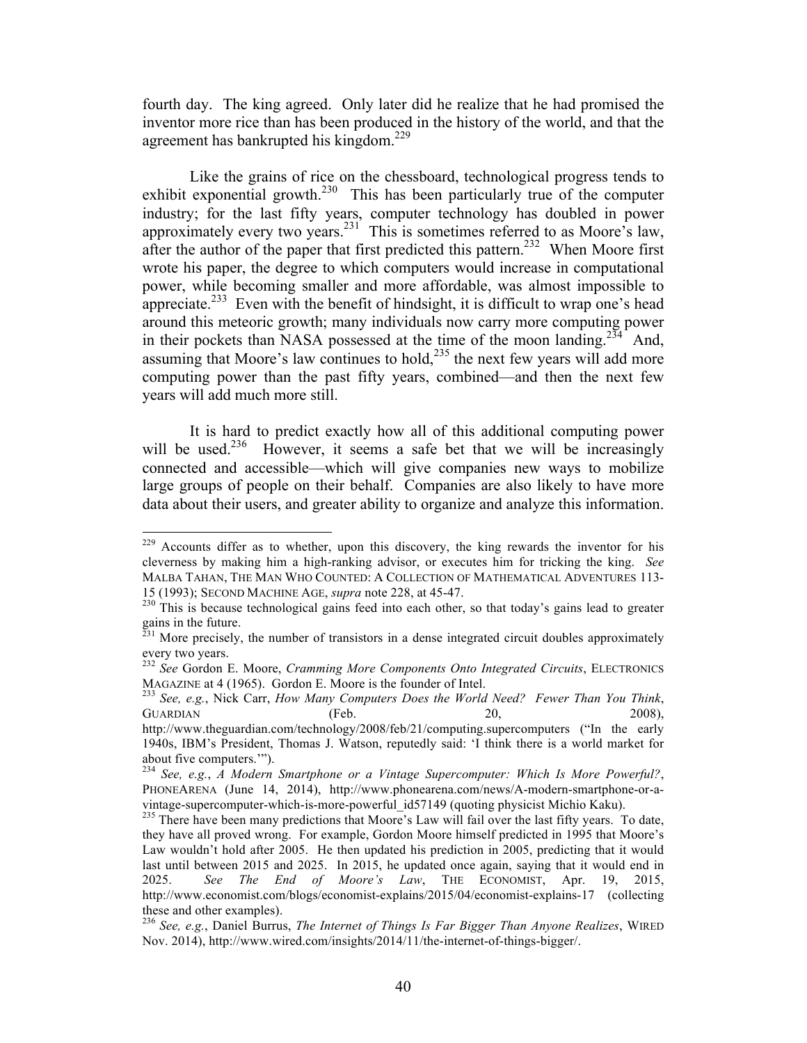fourth day. The king agreed. Only later did he realize that he had promised the inventor more rice than has been produced in the history of the world, and that the agreement has bankrupted his kingdom.[229]

Like the grains of rice on the chessboard, technological progress tends to exhibit exponential growth.[230] This has been particularly true of the computer industry; for the last fifty years, computer technology has doubled in power approximately every two years.[231] This is sometimes referred to as Moore's law, after the author of the paper that first predicted this pattern.[232] When Moore first wrote his paper, the degree to which computers would increase in computational power, while becoming smaller and more affordable, was almost impossible to appreciate.[233] Even with the benefit of hindsight, it is difficult to wrap one's head around this meteoric growth; many individuals now carry more computing power in their pockets than NASA possessed at the time of the moon landing.[234] And, assuming that Moore's law continues to hold,[235] the next few years will add more computing power than the past fifty years, combined—and then the next few years will add much more still.

It is hard to predict exactly how all of this additional computing power will be used.[236] However, it seems a safe bet that we will be increasingly connected and accessible—which will give companies new ways to mobilize large groups of people on their behalf. Companies are also likely to have more data about their users, and greater ability to organize and analyze this information.

---

[229] Accounts differ as to whether, upon this discovery, the king rewards the inventor for his cleverness by making him a high-ranking advisor, or executes him for tricking the king. *See* MALBA TAHAN, THE MAN WHO COUNTED: A COLLECTION OF MATHEMATICAL ADVENTURES 113-15 (1993); SECOND MACHINE AGE, *supra* note 228, at 45-47.

[230] This is because technological gains feed into each other, so that today's gains lead to greater gains in the future.

[231] More precisely, the number of transistors in a dense integrated circuit doubles approximately every two years.

[232] *See* Gordon E. Moore, *Cramming More Components Onto Integrated Circuits*, ELECTRONICS MAGAZINE at 4 (1965). Gordon E. Moore is the founder of Intel.

[233] *See, e.g.*, Nick Carr, *How Many Computers Does the World Need? Fewer Than You Think*, GUARDIAN (Feb. 20, 2008), http://www.theguardian.com/technology/2008/feb/21/computing.supercomputers ("In the early 1940s, IBM's President, Thomas J. Watson, reputedly said: 'I think there is a world market for about five computers.'").

[234] *See, e.g.*, *A Modern Smartphone or a Vintage Supercomputer: Which Is More Powerful?*, PHONEARENA (June 14, 2014), http://www.phonearena.com/news/A-modern-smartphone-or-a-vintage-supercomputer-which-is-more-powerful_id57149 (quoting physicist Michio Kaku).

[235] There have been many predictions that Moore's Law will fail over the last fifty years. To date, they have all proved wrong. For example, Gordon Moore himself predicted in 1995 that Moore's Law wouldn't hold after 2005. He then updated his prediction in 2005, predicting that it would last until between 2015 and 2025. In 2015, he updated once again, saying that it would end in 2025. *See The End of Moore's Law*, THE ECONOMIST, Apr. 19, 2015, http://www.economist.com/blogs/economist-explains/2015/04/economist-explains-17 (collecting these and other examples).

[236] *See, e.g.*, Daniel Burrus, *The Internet of Things Is Far Bigger Than Anyone Realizes*, WIRED Nov. 2014), http://www.wired.com/insights/2014/11/the-internet-of-things-bigger/.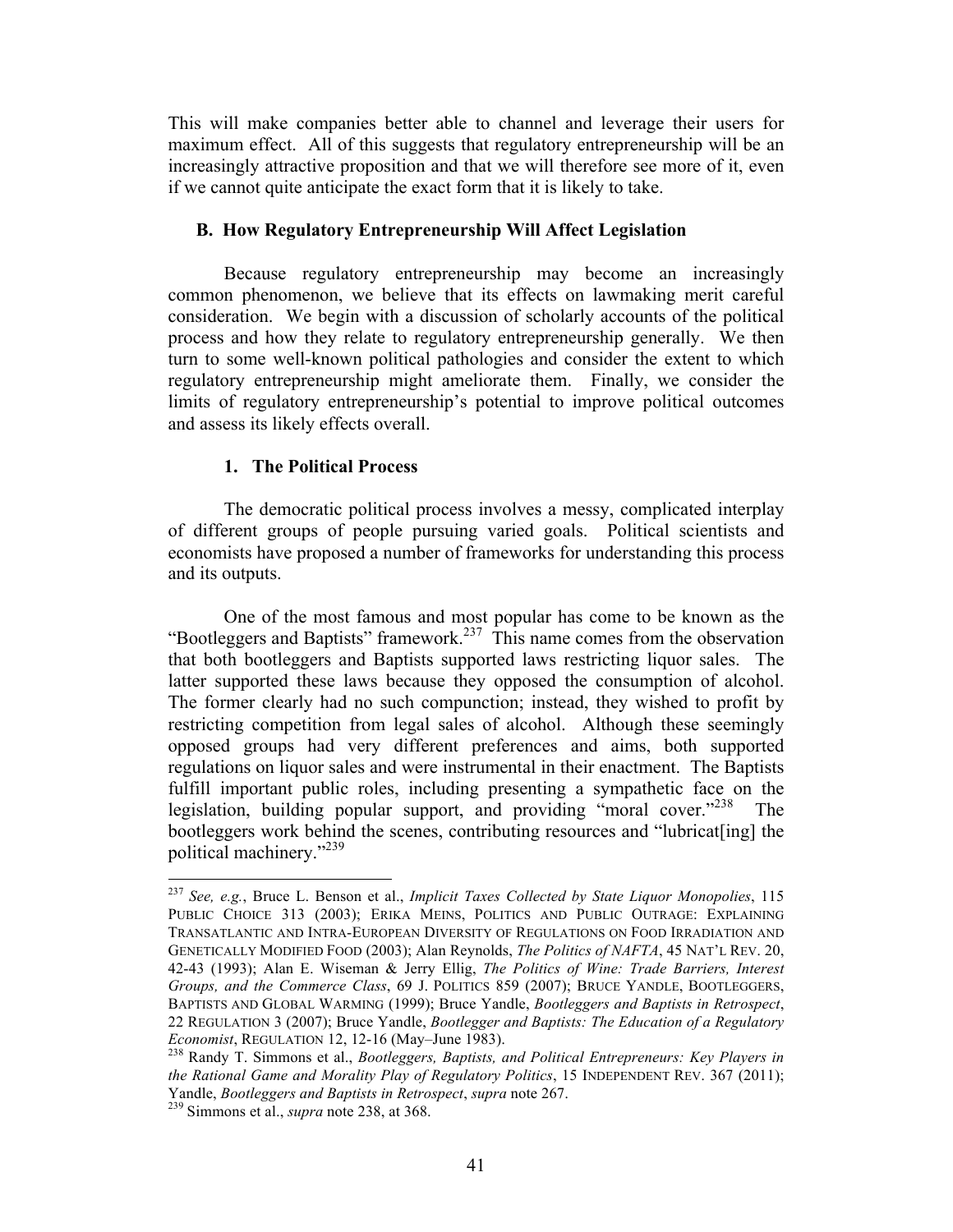This will make companies better able to channel and leverage their users for maximum effect. All of this suggests that regulatory entrepreneurship will be an increasingly attractive proposition and that we will therefore see more of it, even if we cannot quite anticipate the exact form that it is likely to take.

### B. How Regulatory Entrepreneurship Will Affect Legislation

Because regulatory entrepreneurship may become an increasingly common phenomenon, we believe that its effects on lawmaking merit careful consideration. We begin with a discussion of scholarly accounts of the political process and how they relate to regulatory entrepreneurship generally. We then turn to some well-known political pathologies and consider the extent to which regulatory entrepreneurship might ameliorate them. Finally, we consider the limits of regulatory entrepreneurship's potential to improve political outcomes and assess its likely effects overall.

#### 1. The Political Process

The democratic political process involves a messy, complicated interplay of different groups of people pursuing varied goals. Political scientists and economists have proposed a number of frameworks for understanding this process and its outputs.

One of the most famous and most popular has come to be known as the "Bootleggers and Baptists" framework.[237] This name comes from the observation that both bootleggers and Baptists supported laws restricting liquor sales. The latter supported these laws because they opposed the consumption of alcohol. The former clearly had no such compunction; instead, they wished to profit by restricting competition from legal sales of alcohol. Although these seemingly opposed groups had very different preferences and aims, both supported regulations on liquor sales and were instrumental in their enactment. The Baptists fulfill important public roles, including presenting a sympathetic face on the legislation, building popular support, and providing "moral cover."[238] The bootleggers work behind the scenes, contributing resources and "lubricat[ing] the political machinery."[239]

---

[237] *See, e.g.*, Bruce L. Benson et al., *Implicit Taxes Collected by State Liquor Monopolies*, 115 PUBLIC CHOICE 313 (2003); ERIKA MEINS, POLITICS AND PUBLIC OUTRAGE: EXPLAINING TRANSATLANTIC AND INTRA-EUROPEAN DIVERSITY OF REGULATIONS ON FOOD IRRADIATION AND GENETICALLY MODIFIED FOOD (2003); Alan Reynolds, *The Politics of NAFTA*, 45 NAT'L REV. 20, 42-43 (1993); Alan E. Wiseman & Jerry Ellig, *The Politics of Wine: Trade Barriers, Interest Groups, and the Commerce Class*, 69 J. POLITICS 859 (2007); BRUCE YANDLE, BOOTLEGGERS, BAPTISTS AND GLOBAL WARMING (1999); Bruce Yandle, *Bootleggers and Baptists in Retrospect*, 22 REGULATION 3 (2007); Bruce Yandle, *Bootlegger and Baptists: The Education of a Regulatory Economist*, REGULATION 12, 12-16 (May–June 1983).

[238] Randy T. Simmons et al., *Bootleggers, Baptists, and Political Entrepreneurs: Key Players in the Rational Game and Morality Play of Regulatory Politics*, 15 INDEPENDENT REV. 367 (2011); Yandle, *Bootleggers and Baptists in Retrospect*, *supra* note 267.

[239] Simmons et al., *supra* note 238, at 368.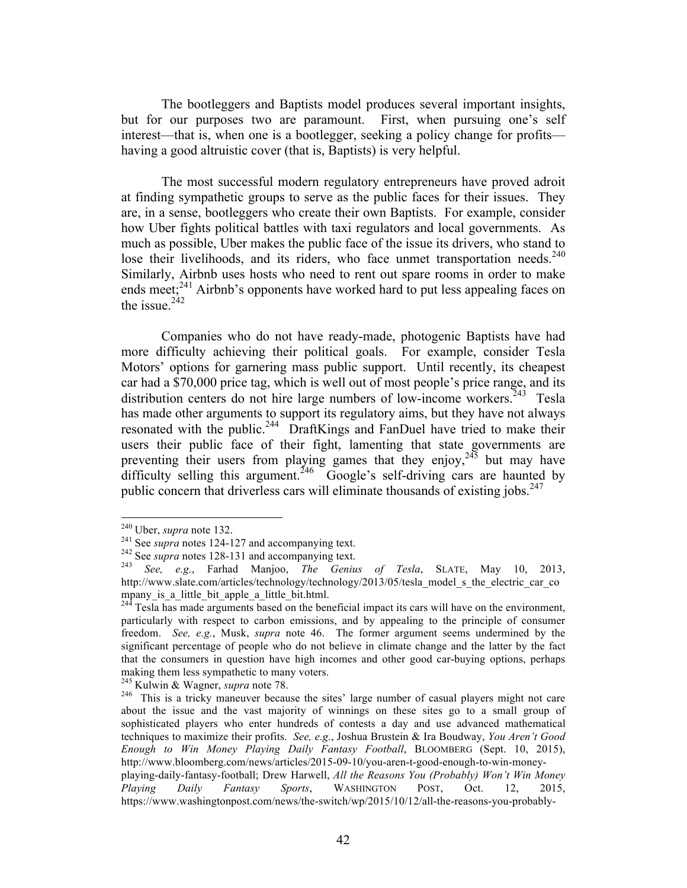The bootleggers and Baptists model produces several important insights, but for our purposes two are paramount. First, when pursuing one's self interest—that is, when one is a bootlegger, seeking a policy change for profits—having a good altruistic cover (that is, Baptists) is very helpful.

The most successful modern regulatory entrepreneurs have proved adroit at finding sympathetic groups to serve as the public faces for their issues. They are, in a sense, bootleggers who create their own Baptists. For example, consider how Uber fights political battles with taxi regulators and local governments. As much as possible, Uber makes the public face of the issue its drivers, who stand to lose their livelihoods, and its riders, who face unmet transportation needs.[240] Similarly, Airbnb uses hosts who need to rent out spare rooms in order to make ends meet;[241] Airbnb's opponents have worked hard to put less appealing faces on the issue.[242]

Companies who do not have ready-made, photogenic Baptists have had more difficulty achieving their political goals. For example, consider Tesla Motors' options for garnering mass public support. Until recently, its cheapest car had a $70,000 price tag, which is well out of most people's price range, and its distribution centers do not hire large numbers of low-income workers.[243] Tesla has made other arguments to support its regulatory aims, but they have not always resonated with the public.[244] DraftKings and FanDuel have tried to make their users their public face of their fight, lamenting that state governments are preventing their users from playing games that they enjoy,[245] but may have difficulty selling this argument.[246] Google's self-driving cars are haunted by public concern that driverless cars will eliminate thousands of existing jobs.[247]

---

[240] Uber, *supra* note 132.

[241] See *supra* notes 124-127 and accompanying text.

[242] See *supra* notes 128-131 and accompanying text.

[243] *See, e.g.*, Farhad Manjoo, *The Genius of Tesla*, SLATE, May 10, 2013, http://www.slate.com/articles/technology/technology/2013/05/tesla_model_s_the_electric_car_company_is_a_little_bit_apple_a_little_bit.html.

[244] Tesla has made arguments based on the beneficial impact its cars will have on the environment, particularly with respect to carbon emissions, and by appealing to the principle of consumer freedom. *See, e.g.*, Musk, *supra* note 46. The former argument seems undermined by the significant percentage of people who do not believe in climate change and the latter by the fact that the consumers in question have high incomes and other good car-buying options, perhaps making them less sympathetic to many voters.

[245] Kulwin & Wagner, *supra* note 78.

[246] This is a tricky maneuver because the sites' large number of casual players might not care about the issue and the vast majority of winnings on these sites go to a small group of sophisticated players who enter hundreds of contests a day and use advanced mathematical techniques to maximize their profits. *See, e.g.*, Joshua Brustein & Ira Boudway, *You Aren't Good Enough to Win Money Playing Daily Fantasy Football*, BLOOMBERG (Sept. 10, 2015), http://www.bloomberg.com/news/articles/2015-09-10/you-aren-t-good-enough-to-win-money-playing-daily-fantasy-football; Drew Harwell, *All the Reasons You (Probably) Won't Win Money Playing Daily Fantasy Sports*, WASHINGTON POST, Oct. 12, 2015, https://www.washingtonpost.com/news/the-switch/wp/2015/10/12/all-the-reasons-you-probably-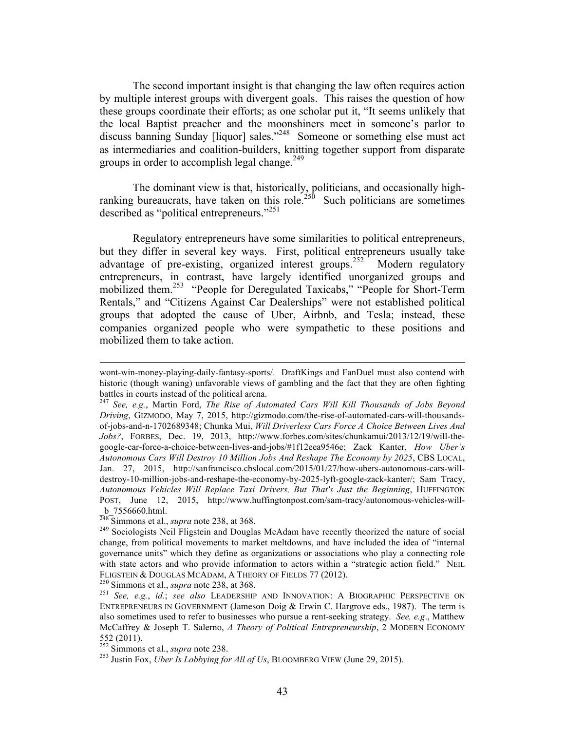The second important insight is that changing the law often requires action by multiple interest groups with divergent goals. This raises the question of how these groups coordinate their efforts; as one scholar put it, "It seems unlikely that the local Baptist preacher and the moonshiners meet in someone's parlor to discuss banning Sunday [liquor] sales."[248] Someone or something else must act as intermediaries and coalition-builders, knitting together support from disparate groups in order to accomplish legal change.[249]

The dominant view is that, historically, politicians, and occasionally high-ranking bureaucrats, have taken on this role.[250] Such politicians are sometimes described as "political entrepreneurs."[251]

Regulatory entrepreneurs have some similarities to political entrepreneurs, but they differ in several key ways. First, political entrepreneurs usually take advantage of pre-existing, organized interest groups.[252] Modern regulatory entrepreneurs, in contrast, have largely identified unorganized groups and mobilized them.[253] "People for Deregulated Taxicabs," "People for Short-Term Rentals," and "Citizens Against Car Dealerships" were not established political groups that adopted the cause of Uber, Airbnb, and Tesla; instead, these companies organized people who were sympathetic to these positions and mobilized them to take action.

---

wont-win-money-playing-daily-fantasy-sports/. DraftKings and FanDuel must also contend with historic (though waning) unfavorable views of gambling and the fact that they are often fighting battles in courts instead of the political arena.

[247] *See, e.g.*, Martin Ford, *The Rise of Automated Cars Will Kill Thousands of Jobs Beyond Driving*, GIZMODO, May 7, 2015, http://gizmodo.com/the-rise-of-automated-cars-will-thousands-of-jobs-and-n-1702689348; Chunka Mui, *Will Driverless Cars Force A Choice Between Lives And Jobs?*, FORBES, Dec. 19, 2013, http://www.forbes.com/sites/chunkamui/2013/12/19/will-the-google-car-force-a-choice-between-lives-and-jobs/#1f12eea9546e; Zack Kanter, *How Uber's Autonomous Cars Will Destroy 10 Million Jobs And Reshape The Economy by 2025*, CBS LOCAL, Jan. 27, 2015, http://sanfrancisco.cbslocal.com/2015/01/27/how-ubers-autonomous-cars-will-destroy-10-million-jobs-and-reshape-the-economy-by-2025-lyft-google-zack-kanter/; Sam Tracy, *Autonomous Vehicles Will Replace Taxi Drivers, But That's Just the Beginning*, HUFFINGTON POST, June 12, 2015, http://www.huffingtonpost.com/sam-tracy/autonomous-vehicles-will-_b_7556660.html.

[248] Simmons et al., *supra* note 238, at 368.

[249] Sociologists Neil Fligstein and Douglas McAdam have recently theorized the nature of social change, from political movements to market meltdowns, and have included the idea of "internal governance units" which they define as organizations or associations who play a connecting role with state actors and who provide information to actors within a "strategic action field." NEIL FLIGSTEIN & DOUGLAS MCADAM, A THEORY OF FIELDS 77 (2012).

[250] Simmons et al., *supra* note 238, at 368.

[251] *See, e.g.*, *id.*; *see also* LEADERSHIP AND INNOVATION: A BIOGRAPHIC PERSPECTIVE ON ENTREPRENEURS IN GOVERNMENT (Jameson Doig & Erwin C. Hargrove eds., 1987). The term is also sometimes used to refer to businesses who pursue a rent-seeking strategy. *See, e.g*., Matthew McCaffrey & Joseph T. Salerno, *A Theory of Political Entrepreneurship*, 2 MODERN ECONOMY 552 (2011).

[252] Simmons et al., *supra* note 238.

[253] Justin Fox, *Uber Is Lobbying for All of Us*, BLOOMBERG VIEW (June 29, 2015).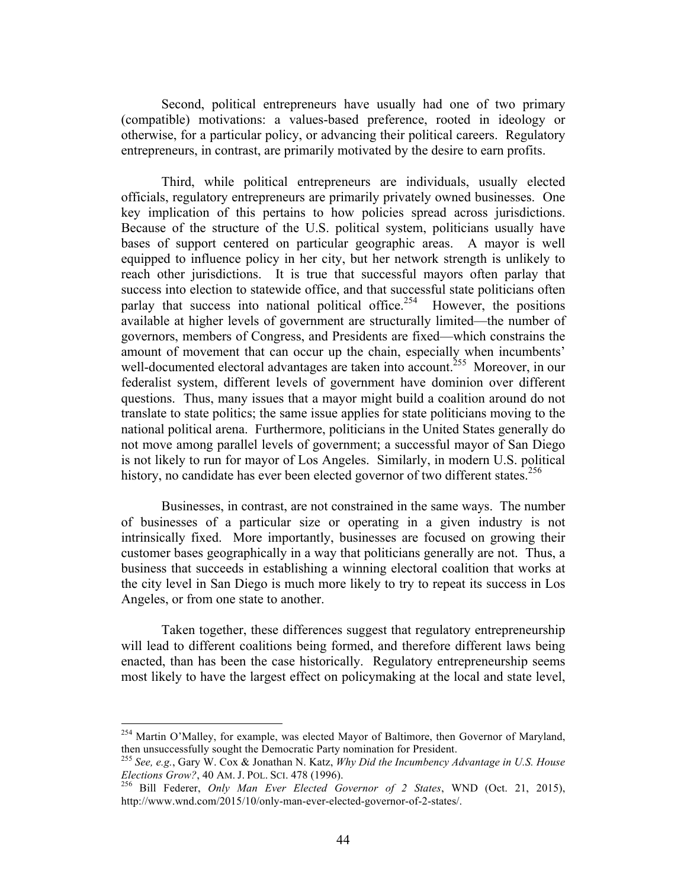Second, political entrepreneurs have usually had one of two primary (compatible) motivations: a values-based preference, rooted in ideology or otherwise, for a particular policy, or advancing their political careers. Regulatory entrepreneurs, in contrast, are primarily motivated by the desire to earn profits.

Third, while political entrepreneurs are individuals, usually elected officials, regulatory entrepreneurs are primarily privately owned businesses. One key implication of this pertains to how policies spread across jurisdictions. Because of the structure of the U.S. political system, politicians usually have bases of support centered on particular geographic areas. A mayor is well equipped to influence policy in her city, but her network strength is unlikely to reach other jurisdictions. It is true that successful mayors often parlay that success into election to statewide office, and that successful state politicians often parlay that success into national political office.[254] However, the positions available at higher levels of government are structurally limited—the number of governors, members of Congress, and Presidents are fixed—which constrains the amount of movement that can occur up the chain, especially when incumbents' well-documented electoral advantages are taken into account.[255] Moreover, in our federalist system, different levels of government have dominion over different questions. Thus, many issues that a mayor might build a coalition around do not translate to state politics; the same issue applies for state politicians moving to the national political arena. Furthermore, politicians in the United States generally do not move among parallel levels of government; a successful mayor of San Diego is not likely to run for mayor of Los Angeles. Similarly, in modern U.S. political history, no candidate has ever been elected governor of two different states.[256]

Businesses, in contrast, are not constrained in the same ways. The number of businesses of a particular size or operating in a given industry is not intrinsically fixed. More importantly, businesses are focused on growing their customer bases geographically in a way that politicians generally are not. Thus, a business that succeeds in establishing a winning electoral coalition that works at the city level in San Diego is much more likely to try to repeat its success in Los Angeles, or from one state to another.

Taken together, these differences suggest that regulatory entrepreneurship will lead to different coalitions being formed, and therefore different laws being enacted, than has been the case historically. Regulatory entrepreneurship seems most likely to have the largest effect on policymaking at the local and state level,

---

[254] Martin O'Malley, for example, was elected Mayor of Baltimore, then Governor of Maryland, then unsuccessfully sought the Democratic Party nomination for President.

[255] *See, e.g.*, Gary W. Cox & Jonathan N. Katz, *Why Did the Incumbency Advantage in U.S. House Elections Grow?*, 40 AM. J. POL. SCI. 478 (1996).

[256] Bill Federer, *Only Man Ever Elected Governor of 2 States*, WND (Oct. 21, 2015), http://www.wnd.com/2015/10/only-man-ever-elected-governor-of-2-states/.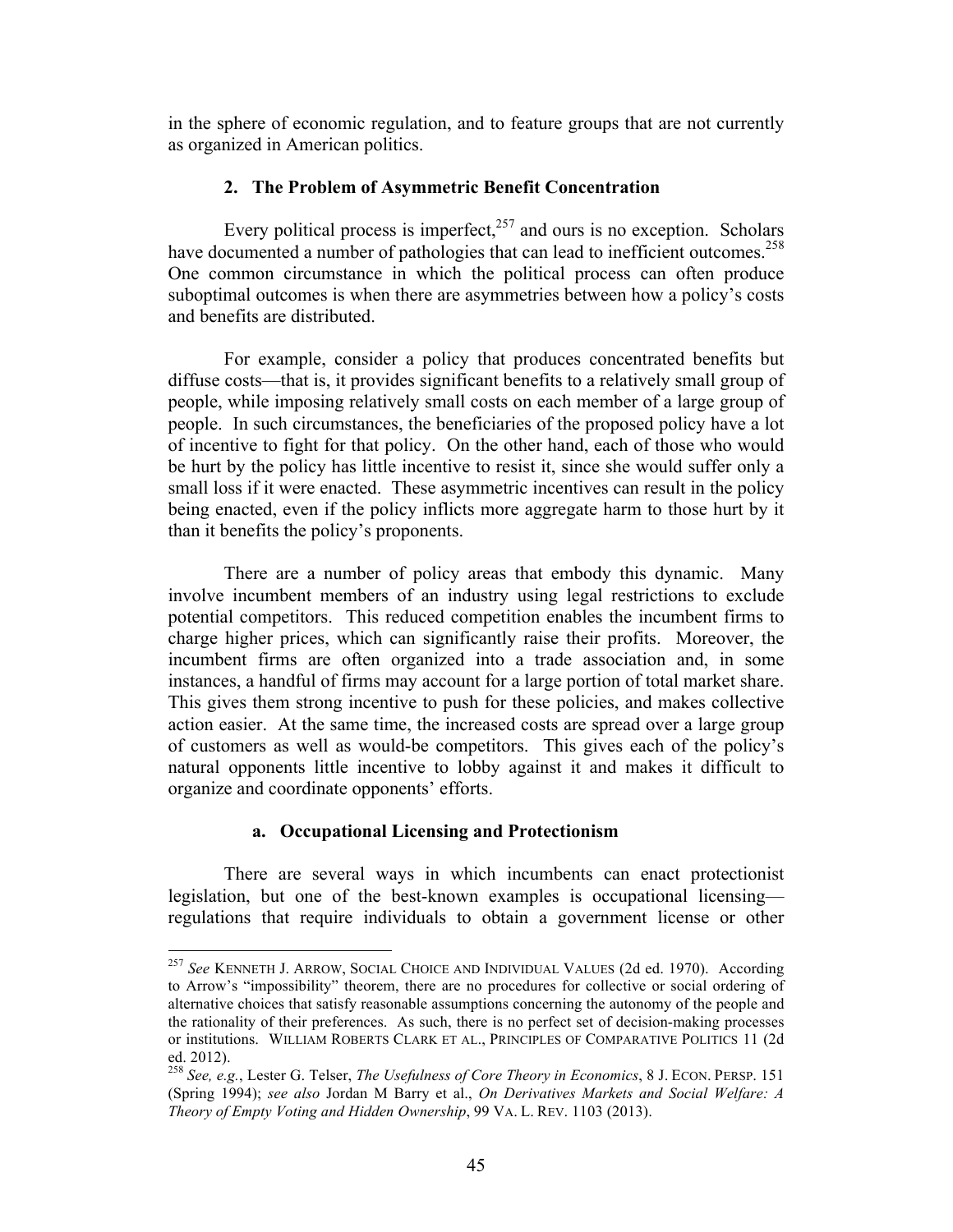in the sphere of economic regulation, and to feature groups that are not currently as organized in American politics.

#### 2. The Problem of Asymmetric Benefit Concentration

Every political process is imperfect,[257] and ours is no exception. Scholars have documented a number of pathologies that can lead to inefficient outcomes.[258] One common circumstance in which the political process can often produce suboptimal outcomes is when there are asymmetries between how a policy's costs and benefits are distributed.

For example, consider a policy that produces concentrated benefits but diffuse costs—that is, it provides significant benefits to a relatively small group of people, while imposing relatively small costs on each member of a large group of people. In such circumstances, the beneficiaries of the proposed policy have a lot of incentive to fight for that policy. On the other hand, each of those who would be hurt by the policy has little incentive to resist it, since she would suffer only a small loss if it were enacted. These asymmetric incentives can result in the policy being enacted, even if the policy inflicts more aggregate harm to those hurt by it than it benefits the policy's proponents.

There are a number of policy areas that embody this dynamic. Many involve incumbent members of an industry using legal restrictions to exclude potential competitors. This reduced competition enables the incumbent firms to charge higher prices, which can significantly raise their profits. Moreover, the incumbent firms are often organized into a trade association and, in some instances, a handful of firms may account for a large portion of total market share. This gives them strong incentive to push for these policies, and makes collective action easier. At the same time, the increased costs are spread over a large group of customers as well as would-be competitors. This gives each of the policy's natural opponents little incentive to lobby against it and makes it difficult to organize and coordinate opponents' efforts.

##### a. Occupational Licensing and Protectionism

There are several ways in which incumbents can enact protectionist legislation, but one of the best-known examples is occupational licensing—regulations that require individuals to obtain a government license or other

---

[257] *See* KENNETH J. ARROW, SOCIAL CHOICE AND INDIVIDUAL VALUES (2d ed. 1970). According to Arrow's "impossibility" theorem, there are no procedures for collective or social ordering of alternative choices that satisfy reasonable assumptions concerning the autonomy of the people and the rationality of their preferences. As such, there is no perfect set of decision-making processes or institutions. WILLIAM ROBERTS CLARK ET AL., PRINCIPLES OF COMPARATIVE POLITICS 11 (2d ed. 2012).

[258] *See, e.g.*, Lester G. Telser, *The Usefulness of Core Theory in Economics*, 8 J. ECON. PERSP. 151 (Spring 1994); *see also* Jordan M Barry et al., *On Derivatives Markets and Social Welfare: A Theory of Empty Voting and Hidden Ownership*, 99 VA. L. REV. 1103 (2013).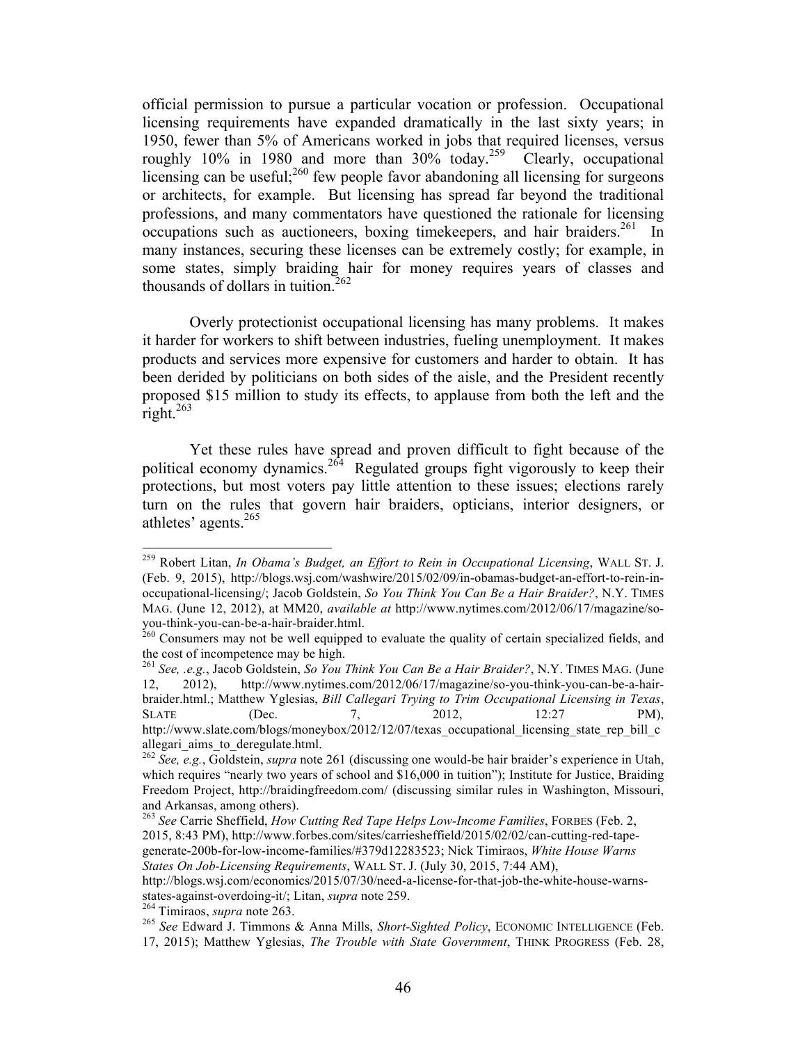official permission to pursue a particular vocation or profession. Occupational licensing requirements have expanded dramatically in the last sixty years; in 1950, fewer than 5% of Americans worked in jobs that required licenses, versus roughly 10% in 1980 and more than 30% today.[259] Clearly, occupational licensing can be useful;[260] few people favor abandoning all licensing for surgeons or architects, for example. But licensing has spread far beyond the traditional professions, and many commentators have questioned the rationale for licensing occupations such as auctioneers, boxing timekeepers, and hair braiders.[261] In many instances, securing these licenses can be extremely costly; for example, in some states, simply braiding hair for money requires years of classes and thousands of dollars in tuition.[262]

Overly protectionist occupational licensing has many problems. It makes it harder for workers to shift between industries, fueling unemployment. It makes products and services more expensive for customers and harder to obtain. It has been derided by politicians on both sides of the aisle, and the President recently proposed $15 million to study its effects, to applause from both the left and the right.[263]

Yet these rules have spread and proven difficult to fight because of the political economy dynamics.[264] Regulated groups fight vigorously to keep their protections, but most voters pay little attention to these issues; elections rarely turn on the rules that govern hair braiders, opticians, interior designers, or athletes' agents.[265]

---

[259] Robert Litan, *In Obama's Budget, an Effort to Rein in Occupational Licensing*, WALL ST. J. (Feb. 9, 2015), http://blogs.wsj.com/washwire/2015/02/09/in-obamas-budget-an-effort-to-rein-in-occupational-licensing/; Jacob Goldstein, *So You Think You Can Be a Hair Braider?*, N.Y. TIMES MAG. (June 12, 2012), at MM20, *available at* http://www.nytimes.com/2012/06/17/magazine/so-you-think-you-can-be-a-hair-braider.html.

[260] Consumers may not be well equipped to evaluate the quality of certain specialized fields, and the cost of incompetence may be high.

[261] *See, .e.g.*, Jacob Goldstein, *So You Think You Can Be a Hair Braider?*, N.Y. TIMES MAG. (June 12, 2012), http://www.nytimes.com/2012/06/17/magazine/so-you-think-you-can-be-a-hair-braider.html.; Matthew Yglesias, *Bill Callegari Trying to Trim Occupational Licensing in Texas*, SLATE (Dec. 7, 2012, 12:27 PM), http://www.slate.com/blogs/moneybox/2012/12/07/texas_occupational_licensing_state_rep_bill_callegari_aims_to_deregulate.html.

[262] *See, e.g.*, Goldstein, *supra* note 261 (discussing one would-be hair braider's experience in Utah, which requires "nearly two years of school and $16,000 in tuition"); Institute for Justice, Braiding Freedom Project, http://braidingfreedom.com/ (discussing similar rules in Washington, Missouri, and Arkansas, among others).

[263] *See* Carrie Sheffield, *How Cutting Red Tape Helps Low-Income Families*, FORBES (Feb. 2, 2015, 8:43 PM), http://www.forbes.com/sites/carriesheffield/2015/02/02/can-cutting-red-tape-generate-200b-for-low-income-families/#379d12283523; Nick Timiraos, *White House Warns States On Job-Licensing Requirements*, WALL ST. J. (July 30, 2015, 7:44 AM), http://blogs.wsj.com/economics/2015/07/30/need-a-license-for-that-job-the-white-house-warns-states-against-overdoing-it/; Litan, *supra* note 259.

[264] Timiraos, *supra* note 263.

[265] *See* Edward J. Timmons & Anna Mills, *Short-Sighted Policy*, ECONOMIC INTELLIGENCE (Feb. 17, 2015); Matthew Yglesias, *The Trouble with State Government*, THINK PROGRESS (Feb. 28,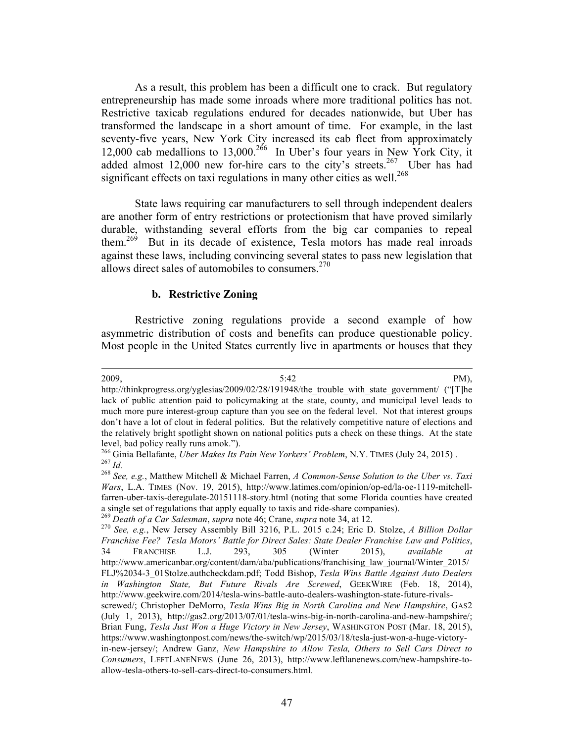As a result, this problem has been a difficult one to crack. But regulatory entrepreneurship has made some inroads where more traditional politics has not. Restrictive taxicab regulations endured for decades nationwide, but Uber has transformed the landscape in a short amount of time. For example, in the last seventy-five years, New York City increased its cab fleet from approximately 12,000 cab medallions to 13,000.[266] In Uber's four years in New York City, it added almost 12,000 new for-hire cars to the city's streets.[267] Uber has had significant effects on taxi regulations in many other cities as well.[268]

State laws requiring car manufacturers to sell through independent dealers are another form of entry restrictions or protectionism that have proved similarly durable, withstanding several efforts from the big car companies to repeal them.[269] But in its decade of existence, Tesla motors has made real inroads against these laws, including convincing several states to pass new legislation that allows direct sales of automobiles to consumers.[270]

#### b. Restrictive Zoning

Restrictive zoning regulations provide a second example of how asymmetric distribution of costs and benefits can produce questionable policy. Most people in the United States currently live in apartments or houses that they

---

2009, 5:42 PM), http://thinkprogress.org/yglesias/2009/02/28/191948/the_trouble_with_state_government/ ("[T]he lack of public attention paid to policymaking at the state, county, and municipal level leads to much more pure interest-group capture than you see on the federal level. Not that interest groups don't have a lot of clout in federal politics. But the relatively competitive nature of elections and the relatively bright spotlight shown on national politics puts a check on these things. At the state level, bad policy really runs amok.").

[266] Ginia Bellafante, *Uber Makes Its Pain New Yorkers' Problem*, N.Y. TIMES (July 24, 2015) .

[267] *Id.*

[268] *See, e.g.*, Matthew Mitchell & Michael Farren, *A Common-Sense Solution to the Uber vs. Taxi Wars*, L.A. TIMES (Nov. 19, 2015), http://www.latimes.com/opinion/op-ed/la-oe-1119-mitchell-farren-uber-taxis-deregulate-20151118-story.html (noting that some Florida counties have created a single set of regulations that apply equally to taxis and ride-share companies).

[269] *Death of a Car Salesman*, *supra* note 46; Crane, *supra* note 34, at 12.

[270] *See, e.g.*, New Jersey Assembly Bill 3216, P.L. 2015 c.24; Eric D. Stolze, *A Billion Dollar Franchise Fee? Tesla Motors' Battle for Direct Sales: State Dealer Franchise Law and Politics*, 34 FRANCHISE L.J. 293, 305 (Winter 2015), *available at* http://www.americanbar.org/content/dam/aba/publications/franchising_law_journal/Winter_2015/FLJ%2034-3_01Stolze.authcheckdam.pdf; Todd Bishop, *Tesla Wins Battle Against Auto Dealers in Washington State, But Future Rivals Are Screwed*, GEEKWIRE (Feb. 18, 2014), http://www.geekwire.com/2014/tesla-wins-battle-auto-dealers-washington-state-future-rivals-screwed/; Christopher DeMorro, *Tesla Wins Big in North Carolina and New Hampshire*, GAS2 (July 1, 2013), http://gas2.org/2013/07/01/tesla-wins-big-in-north-carolina-and-new-hampshire/; Brian Fung, *Tesla Just Won a Huge Victory in New Jersey*, WASHINGTON POST (Mar. 18, 2015), https://www.washingtonpost.com/news/the-switch/wp/2015/03/18/tesla-just-won-a-huge-victory-in-new-jersey/; Andrew Ganz, *New Hampshire to Allow Tesla, Others to Sell Cars Direct to Consumers*, LEFTLANENEWS (June 26, 2013), http://www.leftlanenews.com/new-hampshire-to-allow-tesla-others-to-sell-cars-direct-to-consumers.html.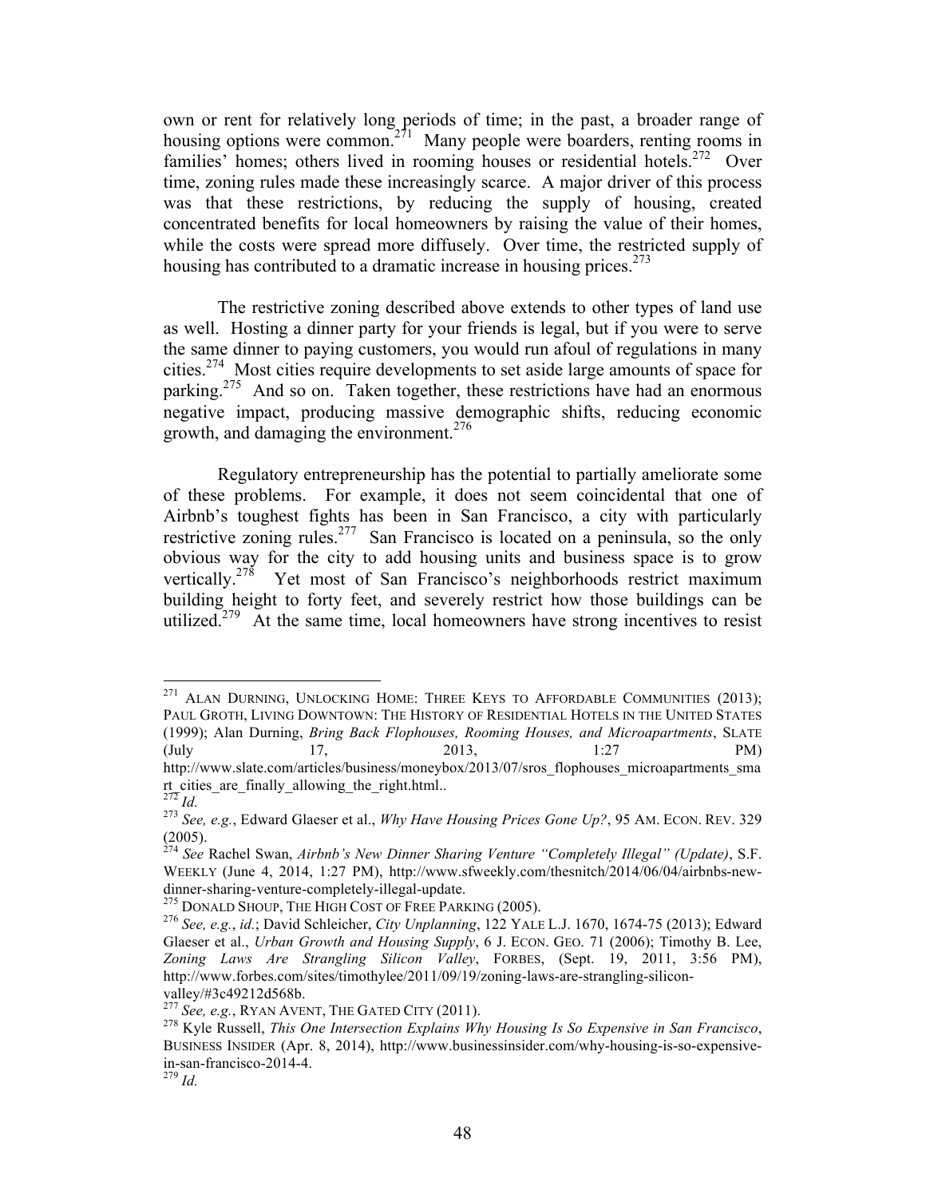own or rent for relatively long periods of time; in the past, a broader range of housing options were common.[271] Many people were boarders, renting rooms in families' homes; others lived in rooming houses or residential hotels.[272] Over time, zoning rules made these increasingly scarce. A major driver of this process was that these restrictions, by reducing the supply of housing, created concentrated benefits for local homeowners by raising the value of their homes, while the costs were spread more diffusely. Over time, the restricted supply of housing has contributed to a dramatic increase in housing prices.[273]

The restrictive zoning described above extends to other types of land use as well. Hosting a dinner party for your friends is legal, but if you were to serve the same dinner to paying customers, you would run afoul of regulations in many cities.[274] Most cities require developments to set aside large amounts of space for parking.[275] And so on. Taken together, these restrictions have had an enormous negative impact, producing massive demographic shifts, reducing economic growth, and damaging the environment.[276]

Regulatory entrepreneurship has the potential to partially ameliorate some of these problems. For example, it does not seem coincidental that one of Airbnb's toughest fights has been in San Francisco, a city with particularly restrictive zoning rules.[277] San Francisco is located on a peninsula, so the only obvious way for the city to add housing units and business space is to grow vertically.[278] Yet most of San Francisco's neighborhoods restrict maximum building height to forty feet, and severely restrict how those buildings can be utilized.[279] At the same time, local homeowners have strong incentives to resist

---

[271] ALAN DURNING, UNLOCKING HOME: THREE KEYS TO AFFORDABLE COMMUNITIES (2013); PAUL GROTH, LIVING DOWNTOWN: THE HISTORY OF RESIDENTIAL HOTELS IN THE UNITED STATES (1999); Alan Durning, *Bring Back Flophouses, Rooming Houses, and Microapartments*, SLATE (July 17, 2013, 1:27 PM) http://www.slate.com/articles/business/moneybox/2013/07/sros_flophouses_microapartments_smart_cities_are_finally_allowing_the_right.html..

[272] *Id.*

[273] *See, e.g.*, Edward Glaeser et al., *Why Have Housing Prices Gone Up?*, 95 AM. ECON. REV. 329 (2005).

[274] *See* Rachel Swan, *Airbnb's New Dinner Sharing Venture "Completely Illegal" (Update)*, S.F. WEEKLY (June 4, 2014, 1:27 PM), http://www.sfweekly.com/thesnitch/2014/06/04/airbnbs-new-dinner-sharing-venture-completely-illegal-update.

[275] DONALD SHOUP, THE HIGH COST OF FREE PARKING (2005).

[276] *See, e.g.*, *id.*; David Schleicher, *City Unplanning*, 122 YALE L.J. 1670, 1674-75 (2013); Edward Glaeser et al., *Urban Growth and Housing Supply*, 6 J. ECON. GEO. 71 (2006); Timothy B. Lee, *Zoning Laws Are Strangling Silicon Valley*, FORBES, (Sept. 19, 2011, 3:56 PM), http://www.forbes.com/sites/timothylee/2011/09/19/zoning-laws-are-strangling-silicon-valley/#3c49212d568b.

[277] *See, e.g.*, RYAN AVENT, THE GATED CITY (2011).

[278] Kyle Russell, *This One Intersection Explains Why Housing Is So Expensive in San Francisco*, BUSINESS INSIDER (Apr. 8, 2014), http://www.businessinsider.com/why-housing-is-so-expensive-in-san-francisco-2014-4.

[279] *Id.*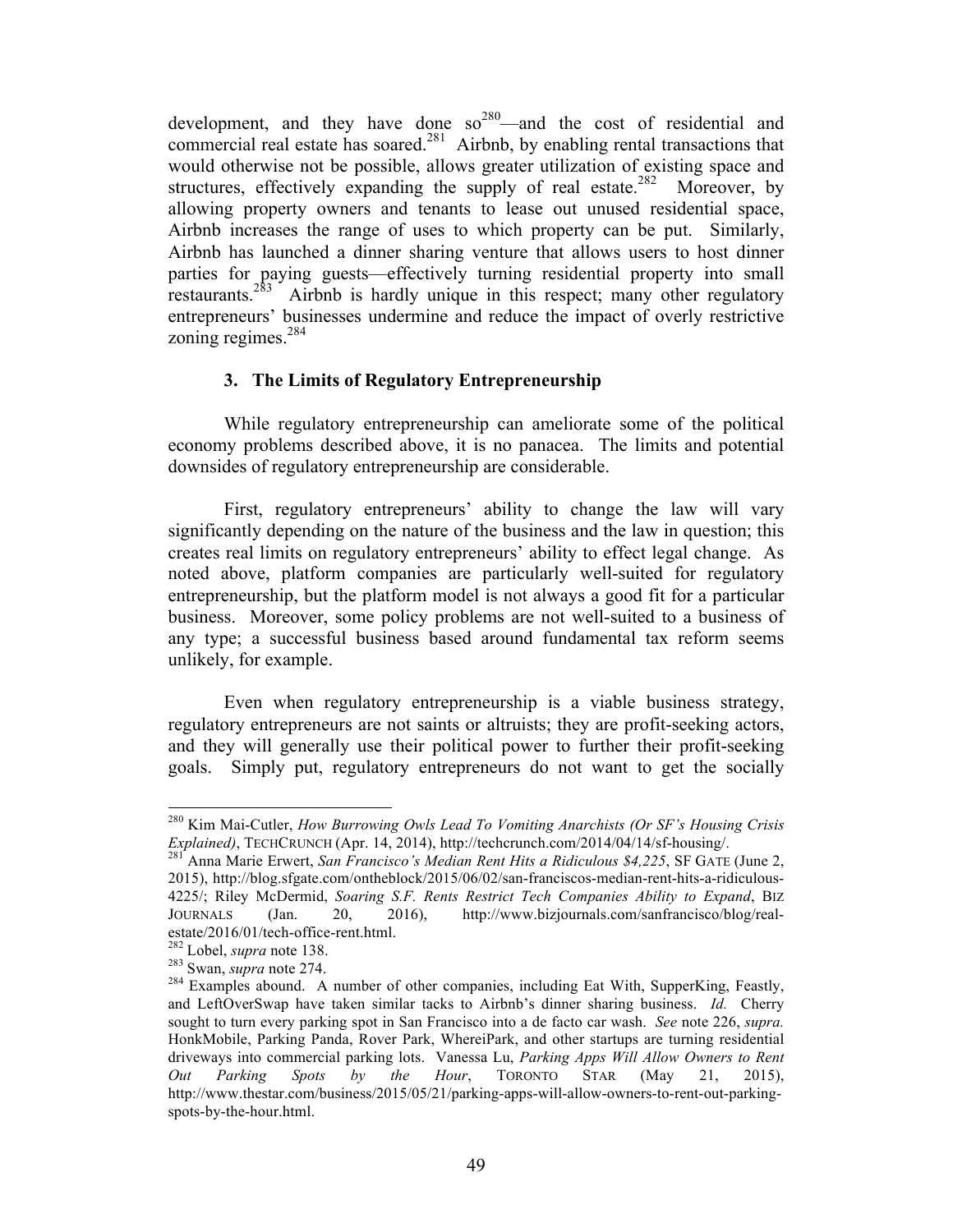development, and they have done so[280]—and the cost of residential and commercial real estate has soared.[281] Airbnb, by enabling rental transactions that would otherwise not be possible, allows greater utilization of existing space and structures, effectively expanding the supply of real estate.[282] Moreover, by allowing property owners and tenants to lease out unused residential space, Airbnb increases the range of uses to which property can be put. Similarly, Airbnb has launched a dinner sharing venture that allows users to host dinner parties for paying guests—effectively turning residential property into small restaurants.[283] Airbnb is hardly unique in this respect; many other regulatory entrepreneurs' businesses undermine and reduce the impact of overly restrictive zoning regimes.[284]

### 3. The Limits of Regulatory Entrepreneurship

While regulatory entrepreneurship can ameliorate some of the political economy problems described above, it is no panacea. The limits and potential downsides of regulatory entrepreneurship are considerable.

First, regulatory entrepreneurs' ability to change the law will vary significantly depending on the nature of the business and the law in question; this creates real limits on regulatory entrepreneurs' ability to effect legal change. As noted above, platform companies are particularly well-suited for regulatory entrepreneurship, but the platform model is not always a good fit for a particular business. Moreover, some policy problems are not well-suited to a business of any type; a successful business based around fundamental tax reform seems unlikely, for example.

Even when regulatory entrepreneurship is a viable business strategy, regulatory entrepreneurs are not saints or altruists; they are profit-seeking actors, and they will generally use their political power to further their profit-seeking goals. Simply put, regulatory entrepreneurs do not want to get the socially

---

[280] Kim Mai-Cutler, *How Burrowing Owls Lead To Vomiting Anarchists (Or SF's Housing Crisis Explained)*, TECHCRUNCH (Apr. 14, 2014), http://techcrunch.com/2014/04/14/sf-housing/.

[281] Anna Marie Erwert, *San Francisco's Median Rent Hits a Ridiculous $4,225*, SF GATE (June 2, 2015), http://blog.sfgate.com/ontheblock/2015/06/02/san-franciscos-median-rent-hits-a-ridiculous-4225/; Riley McDermid, *Soaring S.F. Rents Restrict Tech Companies Ability to Expand*, BIZ JOURNALS (Jan. 20, 2016), http://www.bizjournals.com/sanfrancisco/blog/real-estate/2016/01/tech-office-rent.html.

[282] Lobel, *supra* note 138.

[283] Swan, *supra* note 274.

[284] Examples abound. A number of other companies, including Eat With, SupperKing, Feastly, and LeftOverSwap have taken similar tacks to Airbnb's dinner sharing business. *Id.* Cherry sought to turn every parking spot in San Francisco into a de facto car wash. *See* note 226, *supra.* HonkMobile, Parking Panda, Rover Park, WhereiPark, and other startups are turning residential driveways into commercial parking lots. Vanessa Lu, *Parking Apps Will Allow Owners to Rent Out Parking Spots by the Hour*, TORONTO STAR (May 21, 2015), http://www.thestar.com/business/2015/05/21/parking-apps-will-allow-owners-to-rent-out-parking-spots-by-the-hour.html.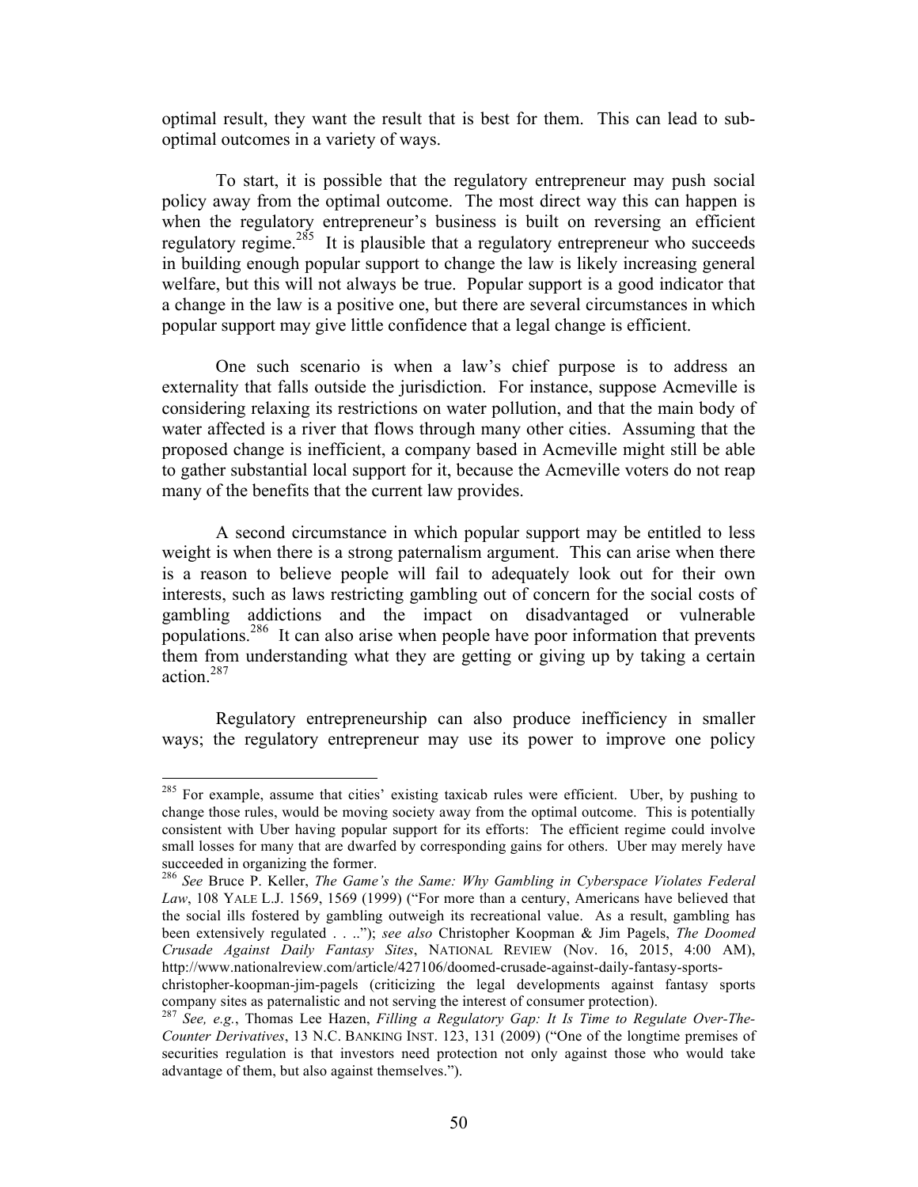optimal result, they want the result that is best for them. This can lead to sub-optimal outcomes in a variety of ways.

To start, it is possible that the regulatory entrepreneur may push social policy away from the optimal outcome. The most direct way this can happen is when the regulatory entrepreneur's business is built on reversing an efficient regulatory regime.[285] It is plausible that a regulatory entrepreneur who succeeds in building enough popular support to change the law is likely increasing general welfare, but this will not always be true. Popular support is a good indicator that a change in the law is a positive one, but there are several circumstances in which popular support may give little confidence that a legal change is efficient.

One such scenario is when a law's chief purpose is to address an externality that falls outside the jurisdiction. For instance, suppose Acmeville is considering relaxing its restrictions on water pollution, and that the main body of water affected is a river that flows through many other cities. Assuming that the proposed change is inefficient, a company based in Acmeville might still be able to gather substantial local support for it, because the Acmeville voters do not reap many of the benefits that the current law provides.

A second circumstance in which popular support may be entitled to less weight is when there is a strong paternalism argument. This can arise when there is a reason to believe people will fail to adequately look out for their own interests, such as laws restricting gambling out of concern for the social costs of gambling addictions and the impact on disadvantaged or vulnerable populations.[286] It can also arise when people have poor information that prevents them from understanding what they are getting or giving up by taking a certain action.[287]

Regulatory entrepreneurship can also produce inefficiency in smaller ways; the regulatory entrepreneur may use its power to improve one policy

---

[285] For example, assume that cities' existing taxicab rules were efficient. Uber, by pushing to change those rules, would be moving society away from the optimal outcome. This is potentially consistent with Uber having popular support for its efforts: The efficient regime could involve small losses for many that are dwarfed by corresponding gains for others. Uber may merely have succeeded in organizing the former.

[286] *See* Bruce P. Keller, *The Game's the Same: Why Gambling in Cyberspace Violates Federal Law*, 108 YALE L.J. 1569, 1569 (1999) ("For more than a century, Americans have believed that the social ills fostered by gambling outweigh its recreational value. As a result, gambling has been extensively regulated . . .."); *see also* Christopher Koopman & Jim Pagels, *The Doomed Crusade Against Daily Fantasy Sites*, NATIONAL REVIEW (Nov. 16, 2015, 4:00 AM), http://www.nationalreview.com/article/427106/doomed-crusade-against-daily-fantasy-sports-christopher-koopman-jim-pagels (criticizing the legal developments against fantasy sports company sites as paternalistic and not serving the interest of consumer protection).

[287] *See, e.g.*, Thomas Lee Hazen, *Filling a Regulatory Gap: It Is Time to Regulate Over-The-Counter Derivatives*, 13 N.C. BANKING INST. 123, 131 (2009) ("One of the longtime premises of securities regulation is that investors need protection not only against those who would take advantage of them, but also against themselves.").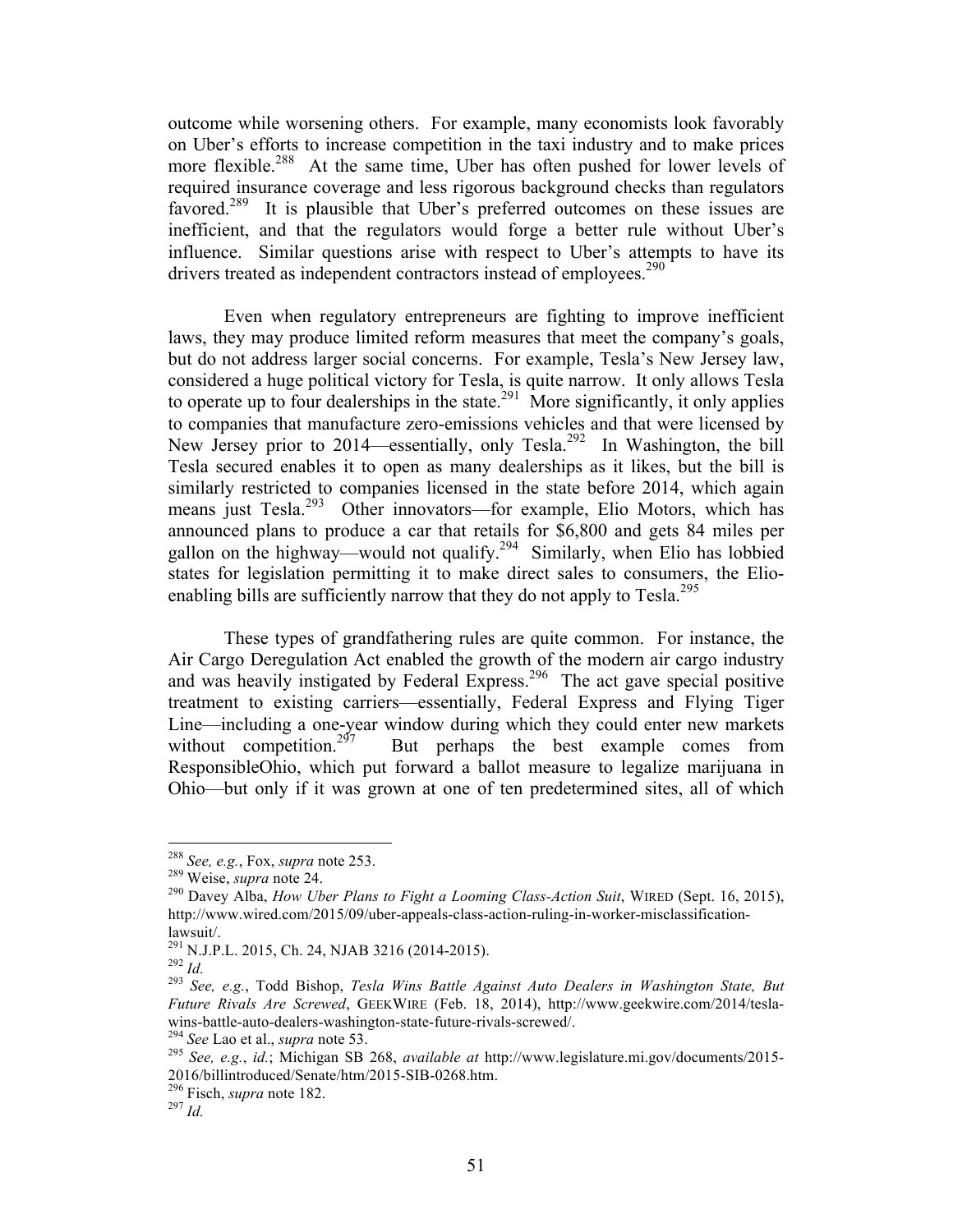outcome while worsening others. For example, many economists look favorably on Uber's efforts to increase competition in the taxi industry and to make prices more flexible.[288] At the same time, Uber has often pushed for lower levels of required insurance coverage and less rigorous background checks than regulators favored.[289] It is plausible that Uber's preferred outcomes on these issues are inefficient, and that the regulators would forge a better rule without Uber's influence. Similar questions arise with respect to Uber's attempts to have its drivers treated as independent contractors instead of employees.[290]

Even when regulatory entrepreneurs are fighting to improve inefficient laws, they may produce limited reform measures that meet the company's goals, but do not address larger social concerns. For example, Tesla's New Jersey law, considered a huge political victory for Tesla, is quite narrow. It only allows Tesla to operate up to four dealerships in the state.[291] More significantly, it only applies to companies that manufacture zero-emissions vehicles and that were licensed by New Jersey prior to 2014—essentially, only Tesla.[292] In Washington, the bill Tesla secured enables it to open as many dealerships as it likes, but the bill is similarly restricted to companies licensed in the state before 2014, which again means just Tesla.[293] Other innovators—for example, Elio Motors, which has announced plans to produce a car that retails for $6,800 and gets 84 miles per gallon on the highway—would not qualify.[294] Similarly, when Elio has lobbied states for legislation permitting it to make direct sales to consumers, the Elio-enabling bills are sufficiently narrow that they do not apply to Tesla.[295]

These types of grandfathering rules are quite common. For instance, the Air Cargo Deregulation Act enabled the growth of the modern air cargo industry and was heavily instigated by Federal Express.[296] The act gave special positive treatment to existing carriers—essentially, Federal Express and Flying Tiger Line—including a one-year window during which they could enter new markets without competition.[297] But perhaps the best example comes from ResponsibleOhio, which put forward a ballot measure to legalize marijuana in Ohio—but only if it was grown at one of ten predetermined sites, all of which

---

[288] *See, e.g.*, Fox, *supra* note 253.

[289] Weise, *supra* note 24.

[290] Davey Alba, *How Uber Plans to Fight a Looming Class-Action Suit*, WIRED (Sept. 16, 2015), http://www.wired.com/2015/09/uber-appeals-class-action-ruling-in-worker-misclassification-lawsuit/.

[291] N.J.P.L. 2015, Ch. 24, NJAB 3216 (2014-2015).

[292] *Id.*

[293] *See, e.g.*, Todd Bishop, *Tesla Wins Battle Against Auto Dealers in Washington State, But Future Rivals Are Screwed*, GEEKWIRE (Feb. 18, 2014), http://www.geekwire.com/2014/tesla-wins-battle-auto-dealers-washington-state-future-rivals-screwed/.

[294] *See* Lao et al., *supra* note 53.

[295] *See, e.g.*, *id.*; Michigan SB 268, *available at* http://www.legislature.mi.gov/documents/2015-2016/billintroduced/Senate/htm/2015-SIB-0268.htm.

[296] Fisch, *supra* note 182.

[297] *Id.*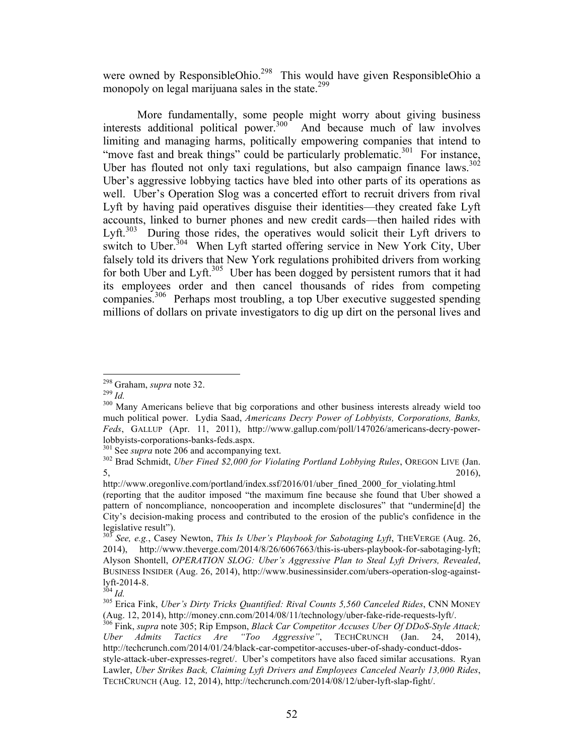were owned by ResponsibleOhio.[298] This would have given ResponsibleOhio a monopoly on legal marijuana sales in the state.[299]

More fundamentally, some people might worry about giving business interests additional political power.[300] And because much of law involves limiting and managing harms, politically empowering companies that intend to "move fast and break things" could be particularly problematic.[301] For instance, Uber has flouted not only taxi regulations, but also campaign finance laws.[302] Uber's aggressive lobbying tactics have bled into other parts of its operations as well. Uber's Operation Slog was a concerted effort to recruit drivers from rival Lyft by having paid operatives disguise their identities—they created fake Lyft accounts, linked to burner phones and new credit cards—then hailed rides with Lyft.[303] During those rides, the operatives would solicit their Lyft drivers to switch to Uber.[304] When Lyft started offering service in New York City, Uber falsely told its drivers that New York regulations prohibited drivers from working for both Uber and Lyft.[305] Uber has been dogged by persistent rumors that it had its employees order and then cancel thousands of rides from competing companies.[306] Perhaps most troubling, a top Uber executive suggested spending millions of dollars on private investigators to dig up dirt on the personal lives and

---

[298] Graham, *supra* note 32.

[299] *Id.*

[300] Many Americans believe that big corporations and other business interests already wield too much political power. Lydia Saad, *Americans Decry Power of Lobbyists, Corporations, Banks, Feds*, GALLUP (Apr. 11, 2011), http://www.gallup.com/poll/147026/americans-decry-power-lobbyists-corporations-banks-feds.aspx.

[301] See *supra* note 206 and accompanying text.

[302] Brad Schmidt, *Uber Fined $2,000 for Violating Portland Lobbying Rules*, OREGON LIVE (Jan. 5, 2016), http://www.oregonlive.com/portland/index.ssf/2016/01/uber_fined_2000_for_violating.html (reporting that the auditor imposed "the maximum fine because she found that Uber showed a pattern of noncompliance, noncooperation and incomplete disclosures" that "undermine[d] the City's decision-making process and contributed to the erosion of the public's confidence in the legislative result").

[303] *See, e.g.*, Casey Newton, *This Is Uber's Playbook for Sabotaging Lyft*, THEVERGE (Aug. 26, 2014), http://www.theverge.com/2014/8/26/6067663/this-is-ubers-playbook-for-sabotaging-lyft; Alyson Shontell, *OPERATION SLOG: Uber's Aggressive Plan to Steal Lyft Drivers, Revealed*, BUSINESS INSIDER (Aug. 26, 2014), http://www.businessinsider.com/ubers-operation-slog-against-lyft-2014-8.

[304] *Id.*

[305] Erica Fink, *Uber's Dirty Tricks Quantified: Rival Counts 5,560 Canceled Rides*, CNN MONEY (Aug. 12, 2014), http://money.cnn.com/2014/08/11/technology/uber-fake-ride-requests-lyft/.

[306] Fink, *supra* note 305; Rip Empson, *Black Car Competitor Accuses Uber Of DDoS-Style Attack; Uber Admits Tactics Are "Too Aggressive"*, TECHCRUNCH (Jan. 24, 2014), http://techcrunch.com/2014/01/24/black-car-competitor-accuses-uber-of-shady-conduct-ddos-style-attack-uber-expresses-regret/. Uber's competitors have also faced similar accusations. Ryan Lawler, *Uber Strikes Back, Claiming Lyft Drivers and Employees Canceled Nearly 13,000 Rides*, TECHCRUNCH (Aug. 12, 2014), http://techcrunch.com/2014/08/12/uber-lyft-slap-fight/.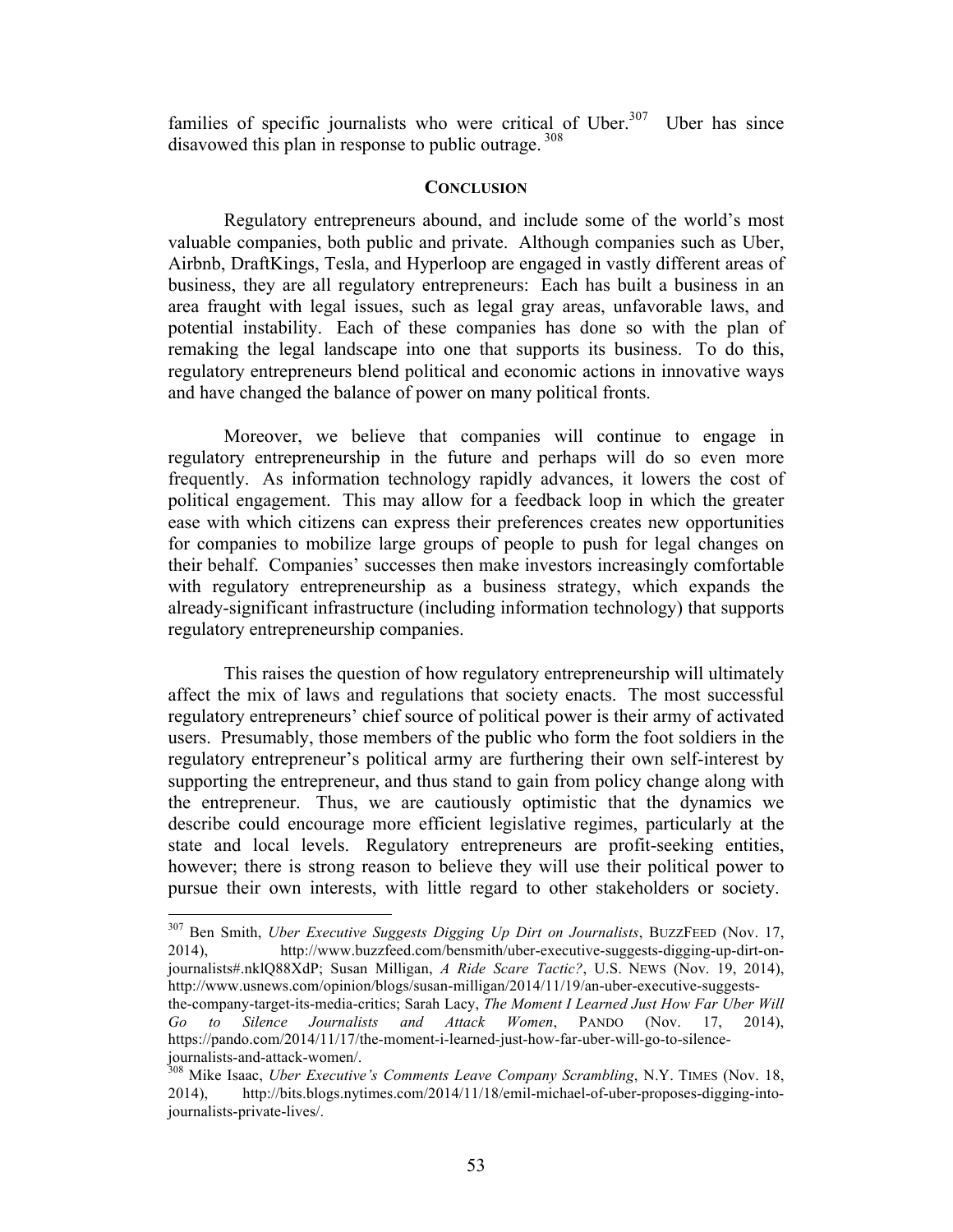families of specific journalists who were critical of Uber.[307] Uber has since disavowed this plan in response to public outrage.[308]

## CONCLUSION

Regulatory entrepreneurs abound, and include some of the world's most valuable companies, both public and private. Although companies such as Uber, Airbnb, DraftKings, Tesla, and Hyperloop are engaged in vastly different areas of business, they are all regulatory entrepreneurs: Each has built a business in an area fraught with legal issues, such as legal gray areas, unfavorable laws, and potential instability. Each of these companies has done so with the plan of remaking the legal landscape into one that supports its business. To do this, regulatory entrepreneurs blend political and economic actions in innovative ways and have changed the balance of power on many political fronts.

Moreover, we believe that companies will continue to engage in regulatory entrepreneurship in the future and perhaps will do so even more frequently. As information technology rapidly advances, it lowers the cost of political engagement. This may allow for a feedback loop in which the greater ease with which citizens can express their preferences creates new opportunities for companies to mobilize large groups of people to push for legal changes on their behalf. Companies' successes then make investors increasingly comfortable with regulatory entrepreneurship as a business strategy, which expands the already-significant infrastructure (including information technology) that supports regulatory entrepreneurship companies.

This raises the question of how regulatory entrepreneurship will ultimately affect the mix of laws and regulations that society enacts. The most successful regulatory entrepreneurs' chief source of political power is their army of activated users. Presumably, those members of the public who form the foot soldiers in the regulatory entrepreneur's political army are furthering their own self-interest by supporting the entrepreneur, and thus stand to gain from policy change along with the entrepreneur. Thus, we are cautiously optimistic that the dynamics we describe could encourage more efficient legislative regimes, particularly at the state and local levels. Regulatory entrepreneurs are profit-seeking entities, however; there is strong reason to believe they will use their political power to pursue their own interests, with little regard to other stakeholders or society.

---

[307] Ben Smith, *Uber Executive Suggests Digging Up Dirt on Journalists*, BUZZFEED (Nov. 17, 2014), http://www.buzzfeed.com/bensmith/uber-executive-suggests-digging-up-dirt-on-journalists#.nklQ88XdP; Susan Milligan, *A Ride Scare Tactic?*, U.S. NEWS (Nov. 19, 2014), http://www.usnews.com/opinion/blogs/susan-milligan/2014/11/19/an-uber-executive-suggests-the-company-target-its-media-critics; Sarah Lacy, *The Moment I Learned Just How Far Uber Will Go to Silence Journalists and Attack Women*, PANDO (Nov. 17, 2014), https://pando.com/2014/11/17/the-moment-i-learned-just-how-far-uber-will-go-to-silence-journalists-and-attack-women/.

[308] Mike Isaac, *Uber Executive's Comments Leave Company Scrambling*, N.Y. TIMES (Nov. 18, 2014), http://bits.blogs.nytimes.com/2014/11/18/emil-michael-of-uber-proposes-digging-into-journalists-private-lives/.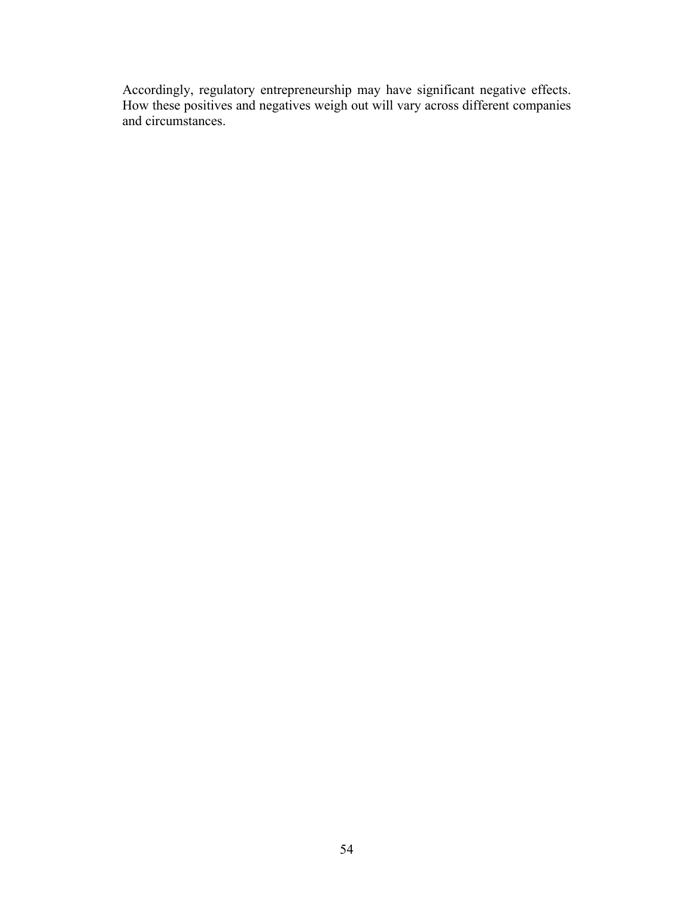Accordingly, regulatory entrepreneurship may have significant negative effects. How these positives and negatives weigh out will vary across different companies and circumstances.